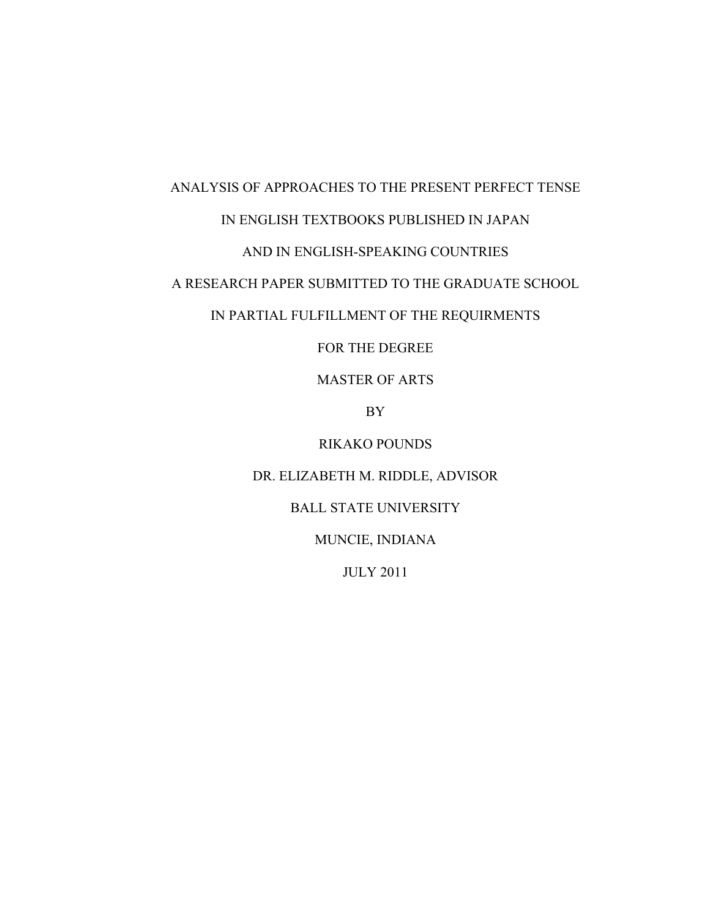# ANALYSIS OF APPROACHES TO THE PRESENT PERFECT TENSE IN ENGLISH TEXTBOOKS PUBLISHED IN JAPAN AND IN ENGLISH-SPEAKING COUNTRIES

A RESEARCH PAPER SUBMITTED TO THE GRADUATE SCHOOL

IN PARTIAL FULFILLMENT OF THE REQUIRMENTS

FOR THE DEGREE

MASTER OF ARTS

BY

RIKAKO POUNDS

DR. ELIZABETH M. RIDDLE, ADVISOR

BALL STATE UNIVERSITY

MUNCIE, INDIANA

JULY 2011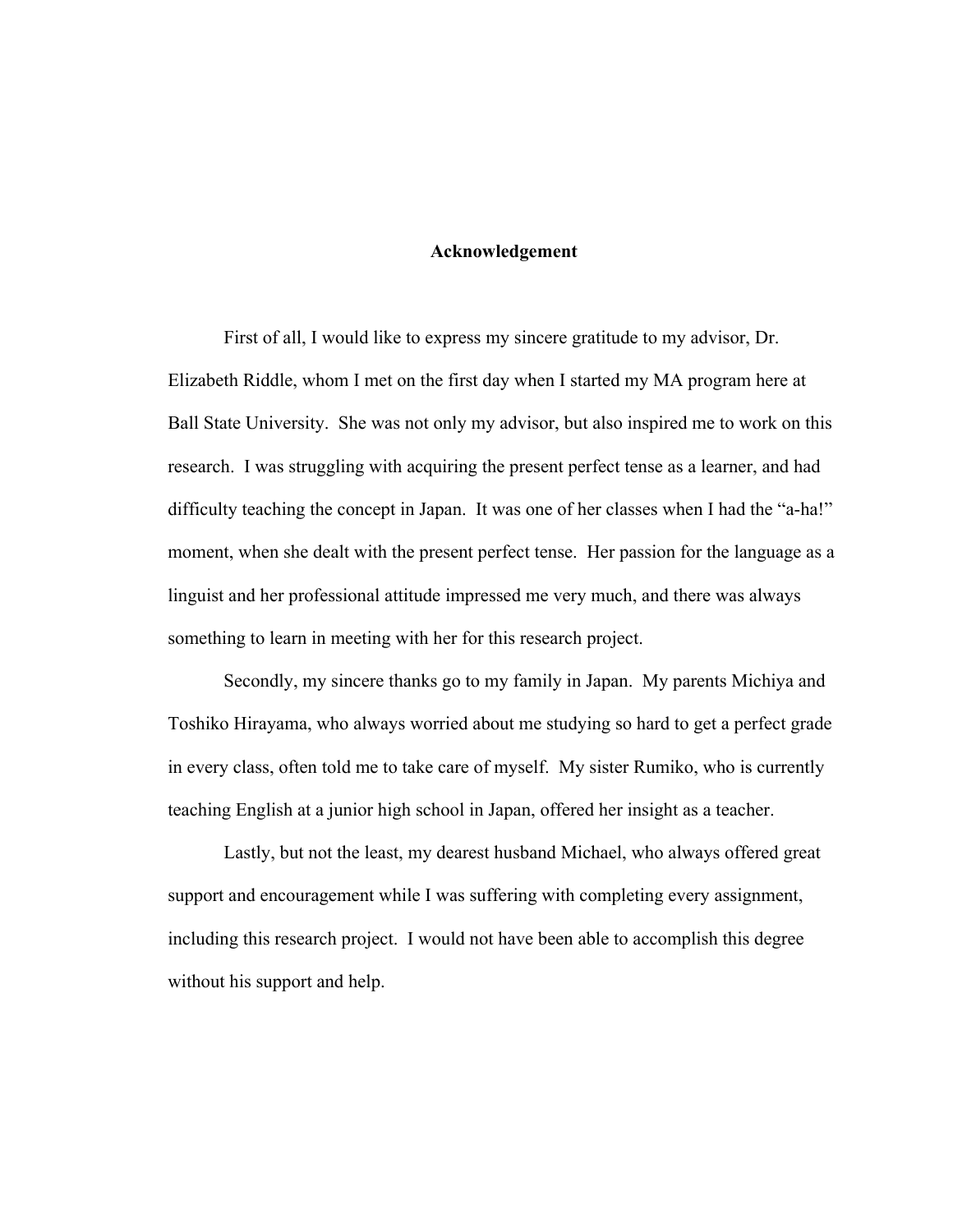# Acknowledgement

First of all, I would like to express my sincere gratitude to my advisor, Dr. Elizabeth Riddle, whom I met on the first day when I started my MA program here at Ball State University. She was not only my advisor, but also inspired me to work on this research. I was struggling with acquiring the present perfect tense as a learner, and had difficulty teaching the concept in Japan. It was one of her classes when I had the "a-ha!" moment, when she dealt with the present perfect tense. Her passion for the language as a linguist and her professional attitude impressed me very much, and there was always something to learn in meeting with her for this research project.

Secondly, my sincere thanks go to my family in Japan. My parents Michiya and Toshiko Hirayama, who always worried about me studying so hard to get a perfect grade in every class, often told me to take care of myself. My sister Rumiko, who is currently teaching English at a junior high school in Japan, offered her insight as a teacher.

Lastly, but not the least, my dearest husband Michael, who always offered great support and encouragement while I was suffering with completing every assignment, including this research project. I would not have been able to accomplish this degree without his support and help.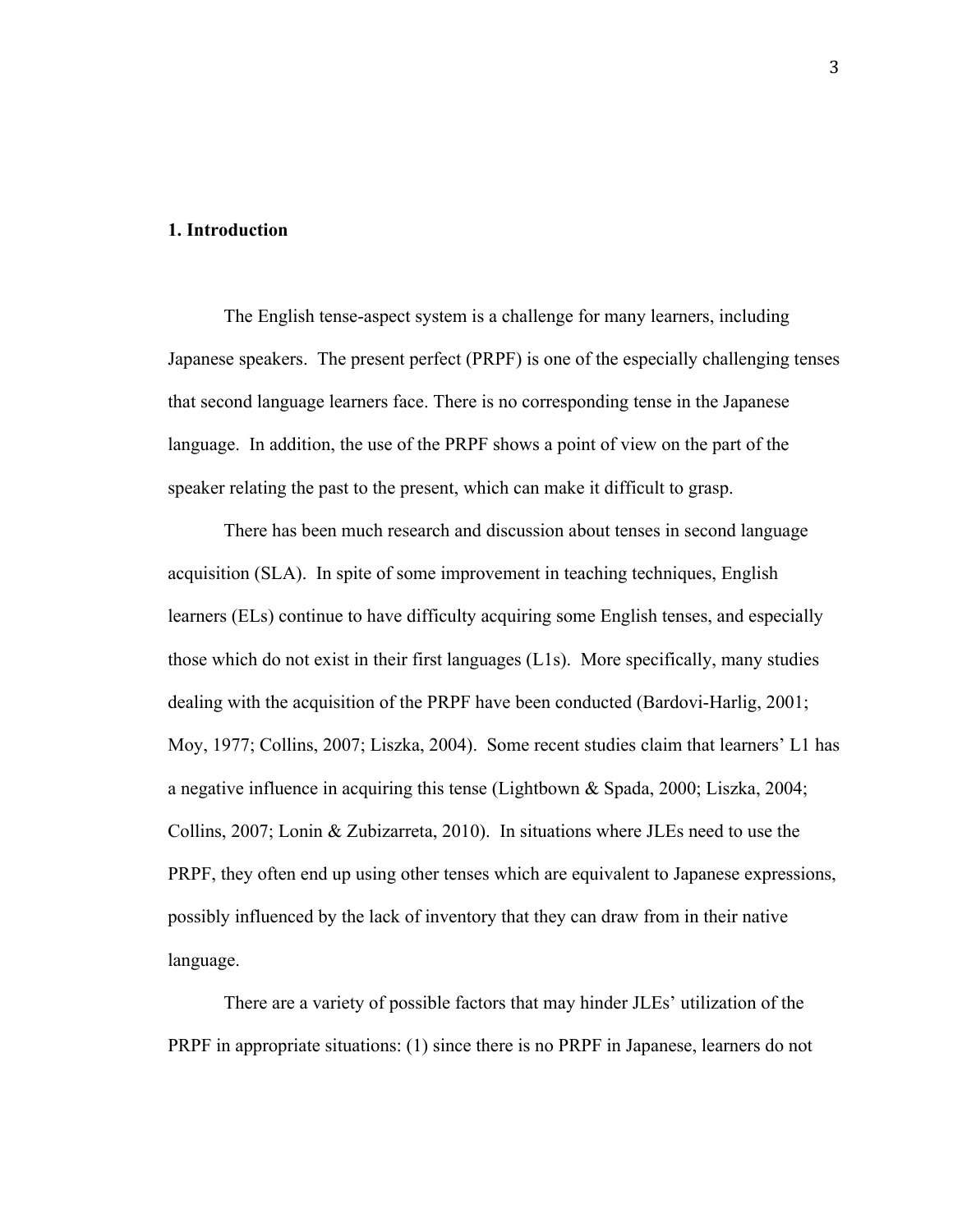## 1. Introduction

The English tense-aspect system is a challenge for many learners, including Japanese speakers. The present perfect (PRPF) is one of the especially challenging tenses that second language learners face. There is no corresponding tense in the Japanese language. In addition, the use of the PRPF shows a point of view on the part of the speaker relating the past to the present, which can make it difficult to grasp.

There has been much research and discussion about tenses in second language acquisition (SLA). In spite of some improvement in teaching techniques, English learners (ELs) continue to have difficulty acquiring some English tenses, and especially those which do not exist in their first languages (L1s). More specifically, many studies dealing with the acquisition of the PRPF have been conducted (Bardovi-Harlig, 2001; Moy, 1977; Collins, 2007; Liszka, 2004). Some recent studies claim that learners' L1 has a negative influence in acquiring this tense (Lightbown & Spada, 2000; Liszka, 2004; Collins, 2007; Lonin & Zubizarreta, 2010). In situations where JLEs need to use the PRPF, they often end up using other tenses which are equivalent to Japanese expressions, possibly influenced by the lack of inventory that they can draw from in their native language.

There are a variety of possible factors that may hinder JLEs' utilization of the PRPF in appropriate situations: (1) since there is no PRPF in Japanese, learners do not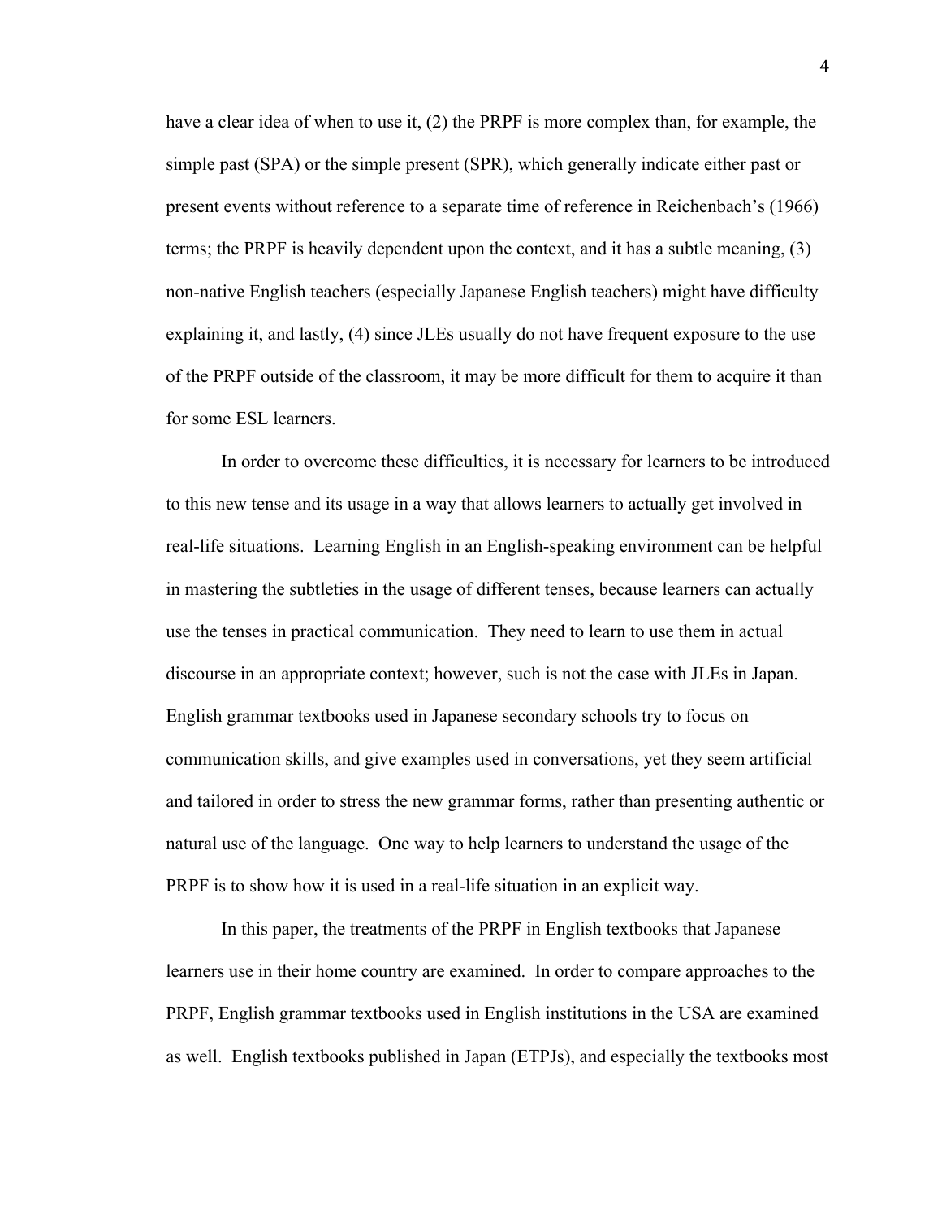have a clear idea of when to use it, (2) the PRPF is more complex than, for example, the simple past (SPA) or the simple present (SPR), which generally indicate either past or present events without reference to a separate time of reference in Reichenbach's (1966) terms; the PRPF is heavily dependent upon the context, and it has a subtle meaning, (3) non-native English teachers (especially Japanese English teachers) might have difficulty explaining it, and lastly, (4) since JLEs usually do not have frequent exposure to the use of the PRPF outside of the classroom, it may be more difficult for them to acquire it than for some ESL learners.

In order to overcome these difficulties, it is necessary for learners to be introduced to this new tense and its usage in a way that allows learners to actually get involved in real-life situations. Learning English in an English-speaking environment can be helpful in mastering the subtleties in the usage of different tenses, because learners can actually use the tenses in practical communication. They need to learn to use them in actual discourse in an appropriate context; however, such is not the case with JLEs in Japan. English grammar textbooks used in Japanese secondary schools try to focus on communication skills, and give examples used in conversations, yet they seem artificial and tailored in order to stress the new grammar forms, rather than presenting authentic or natural use of the language. One way to help learners to understand the usage of the PRPF is to show how it is used in a real-life situation in an explicit way.

In this paper, the treatments of the PRPF in English textbooks that Japanese learners use in their home country are examined. In order to compare approaches to the PRPF, English grammar textbooks used in English institutions in the USA are examined as well. English textbooks published in Japan (ETPJs), and especially the textbooks most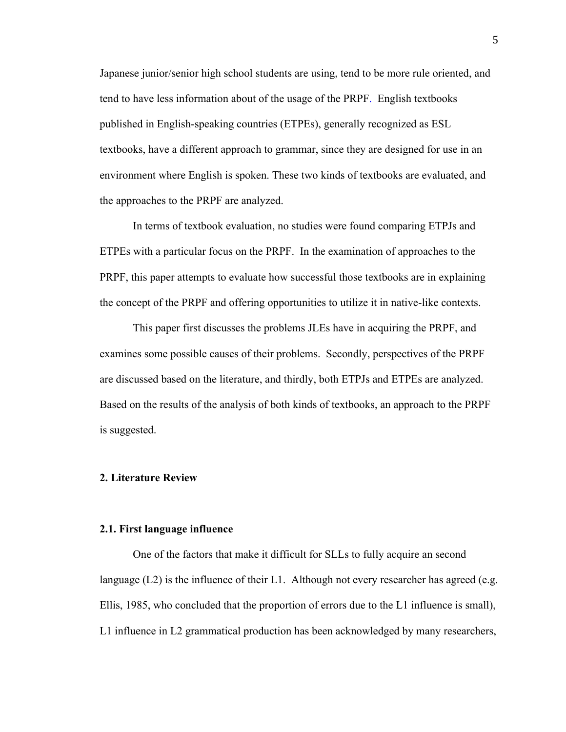Japanese junior/senior high school students are using, tend to be more rule oriented, and tend to have less information about of the usage of the PRPF. English textbooks published in English-speaking countries (ETPEs), generally recognized as ESL textbooks, have a different approach to grammar, since they are designed for use in an environment where English is spoken. These two kinds of textbooks are evaluated, and the approaches to the PRPF are analyzed.

In terms of textbook evaluation, no studies were found comparing ETPJs and ETPEs with a particular focus on the PRPF. In the examination of approaches to the PRPF, this paper attempts to evaluate how successful those textbooks are in explaining the concept of the PRPF and offering opportunities to utilize it in native-like contexts.

This paper first discusses the problems JLEs have in acquiring the PRPF, and examines some possible causes of their problems. Secondly, perspectives of the PRPF are discussed based on the literature, and thirdly, both ETPJs and ETPEs are analyzed. Based on the results of the analysis of both kinds of textbooks, an approach to the PRPF is suggested.

## 2. Literature Review

### 2.1. First language influence

One of the factors that make it difficult for SLLs to fully acquire an second language (L2) is the influence of their L1. Although not every researcher has agreed (e.g. Ellis, 1985, who concluded that the proportion of errors due to the L1 influence is small), L1 influence in L2 grammatical production has been acknowledged by many researchers,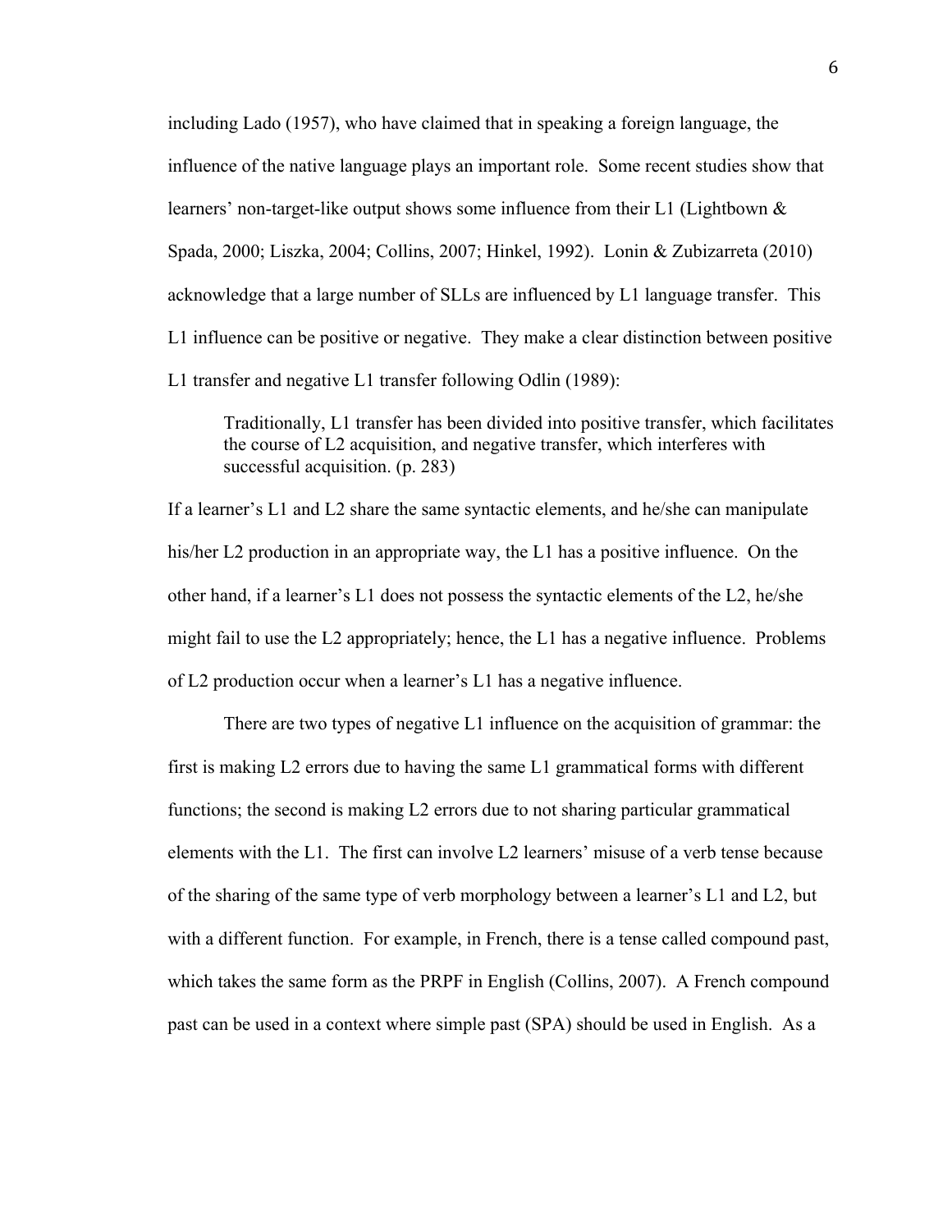including Lado (1957), who have claimed that in speaking a foreign language, the influence of the native language plays an important role. Some recent studies show that learners' non-target-like output shows some influence from their L1 (Lightbown & Spada, 2000; Liszka, 2004; Collins, 2007; Hinkel, 1992). Lonin & Zubizarreta (2010) acknowledge that a large number of SLLs are influenced by L1 language transfer. This L1 influence can be positive or negative. They make a clear distinction between positive L1 transfer and negative L1 transfer following Odlin (1989):

> Traditionally, L1 transfer has been divided into positive transfer, which facilitates the course of L2 acquisition, and negative transfer, which interferes with successful acquisition. (p. 283)

If a learner's L1 and L2 share the same syntactic elements, and he/she can manipulate his/her L2 production in an appropriate way, the L1 has a positive influence. On the other hand, if a learner's L1 does not possess the syntactic elements of the L2, he/she might fail to use the L2 appropriately; hence, the L1 has a negative influence. Problems of L2 production occur when a learner's L1 has a negative influence.

There are two types of negative L1 influence on the acquisition of grammar: the first is making L2 errors due to having the same L1 grammatical forms with different functions; the second is making L2 errors due to not sharing particular grammatical elements with the L1. The first can involve L2 learners' misuse of a verb tense because of the sharing of the same type of verb morphology between a learner's L1 and L2, but with a different function. For example, in French, there is a tense called compound past, which takes the same form as the PRPF in English (Collins, 2007). A French compound past can be used in a context where simple past (SPA) should be used in English. As a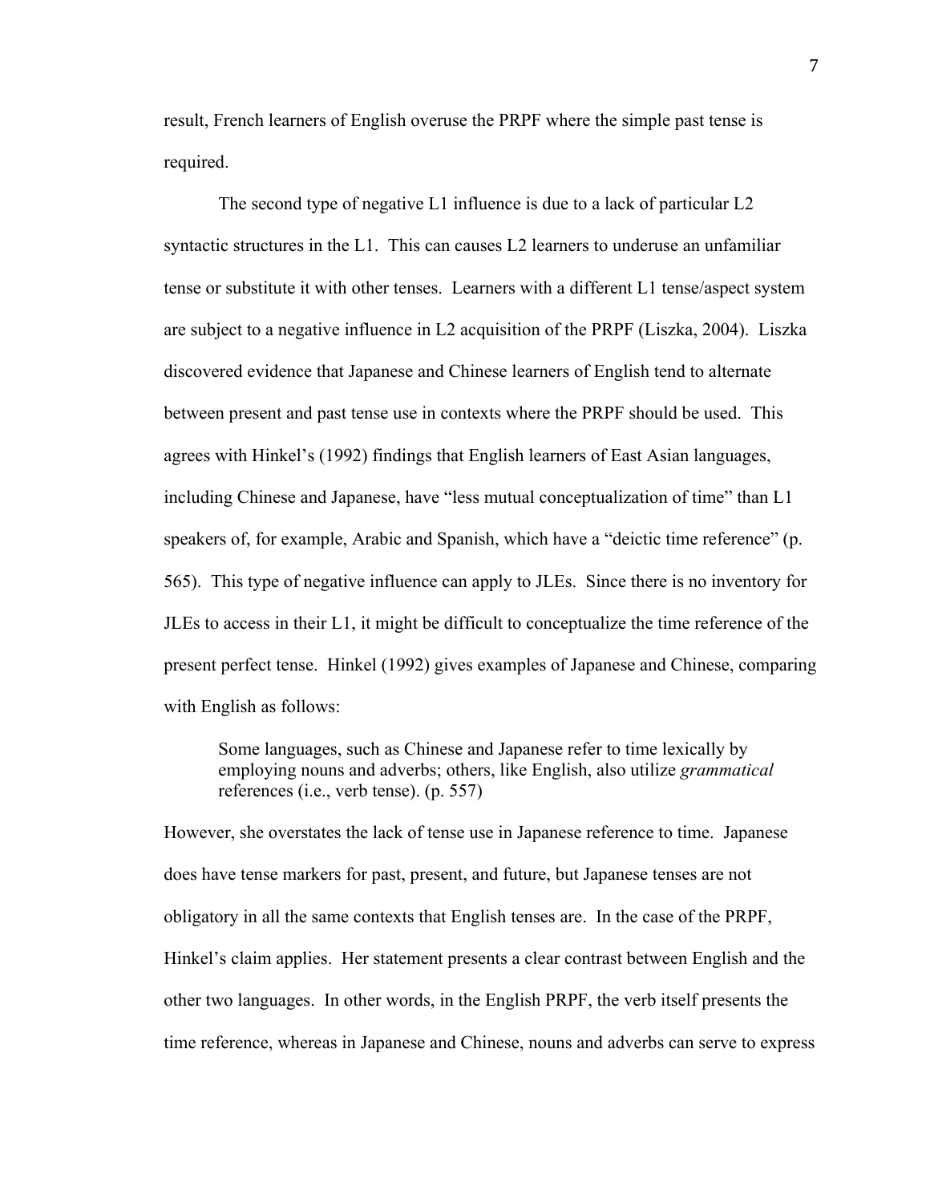result, French learners of English overuse the PRPF where the simple past tense is required.

The second type of negative L1 influence is due to a lack of particular L2 syntactic structures in the L1. This can causes L2 learners to underuse an unfamiliar tense or substitute it with other tenses. Learners with a different L1 tense/aspect system are subject to a negative influence in L2 acquisition of the PRPF (Liszka, 2004). Liszka discovered evidence that Japanese and Chinese learners of English tend to alternate between present and past tense use in contexts where the PRPF should be used. This agrees with Hinkel's (1992) findings that English learners of East Asian languages, including Chinese and Japanese, have "less mutual conceptualization of time" than L1 speakers of, for example, Arabic and Spanish, which have a "deictic time reference" (p. 565). This type of negative influence can apply to JLEs. Since there is no inventory for JLEs to access in their L1, it might be difficult to conceptualize the time reference of the present perfect tense. Hinkel (1992) gives examples of Japanese and Chinese, comparing with English as follows:

> Some languages, such as Chinese and Japanese refer to time lexically by employing nouns and adverbs; others, like English, also utilize *grammatical* references (i.e., verb tense). (p. 557)

However, she overstates the lack of tense use in Japanese reference to time. Japanese does have tense markers for past, present, and future, but Japanese tenses are not obligatory in all the same contexts that English tenses are. In the case of the PRPF, Hinkel's claim applies. Her statement presents a clear contrast between English and the other two languages. In other words, in the English PRPF, the verb itself presents the time reference, whereas in Japanese and Chinese, nouns and adverbs can serve to express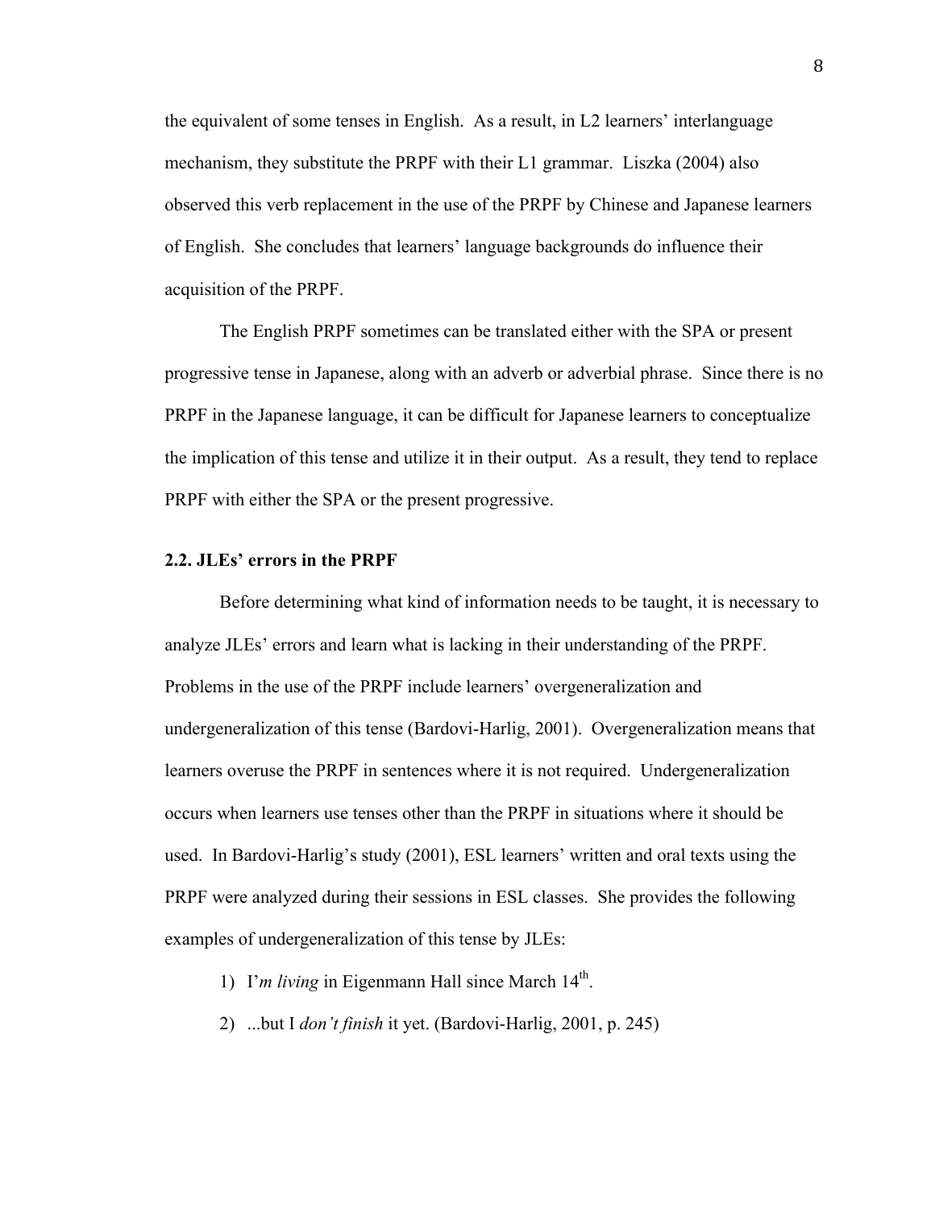the equivalent of some tenses in English. As a result, in L2 learners' interlanguage mechanism, they substitute the PRPF with their L1 grammar. Liszka (2004) also observed this verb replacement in the use of the PRPF by Chinese and Japanese learners of English. She concludes that learners' language backgrounds do influence their acquisition of the PRPF.

The English PRPF sometimes can be translated either with the SPA or present progressive tense in Japanese, along with an adverb or adverbial phrase. Since there is no PRPF in the Japanese language, it can be difficult for Japanese learners to conceptualize the implication of this tense and utilize it in their output. As a result, they tend to replace PRPF with either the SPA or the present progressive.

### 2.2. JLEs' errors in the PRPF

Before determining what kind of information needs to be taught, it is necessary to analyze JLEs' errors and learn what is lacking in their understanding of the PRPF. Problems in the use of the PRPF include learners' overgeneralization and undergeneralization of this tense (Bardovi-Harlig, 2001). Overgeneralization means that learners overuse the PRPF in sentences where it is not required. Undergeneralization occurs when learners use tenses other than the PRPF in situations where it should be used. In Bardovi-Harlig's study (2001), ESL learners' written and oral texts using the PRPF were analyzed during their sessions in ESL classes. She provides the following examples of undergeneralization of this tense by JLEs:

1) I'*m living* in Eigenmann Hall since March 14th.
2) ...but I *don't finish* it yet. (Bardovi-Harlig, 2001, p. 245)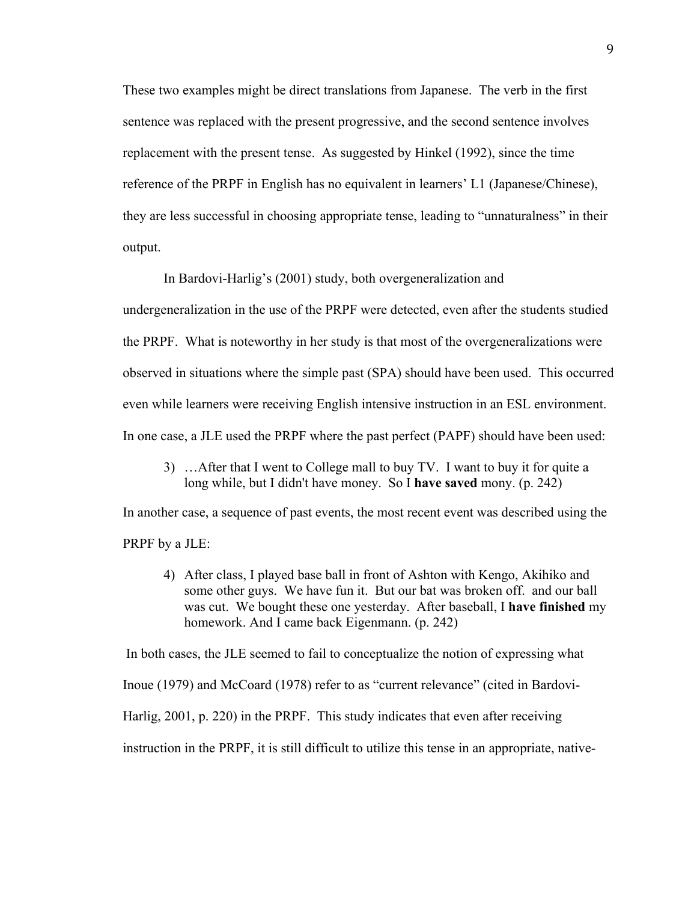These two examples might be direct translations from Japanese. The verb in the first sentence was replaced with the present progressive, and the second sentence involves replacement with the present tense. As suggested by Hinkel (1992), since the time reference of the PRPF in English has no equivalent in learners' L1 (Japanese/Chinese), they are less successful in choosing appropriate tense, leading to "unnaturalness" in their output.

In Bardovi-Harlig's (2001) study, both overgeneralization and undergeneralization in the use of the PRPF were detected, even after the students studied the PRPF. What is noteworthy in her study is that most of the overgeneralizations were observed in situations where the simple past (SPA) should have been used. This occurred even while learners were receiving English intensive instruction in an ESL environment. In one case, a JLE used the PRPF where the past perfect (PAPF) should have been used:

3) …After that I went to College mall to buy TV. I want to buy it for quite a long while, but I didn't have money. So I **have saved** mony. (p. 242)

In another case, a sequence of past events, the most recent event was described using the PRPF by a JLE:

4) After class, I played base ball in front of Ashton with Kengo, Akihiko and some other guys. We have fun it. But our bat was broken off. and our ball was cut. We bought these one yesterday. After baseball, I **have finished** my homework. And I came back Eigenmann. (p. 242)

In both cases, the JLE seemed to fail to conceptualize the notion of expressing what Inoue (1979) and McCoard (1978) refer to as "current relevance" (cited in Bardovi-Harlig, 2001, p. 220) in the PRPF. This study indicates that even after receiving instruction in the PRPF, it is still difficult to utilize this tense in an appropriate, native-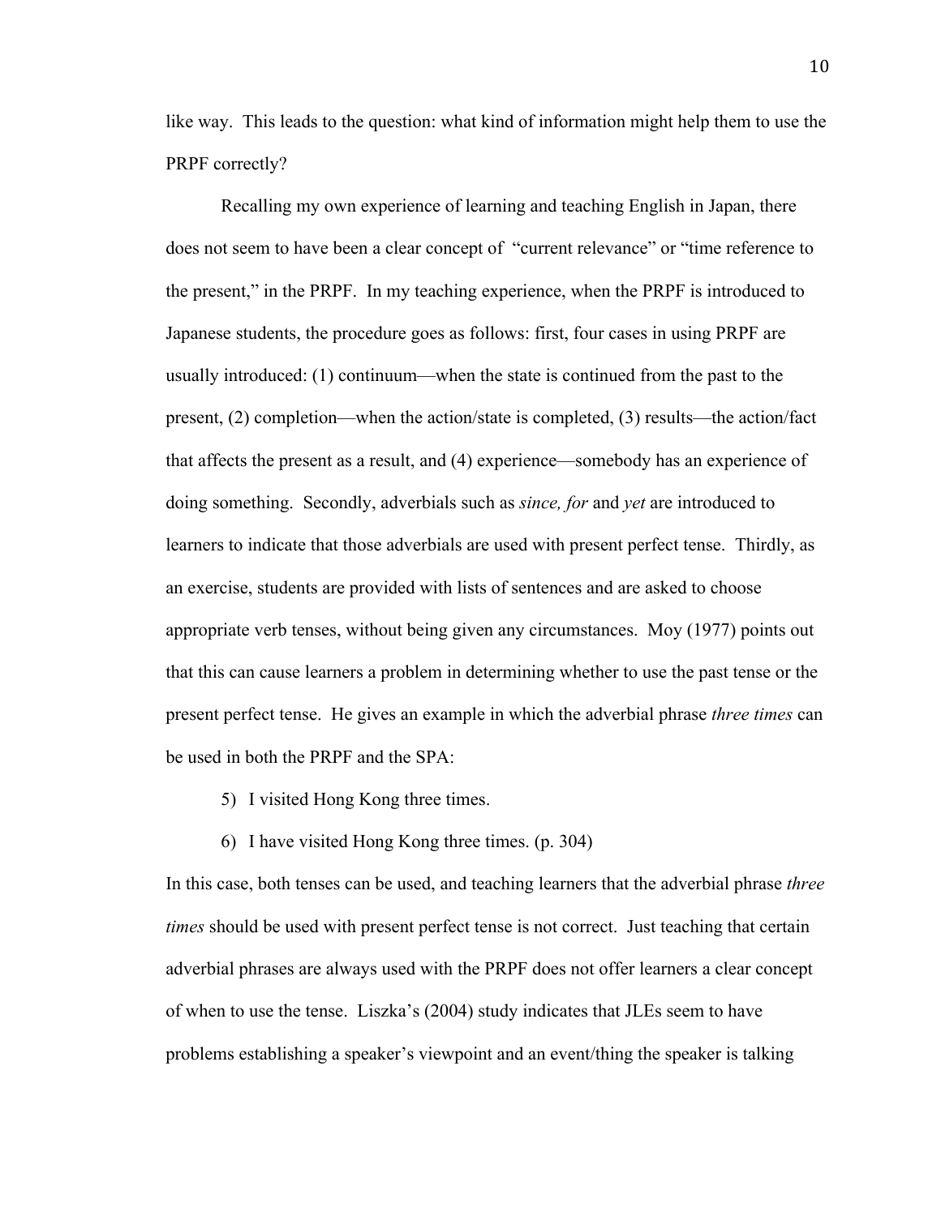like way. This leads to the question: what kind of information might help them to use the PRPF correctly?

Recalling my own experience of learning and teaching English in Japan, there does not seem to have been a clear concept of "current relevance" or "time reference to the present," in the PRPF. In my teaching experience, when the PRPF is introduced to Japanese students, the procedure goes as follows: first, four cases in using PRPF are usually introduced: (1) continuum—when the state is continued from the past to the present, (2) completion—when the action/state is completed, (3) results—the action/fact that affects the present as a result, and (4) experience—somebody has an experience of doing something. Secondly, adverbials such as *since, for* and *yet* are introduced to learners to indicate that those adverbials are used with present perfect tense. Thirdly, as an exercise, students are provided with lists of sentences and are asked to choose appropriate verb tenses, without being given any circumstances. Moy (1977) points out that this can cause learners a problem in determining whether to use the past tense or the present perfect tense. He gives an example in which the adverbial phrase *three times* can be used in both the PRPF and the SPA:

5) I visited Hong Kong three times.

6) I have visited Hong Kong three times. (p. 304)

In this case, both tenses can be used, and teaching learners that the adverbial phrase *three times* should be used with present perfect tense is not correct. Just teaching that certain adverbial phrases are always used with the PRPF does not offer learners a clear concept of when to use the tense. Liszka's (2004) study indicates that JLEs seem to have problems establishing a speaker's viewpoint and an event/thing the speaker is talking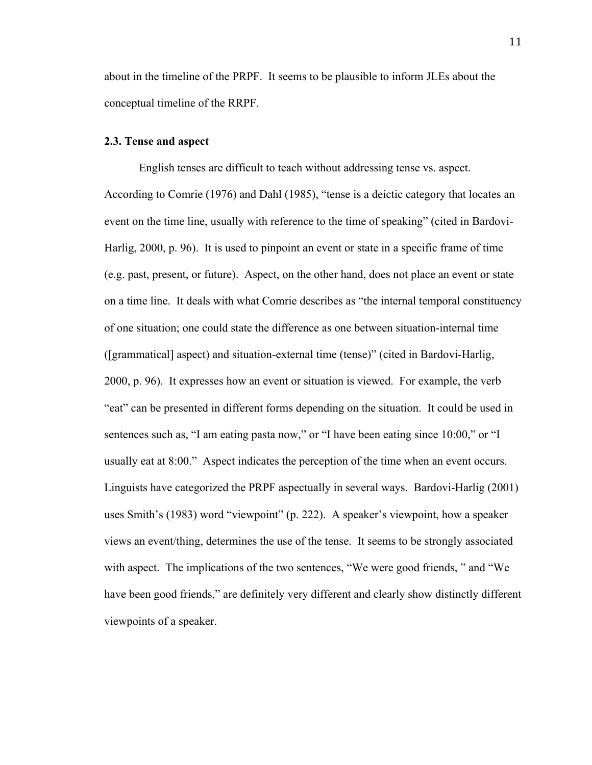about in the timeline of the PRPF. It seems to be plausible to inform JLEs about the conceptual timeline of the RRPF.

### 2.3. Tense and aspect

English tenses are difficult to teach without addressing tense vs. aspect. According to Comrie (1976) and Dahl (1985), "tense is a deictic category that locates an event on the time line, usually with reference to the time of speaking" (cited in Bardovi-Harlig, 2000, p. 96). It is used to pinpoint an event or state in a specific frame of time (e.g. past, present, or future). Aspect, on the other hand, does not place an event or state on a time line. It deals with what Comrie describes as "the internal temporal constituency of one situation; one could state the difference as one between situation-internal time ([grammatical] aspect) and situation-external time (tense)" (cited in Bardovi-Harlig, 2000, p. 96). It expresses how an event or situation is viewed. For example, the verb "eat" can be presented in different forms depending on the situation. It could be used in sentences such as, "I am eating pasta now," or "I have been eating since 10:00," or "I usually eat at 8:00." Aspect indicates the perception of the time when an event occurs. Linguists have categorized the PRPF aspectually in several ways. Bardovi-Harlig (2001) uses Smith's (1983) word "viewpoint" (p. 222). A speaker's viewpoint, how a speaker views an event/thing, determines the use of the tense. It seems to be strongly associated with aspect. The implications of the two sentences, "We were good friends, " and "We have been good friends," are definitely very different and clearly show distinctly different viewpoints of a speaker.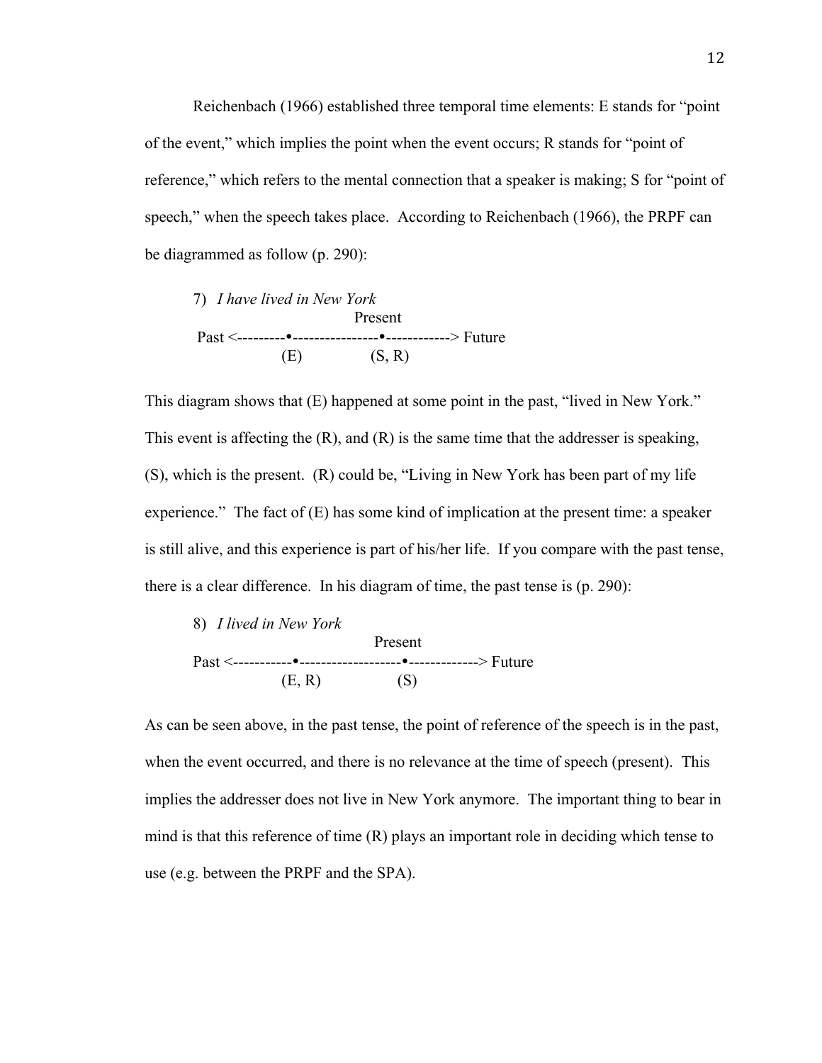Reichenbach (1966) established three temporal time elements: E stands for "point of the event," which implies the point when the event occurs; R stands for "point of reference," which refers to the mental connection that a speaker is making; S for "point of speech," when the speech takes place. According to Reichenbach (1966), the PRPF can be diagrammed as follow (p. 290):

7) *I have lived in New York*

```
                              Present
 Past <---------•----------------•------------> Future
               (E)             (S, R)
```

This diagram shows that (E) happened at some point in the past, "lived in New York." This event is affecting the (R), and (R) is the same time that the addresser is speaking, (S), which is the present. (R) could be, "Living in New York has been part of my life experience." The fact of (E) has some kind of implication at the present time: a speaker is still alive, and this experience is part of his/her life. If you compare with the past tense, there is a clear difference. In his diagram of time, the past tense is (p. 290):

8) *I lived in New York*

```
                                 Present
Past <-----------•-------------------•-------------> Future
               (E, R)               (S)
```

As can be seen above, in the past tense, the point of reference of the speech is in the past, when the event occurred, and there is no relevance at the time of speech (present). This implies the addresser does not live in New York anymore. The important thing to bear in mind is that this reference of time (R) plays an important role in deciding which tense to use (e.g. between the PRPF and the SPA).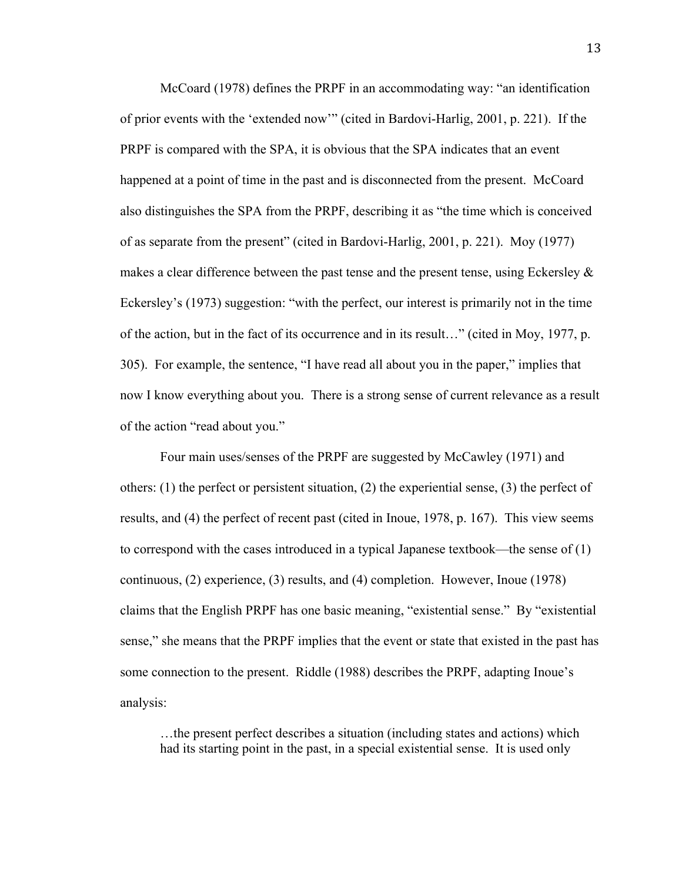McCoard (1978) defines the PRPF in an accommodating way: "an identification of prior events with the 'extended now'" (cited in Bardovi-Harlig, 2001, p. 221). If the PRPF is compared with the SPA, it is obvious that the SPA indicates that an event happened at a point of time in the past and is disconnected from the present. McCoard also distinguishes the SPA from the PRPF, describing it as "the time which is conceived of as separate from the present" (cited in Bardovi-Harlig, 2001, p. 221). Moy (1977) makes a clear difference between the past tense and the present tense, using Eckersley & Eckersley's (1973) suggestion: "with the perfect, our interest is primarily not in the time of the action, but in the fact of its occurrence and in its result…" (cited in Moy, 1977, p. 305). For example, the sentence, "I have read all about you in the paper," implies that now I know everything about you. There is a strong sense of current relevance as a result of the action "read about you."

Four main uses/senses of the PRPF are suggested by McCawley (1971) and others: (1) the perfect or persistent situation, (2) the experiential sense, (3) the perfect of results, and (4) the perfect of recent past (cited in Inoue, 1978, p. 167). This view seems to correspond with the cases introduced in a typical Japanese textbook—the sense of (1) continuous, (2) experience, (3) results, and (4) completion. However, Inoue (1978) claims that the English PRPF has one basic meaning, "existential sense." By "existential sense," she means that the PRPF implies that the event or state that existed in the past has some connection to the present. Riddle (1988) describes the PRPF, adapting Inoue's analysis:

> …the present perfect describes a situation (including states and actions) which had its starting point in the past, in a special existential sense. It is used only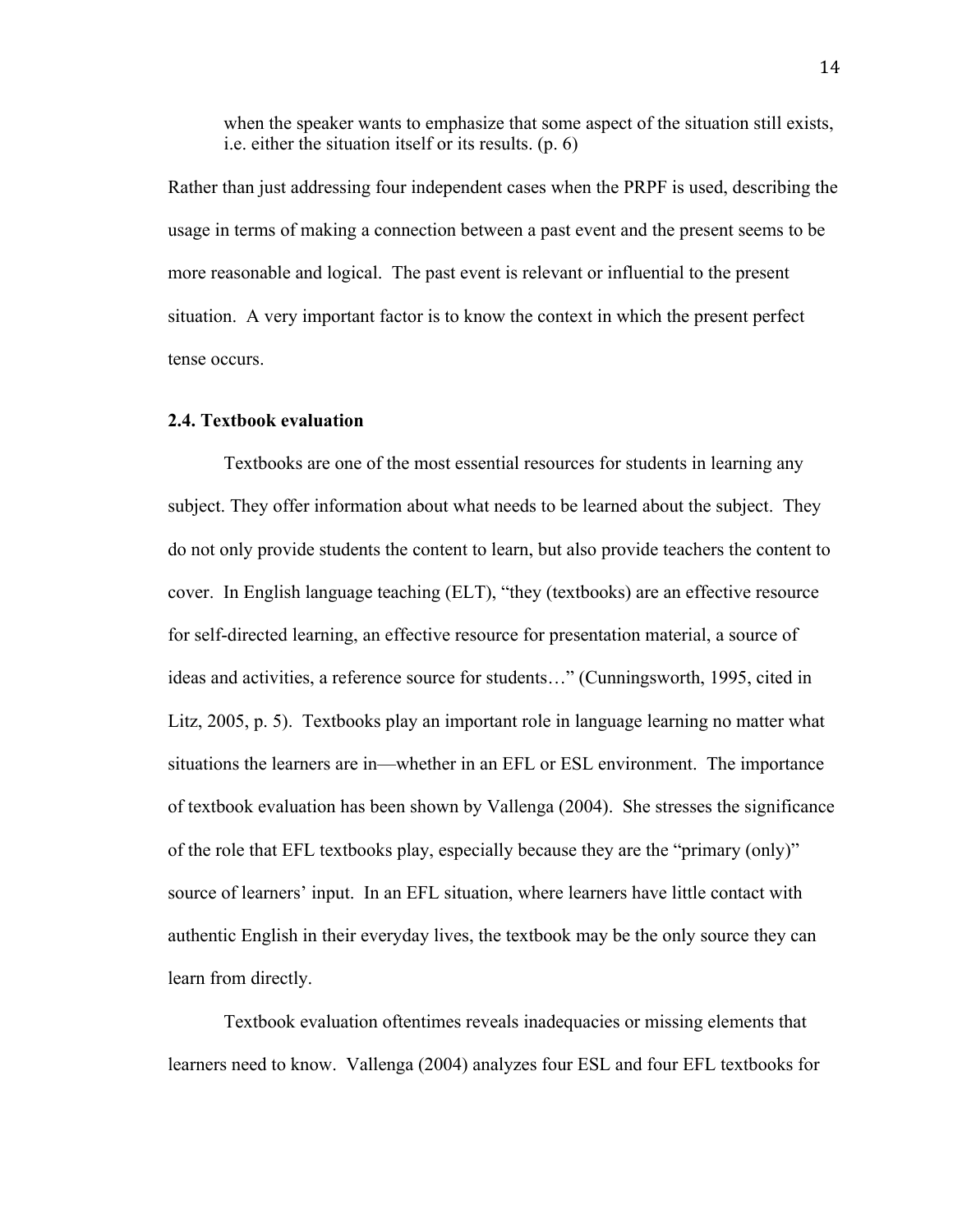> when the speaker wants to emphasize that some aspect of the situation still exists, i.e. either the situation itself or its results. (p. 6)

Rather than just addressing four independent cases when the PRPF is used, describing the usage in terms of making a connection between a past event and the present seems to be more reasonable and logical. The past event is relevant or influential to the present situation. A very important factor is to know the context in which the present perfect tense occurs.

### 2.4. Textbook evaluation

Textbooks are one of the most essential resources for students in learning any subject. They offer information about what needs to be learned about the subject. They do not only provide students the content to learn, but also provide teachers the content to cover. In English language teaching (ELT), "they (textbooks) are an effective resource for self-directed learning, an effective resource for presentation material, a source of ideas and activities, a reference source for students…" (Cunningsworth, 1995, cited in Litz, 2005, p. 5). Textbooks play an important role in language learning no matter what situations the learners are in—whether in an EFL or ESL environment. The importance of textbook evaluation has been shown by Vallenga (2004). She stresses the significance of the role that EFL textbooks play, especially because they are the "primary (only)" source of learners' input. In an EFL situation, where learners have little contact with authentic English in their everyday lives, the textbook may be the only source they can learn from directly.

Textbook evaluation oftentimes reveals inadequacies or missing elements that learners need to know. Vallenga (2004) analyzes four ESL and four EFL textbooks for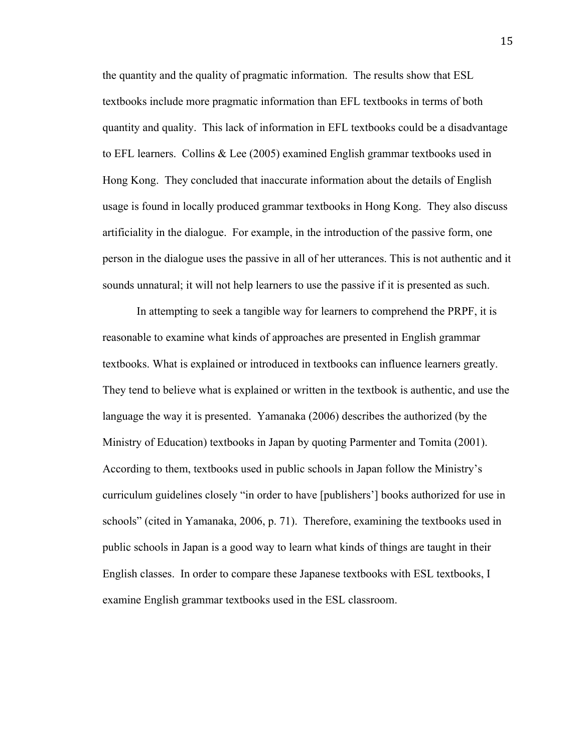the quantity and the quality of pragmatic information. The results show that ESL textbooks include more pragmatic information than EFL textbooks in terms of both quantity and quality. This lack of information in EFL textbooks could be a disadvantage to EFL learners. Collins & Lee (2005) examined English grammar textbooks used in Hong Kong. They concluded that inaccurate information about the details of English usage is found in locally produced grammar textbooks in Hong Kong. They also discuss artificiality in the dialogue. For example, in the introduction of the passive form, one person in the dialogue uses the passive in all of her utterances. This is not authentic and it sounds unnatural; it will not help learners to use the passive if it is presented as such.

In attempting to seek a tangible way for learners to comprehend the PRPF, it is reasonable to examine what kinds of approaches are presented in English grammar textbooks. What is explained or introduced in textbooks can influence learners greatly. They tend to believe what is explained or written in the textbook is authentic, and use the language the way it is presented. Yamanaka (2006) describes the authorized (by the Ministry of Education) textbooks in Japan by quoting Parmenter and Tomita (2001). According to them, textbooks used in public schools in Japan follow the Ministry's curriculum guidelines closely "in order to have [publishers'] books authorized for use in schools" (cited in Yamanaka, 2006, p. 71). Therefore, examining the textbooks used in public schools in Japan is a good way to learn what kinds of things are taught in their English classes. In order to compare these Japanese textbooks with ESL textbooks, I examine English grammar textbooks used in the ESL classroom.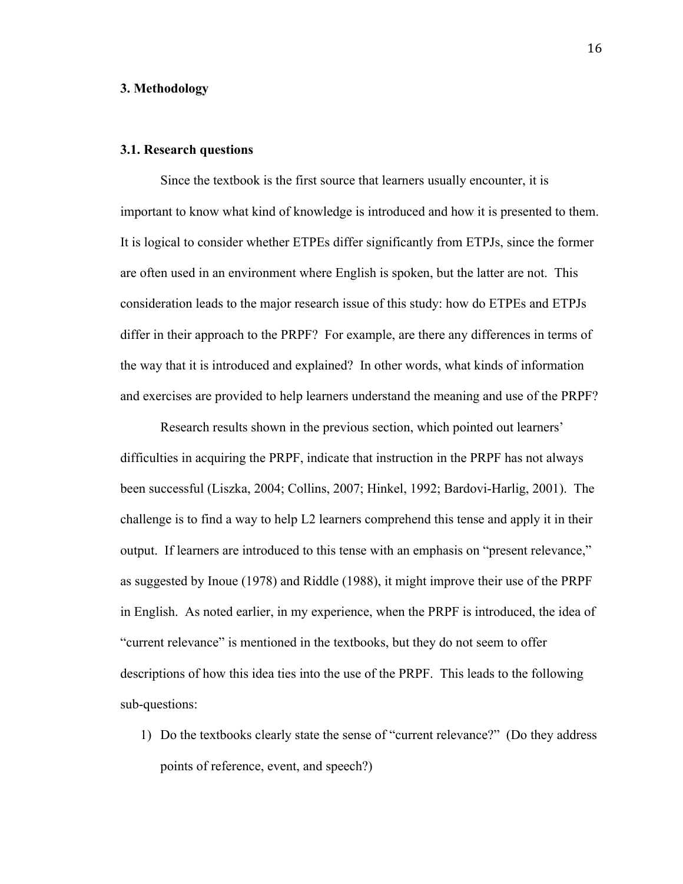# 3. Methodology

## 3.1. Research questions

Since the textbook is the first source that learners usually encounter, it is important to know what kind of knowledge is introduced and how it is presented to them. It is logical to consider whether ETPEs differ significantly from ETPJs, since the former are often used in an environment where English is spoken, but the latter are not. This consideration leads to the major research issue of this study: how do ETPEs and ETPJs differ in their approach to the PRPF? For example, are there any differences in terms of the way that it is introduced and explained? In other words, what kinds of information and exercises are provided to help learners understand the meaning and use of the PRPF?

Research results shown in the previous section, which pointed out learners' difficulties in acquiring the PRPF, indicate that instruction in the PRPF has not always been successful (Liszka, 2004; Collins, 2007; Hinkel, 1992; Bardovi-Harlig, 2001). The challenge is to find a way to help L2 learners comprehend this tense and apply it in their output. If learners are introduced to this tense with an emphasis on "present relevance," as suggested by Inoue (1978) and Riddle (1988), it might improve their use of the PRPF in English. As noted earlier, in my experience, when the PRPF is introduced, the idea of "current relevance" is mentioned in the textbooks, but they do not seem to offer descriptions of how this idea ties into the use of the PRPF. This leads to the following sub-questions:

1) Do the textbooks clearly state the sense of "current relevance?" (Do they address points of reference, event, and speech?)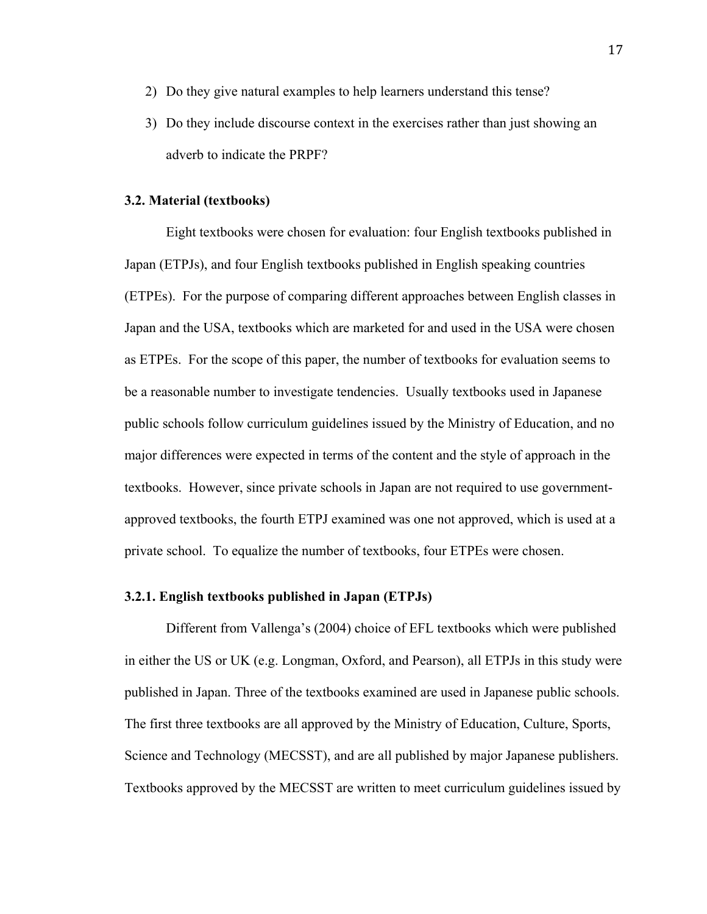2) Do they give natural examples to help learners understand this tense?
3) Do they include discourse context in the exercises rather than just showing an adverb to indicate the PRPF?

### 3.2. Material (textbooks)

Eight textbooks were chosen for evaluation: four English textbooks published in Japan (ETPJs), and four English textbooks published in English speaking countries (ETPEs). For the purpose of comparing different approaches between English classes in Japan and the USA, textbooks which are marketed for and used in the USA were chosen as ETPEs. For the scope of this paper, the number of textbooks for evaluation seems to be a reasonable number to investigate tendencies. Usually textbooks used in Japanese public schools follow curriculum guidelines issued by the Ministry of Education, and no major differences were expected in terms of the content and the style of approach in the textbooks. However, since private schools in Japan are not required to use government-approved textbooks, the fourth ETPJ examined was one not approved, which is used at a private school. To equalize the number of textbooks, four ETPEs were chosen.

#### 3.2.1. English textbooks published in Japan (ETPJs)

Different from Vallenga's (2004) choice of EFL textbooks which were published in either the US or UK (e.g. Longman, Oxford, and Pearson), all ETPJs in this study were published in Japan. Three of the textbooks examined are used in Japanese public schools. The first three textbooks are all approved by the Ministry of Education, Culture, Sports, Science and Technology (MECSST), and are all published by major Japanese publishers. Textbooks approved by the MECSST are written to meet curriculum guidelines issued by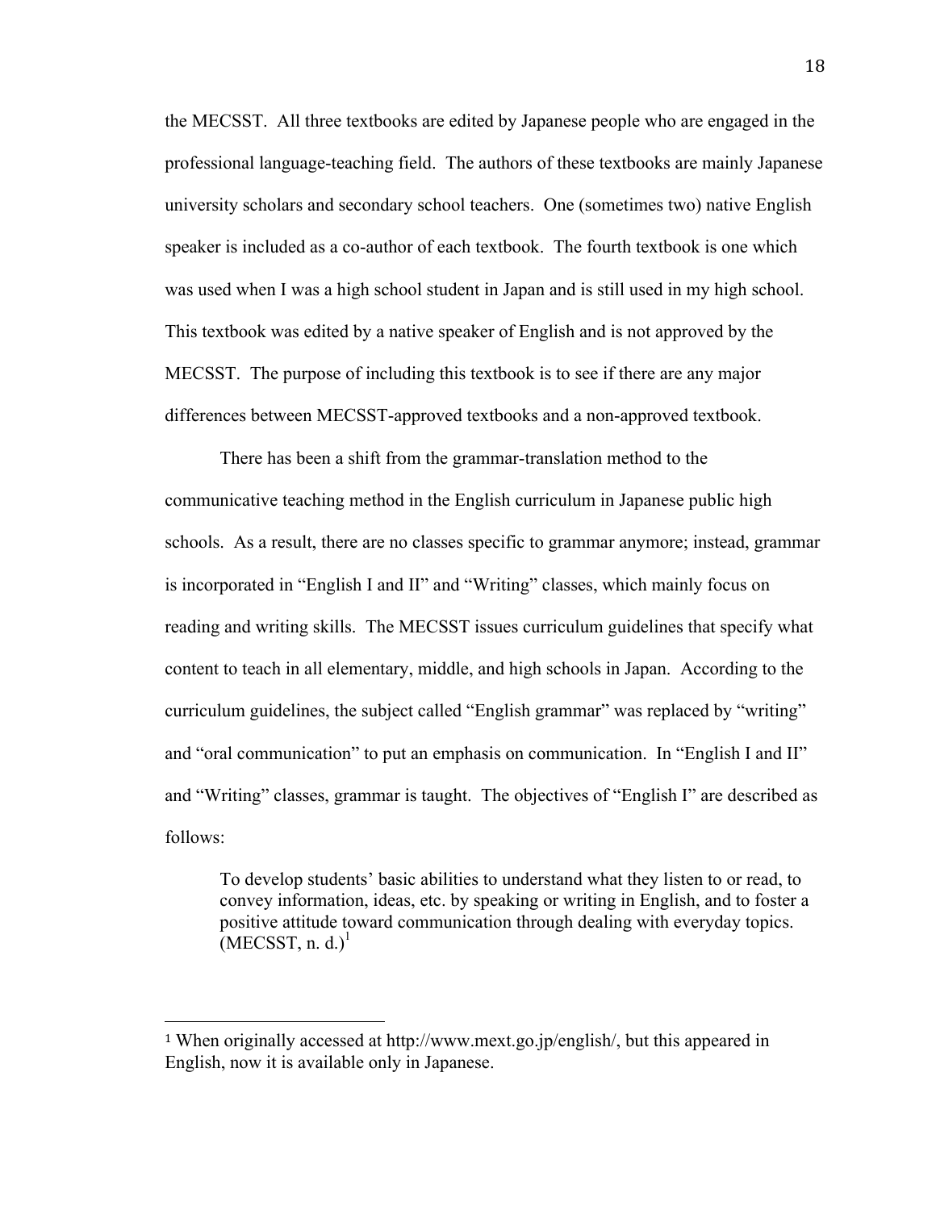the MECSST. All three textbooks are edited by Japanese people who are engaged in the professional language-teaching field. The authors of these textbooks are mainly Japanese university scholars and secondary school teachers. One (sometimes two) native English speaker is included as a co-author of each textbook. The fourth textbook is one which was used when I was a high school student in Japan and is still used in my high school. This textbook was edited by a native speaker of English and is not approved by the MECSST. The purpose of including this textbook is to see if there are any major differences between MECSST-approved textbooks and a non-approved textbook.

There has been a shift from the grammar-translation method to the communicative teaching method in the English curriculum in Japanese public high schools. As a result, there are no classes specific to grammar anymore; instead, grammar is incorporated in "English I and II" and "Writing" classes, which mainly focus on reading and writing skills. The MECSST issues curriculum guidelines that specify what content to teach in all elementary, middle, and high schools in Japan. According to the curriculum guidelines, the subject called "English grammar" was replaced by "writing" and "oral communication" to put an emphasis on communication. In "English I and II" and "Writing" classes, grammar is taught. The objectives of "English I" are described as follows:

> To develop students' basic abilities to understand what they listen to or read, to convey information, ideas, etc. by speaking or writing in English, and to foster a positive attitude toward communication through dealing with everyday topics. (MECSST, n. d.)[1]

---

[1] When originally accessed at http://www.mext.go.jp/english/, but this appeared in English, now it is available only in Japanese.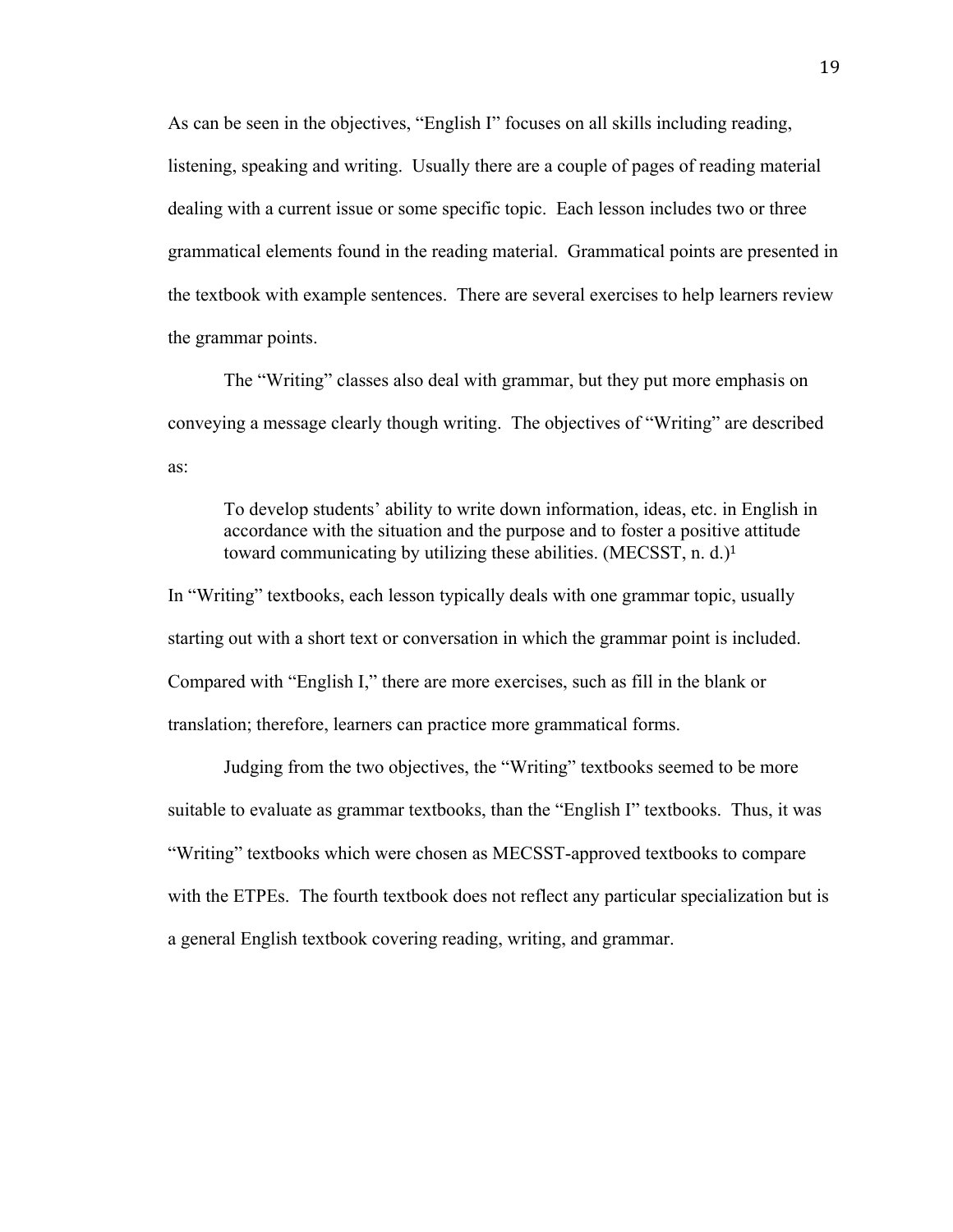As can be seen in the objectives, "English I" focuses on all skills including reading, listening, speaking and writing. Usually there are a couple of pages of reading material dealing with a current issue or some specific topic. Each lesson includes two or three grammatical elements found in the reading material. Grammatical points are presented in the textbook with example sentences. There are several exercises to help learners review the grammar points.

The "Writing" classes also deal with grammar, but they put more emphasis on conveying a message clearly though writing. The objectives of "Writing" are described as:

> To develop students' ability to write down information, ideas, etc. in English in accordance with the situation and the purpose and to foster a positive attitude toward communicating by utilizing these abilities. (MECSST, n. d.)[1]

In "Writing" textbooks, each lesson typically deals with one grammar topic, usually starting out with a short text or conversation in which the grammar point is included. Compared with "English I," there are more exercises, such as fill in the blank or translation; therefore, learners can practice more grammatical forms.

Judging from the two objectives, the "Writing" textbooks seemed to be more suitable to evaluate as grammar textbooks, than the "English I" textbooks. Thus, it was "Writing" textbooks which were chosen as MECSST-approved textbooks to compare with the ETPEs. The fourth textbook does not reflect any particular specialization but is a general English textbook covering reading, writing, and grammar.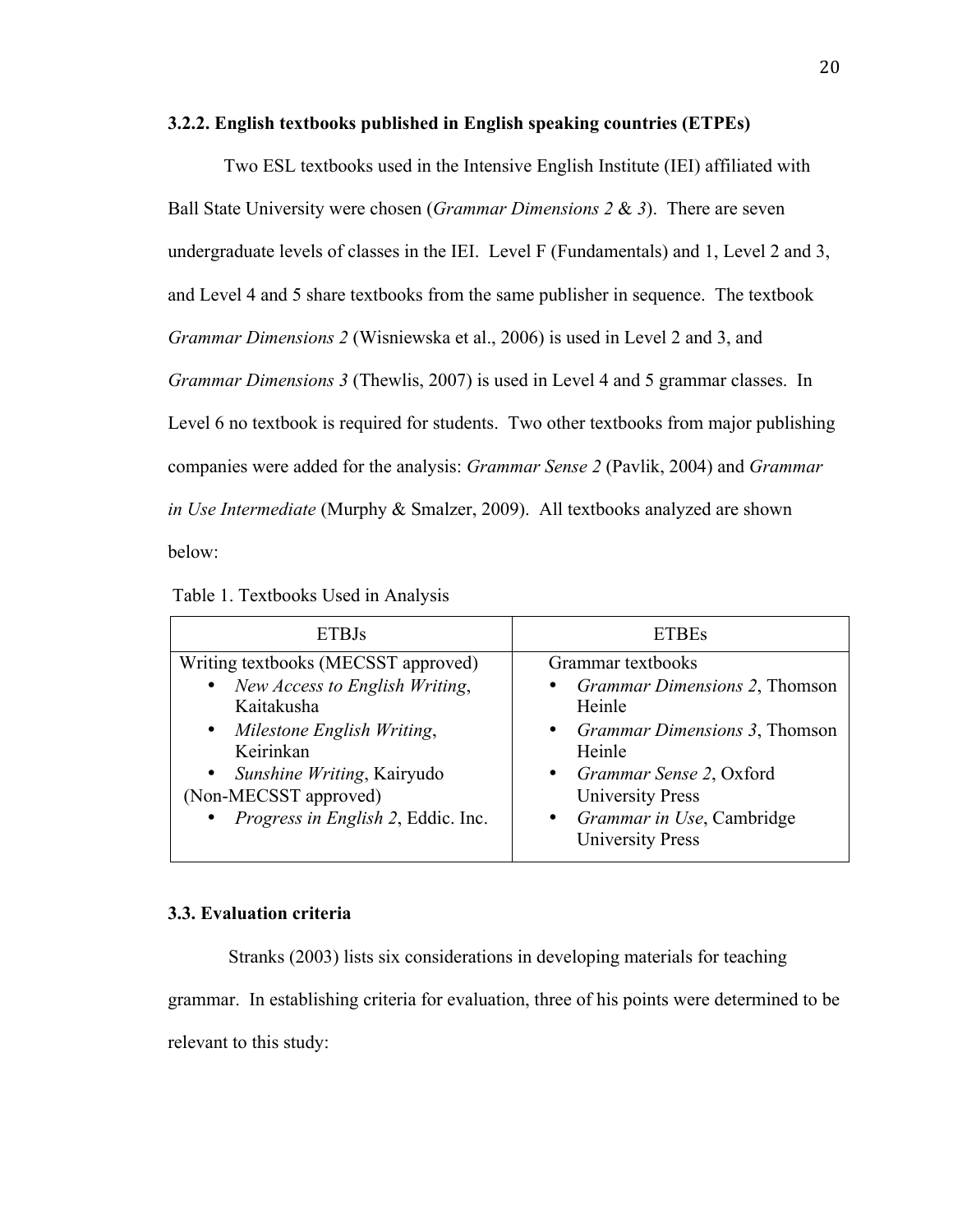### 3.2.2. English textbooks published in English speaking countries (ETPEs)

Two ESL textbooks used in the Intensive English Institute (IEI) affiliated with Ball State University were chosen (*Grammar Dimensions 2* & *3*). There are seven undergraduate levels of classes in the IEI. Level F (Fundamentals) and 1, Level 2 and 3, and Level 4 and 5 share textbooks from the same publisher in sequence. The textbook *Grammar Dimensions 2* (Wisniewska et al., 2006) is used in Level 2 and 3, and *Grammar Dimensions 3* (Thewlis, 2007) is used in Level 4 and 5 grammar classes. In Level 6 no textbook is required for students. Two other textbooks from major publishing companies were added for the analysis: *Grammar Sense 2* (Pavlik, 2004) and *Grammar in Use Intermediate* (Murphy & Smalzer, 2009). All textbooks analyzed are shown below:

Table 1. Textbooks Used in Analysis

| ETBJs | ETBEs |
|---|---|
| Writing textbooks (MECSST approved)<br>• *New Access to English Writing*, Kaitakusha<br>• *Milestone English Writing*, Keirinkan<br>• *Sunshine Writing*, Kairyudo<br>(Non-MECSST approved)<br>• *Progress in English 2*, Eddic. Inc. | Grammar textbooks<br>• *Grammar Dimensions 2*, Thomson Heinle<br>• *Grammar Dimensions 3*, Thomson Heinle<br>• *Grammar Sense 2*, Oxford University Press<br>• *Grammar in Use*, Cambridge University Press |

## 3.3. Evaluation criteria

Stranks (2003) lists six considerations in developing materials for teaching grammar. In establishing criteria for evaluation, three of his points were determined to be relevant to this study: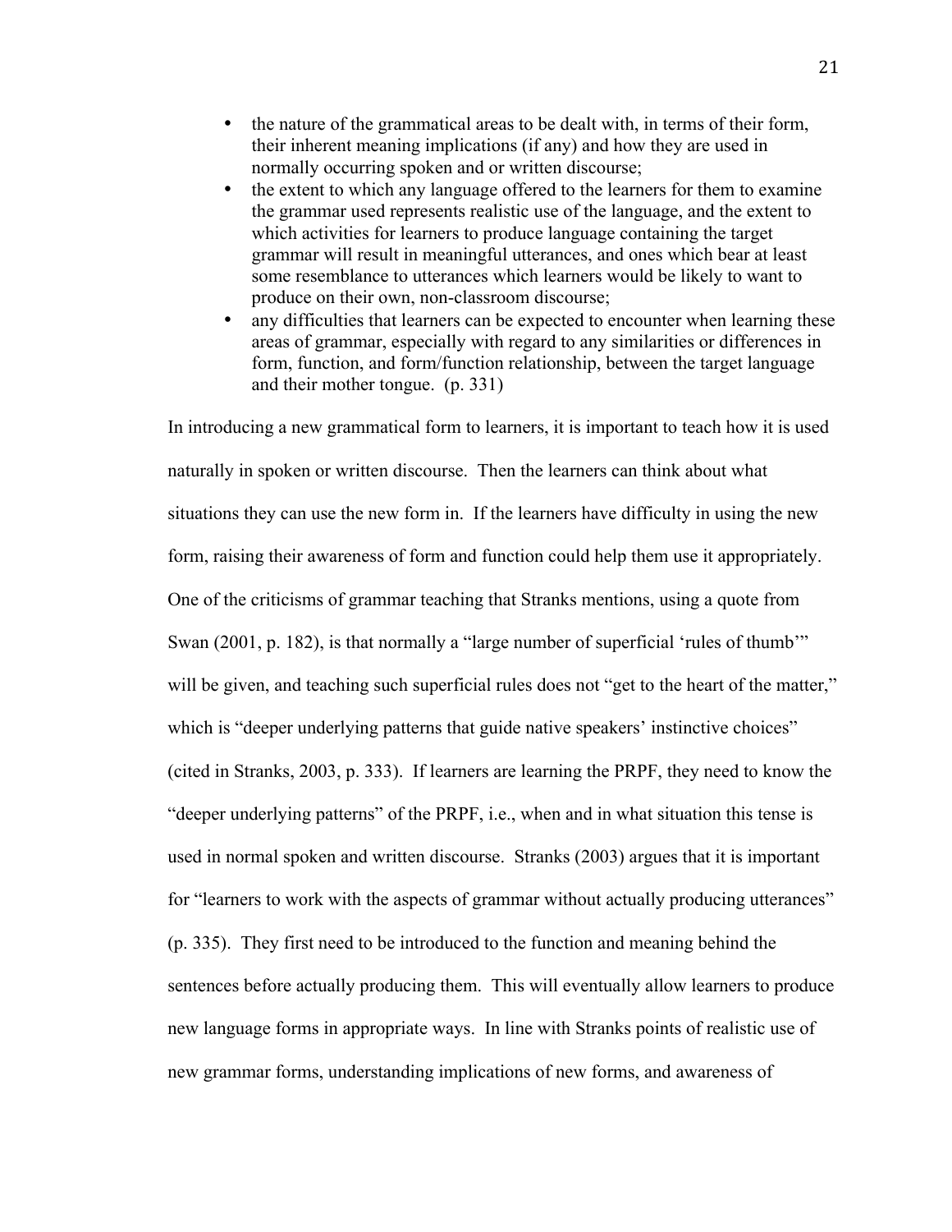- the nature of the grammatical areas to be dealt with, in terms of their form, their inherent meaning implications (if any) and how they are used in normally occurring spoken and or written discourse;
- the extent to which any language offered to the learners for them to examine the grammar used represents realistic use of the language, and the extent to which activities for learners to produce language containing the target grammar will result in meaningful utterances, and ones which bear at least some resemblance to utterances which learners would be likely to want to produce on their own, non-classroom discourse;
- any difficulties that learners can be expected to encounter when learning these areas of grammar, especially with regard to any similarities or differences in form, function, and form/function relationship, between the target language and their mother tongue. (p. 331)

In introducing a new grammatical form to learners, it is important to teach how it is used naturally in spoken or written discourse. Then the learners can think about what situations they can use the new form in. If the learners have difficulty in using the new form, raising their awareness of form and function could help them use it appropriately. One of the criticisms of grammar teaching that Stranks mentions, using a quote from Swan (2001, p. 182), is that normally a "large number of superficial 'rules of thumb'" will be given, and teaching such superficial rules does not "get to the heart of the matter," which is "deeper underlying patterns that guide native speakers' instinctive choices" (cited in Stranks, 2003, p. 333). If learners are learning the PRPF, they need to know the "deeper underlying patterns" of the PRPF, i.e., when and in what situation this tense is used in normal spoken and written discourse. Stranks (2003) argues that it is important for "learners to work with the aspects of grammar without actually producing utterances" (p. 335). They first need to be introduced to the function and meaning behind the sentences before actually producing them. This will eventually allow learners to produce new language forms in appropriate ways. In line with Stranks points of realistic use of new grammar forms, understanding implications of new forms, and awareness of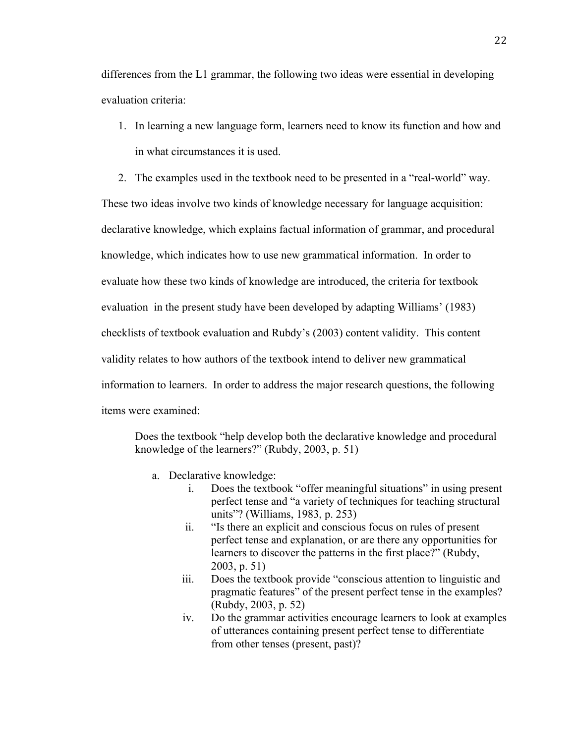differences from the L1 grammar, the following two ideas were essential in developing evaluation criteria:

1. In learning a new language form, learners need to know its function and how and in what circumstances it is used.
2. The examples used in the textbook need to be presented in a "real-world" way.

These two ideas involve two kinds of knowledge necessary for language acquisition: declarative knowledge, which explains factual information of grammar, and procedural knowledge, which indicates how to use new grammatical information. In order to evaluate how these two kinds of knowledge are introduced, the criteria for textbook evaluation in the present study have been developed by adapting Williams' (1983) checklists of textbook evaluation and Rubdy's (2003) content validity. This content validity relates to how authors of the textbook intend to deliver new grammatical information to learners. In order to address the major research questions, the following items were examined:

> Does the textbook "help develop both the declarative knowledge and procedural knowledge of the learners?" (Rubdy, 2003, p. 51)
>
> a. Declarative knowledge:
>    i. Does the textbook "offer meaningful situations" in using present perfect tense and "a variety of techniques for teaching structural units"? (Williams, 1983, p. 253)
>    ii. "Is there an explicit and conscious focus on rules of present perfect tense and explanation, or are there any opportunities for learners to discover the patterns in the first place?" (Rubdy, 2003, p. 51)
>    iii. Does the textbook provide "conscious attention to linguistic and pragmatic features" of the present perfect tense in the examples? (Rubdy, 2003, p. 52)
>    iv. Do the grammar activities encourage learners to look at examples of utterances containing present perfect tense to differentiate from other tenses (present, past)?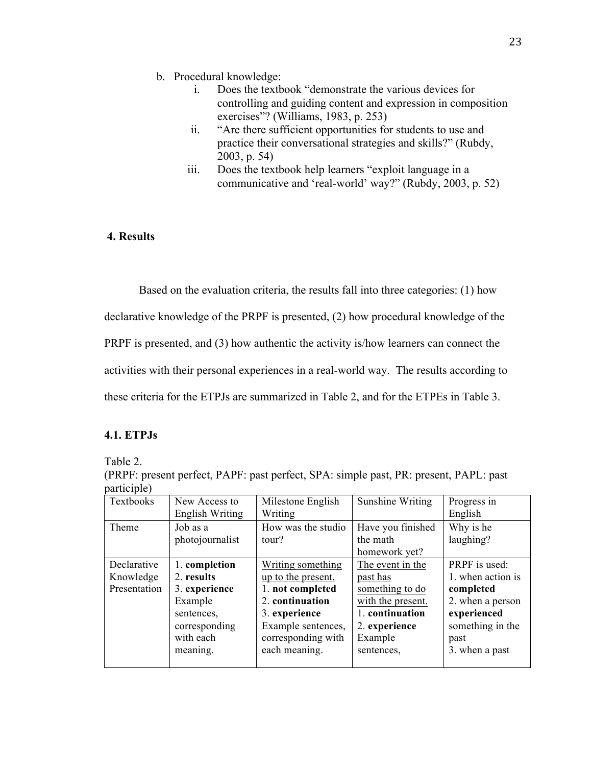b. Procedural knowledge:
   i. Does the textbook "demonstrate the various devices for controlling and guiding content and expression in composition exercises"? (Williams, 1983, p. 253)
   ii. "Are there sufficient opportunities for students to use and practice their conversational strategies and skills?" (Rubdy, 2003, p. 54)
   iii. Does the textbook help learners "exploit language in a communicative and 'real-world' way?" (Rubdy, 2003, p. 52)

## 4. Results

Based on the evaluation criteria, the results fall into three categories: (1) how declarative knowledge of the PRPF is presented, (2) how procedural knowledge of the PRPF is presented, and (3) how authentic the activity is/how learners can connect the activities with their personal experiences in a real-world way. The results according to these criteria for the ETPJs are summarized in Table 2, and for the ETPEs in Table 3.

### 4.1. ETPJs

Table 2.
(PRPF: present perfect, PAPF: past perfect, SPA: simple past, PR: present, PAPL: past participle)

| Textbooks | New Access to English Writing | Milestone English Writing | Sunshine Writing | Progress in English |
|---|---|---|---|---|
| Theme | Job as a photojournalist | How was the studio tour? | Have you finished the math homework yet? | Why is he laughing? |
| Declarative Knowledge Presentation | 1. **completion**<br>2. **results**<br>3. **experience**<br>Example sentences, corresponding with each meaning. | <u>Writing something up to the present.</u><br>1. **not completed**<br>2. **continuation**<br>3. **experience**<br>Example sentences, corresponding with each meaning. | <u>The event in the past has something to do with the present.</u><br>1. **continuation**<br>2. **experience**<br>Example sentences, | PRPF is used:<br>1. when action is **completed**<br>2. when a person **experienced** something in the past<br>3. when a past |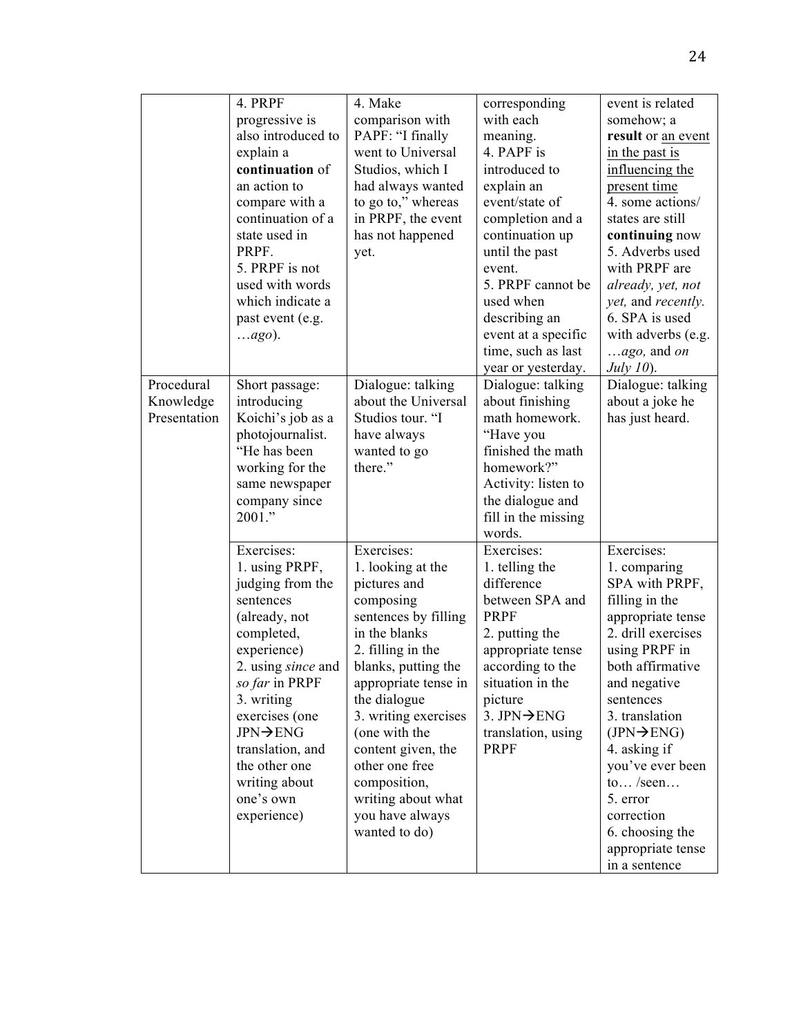| | | | | |
|---|---|---|---|---|
| | 4. PRPF progressive is also introduced to explain a **continuation** of an action to compare with a continuation of a state used in PRPF.<br>5. PRPF is not used with words which indicate a past event (e.g. …*ago*). | 4. Make comparison with PAPF: "I finally went to Universal Studios, which I had always wanted to go to," whereas in PRPF, the event has not happened yet. | corresponding with each meaning.<br>4. PAPF is introduced to explain an event/state of completion and a continuation up until the past event.<br>5. PRPF cannot be used when describing an event at a specific time, such as last year or yesterday. | event is related somehow; a **result** or <u>an event in the past is influencing the present time</u><br>4. some actions/ states are still **continuing** now<br>5. Adverbs used with PRPF are *already, yet, not yet,* and *recently.*<br>6. SPA is used with adverbs (e.g. …*ago,* and *on July 10*). |
| Procedural Knowledge Presentation | Short passage: introducing Koichi's job as a photojournalist. "He has been working for the same newspaper company since 2001." | Dialogue: talking about the Universal Studios tour. "I have always wanted to go there." | Dialogue: talking about finishing math homework. "Have you finished the math homework?" Activity: listen to the dialogue and fill in the missing words. | Dialogue: talking about a joke he has just heard. |
| | Exercises:<br>1. using PRPF, judging from the sentences (already, not completed, experience)<br>2. using *since* and *so far* in PRPF<br>3. writing exercises (one JPN→ENG translation, and the other one writing about one's own experience) | Exercises:<br>1. looking at the pictures and composing sentences by filling in the blanks<br>2. filling in the blanks, putting the appropriate tense in the dialogue<br>3. writing exercises (one with the content given, the other one free composition, writing about what you have always wanted to do) | Exercises:<br>1. telling the difference between SPA and PRPF<br>2. putting the appropriate tense according to the situation in the picture<br>3. JPN→ENG translation, using PRPF | Exercises:<br>1. comparing SPA with PRPF, filling in the appropriate tense<br>2. drill exercises using PRPF in both affirmative and negative sentences<br>3. translation (JPN→ENG)<br>4. asking if you've ever been to… /seen…<br>5. error correction<br>6. choosing the appropriate tense in a sentence |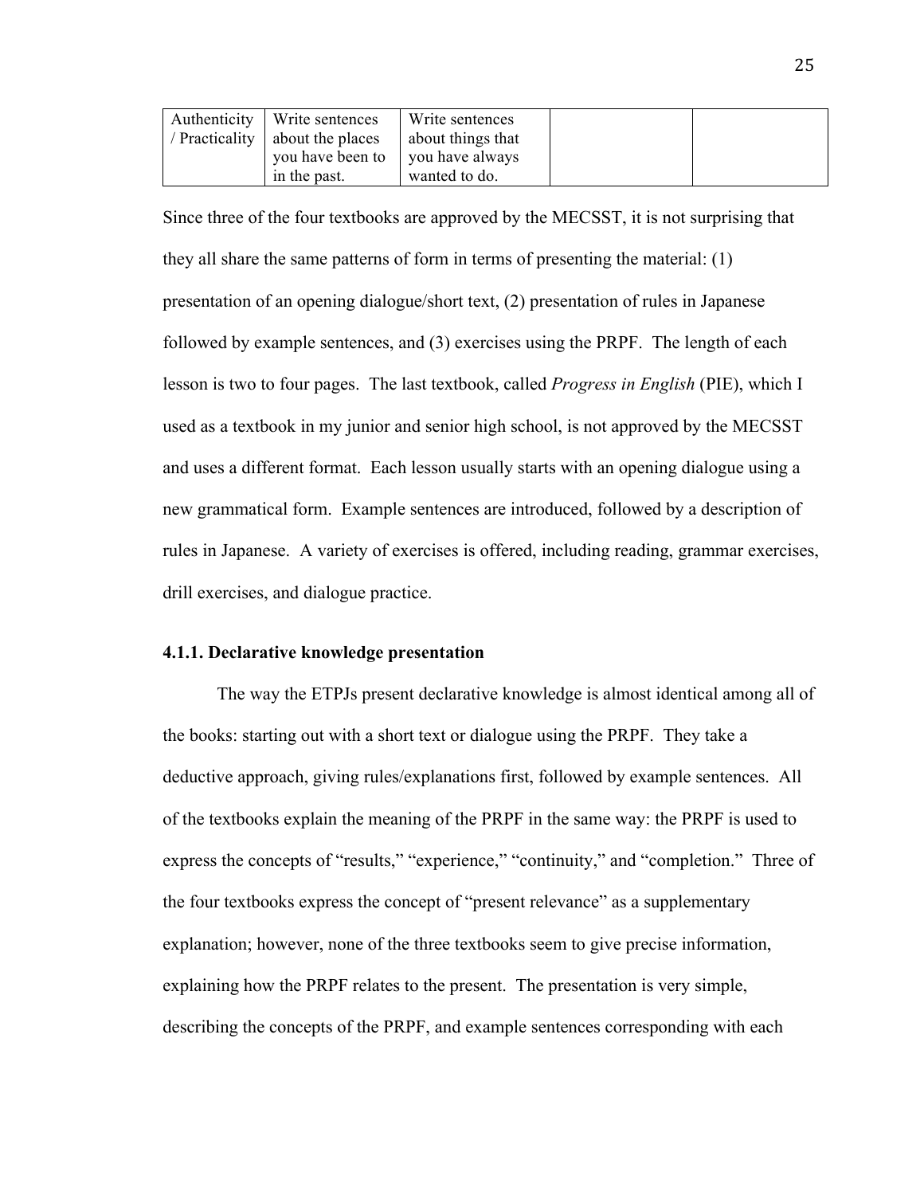| Authenticity / Practicality | Write sentences about the places you have been to in the past. | Write sentences about things that you have always wanted to do. | | |
|---|---|---|---|---|

Since three of the four textbooks are approved by the MECSST, it is not surprising that they all share the same patterns of form in terms of presenting the material: (1) presentation of an opening dialogue/short text, (2) presentation of rules in Japanese followed by example sentences, and (3) exercises using the PRPF. The length of each lesson is two to four pages. The last textbook, called *Progress in English* (PIE), which I used as a textbook in my junior and senior high school, is not approved by the MECSST and uses a different format. Each lesson usually starts with an opening dialogue using a new grammatical form. Example sentences are introduced, followed by a description of rules in Japanese. A variety of exercises is offered, including reading, grammar exercises, drill exercises, and dialogue practice.

### 4.1.1. Declarative knowledge presentation

The way the ETPJs present declarative knowledge is almost identical among all of the books: starting out with a short text or dialogue using the PRPF. They take a deductive approach, giving rules/explanations first, followed by example sentences. All of the textbooks explain the meaning of the PRPF in the same way: the PRPF is used to express the concepts of "results," "experience," "continuity," and "completion." Three of the four textbooks express the concept of "present relevance" as a supplementary explanation; however, none of the three textbooks seem to give precise information, explaining how the PRPF relates to the present. The presentation is very simple, describing the concepts of the PRPF, and example sentences corresponding with each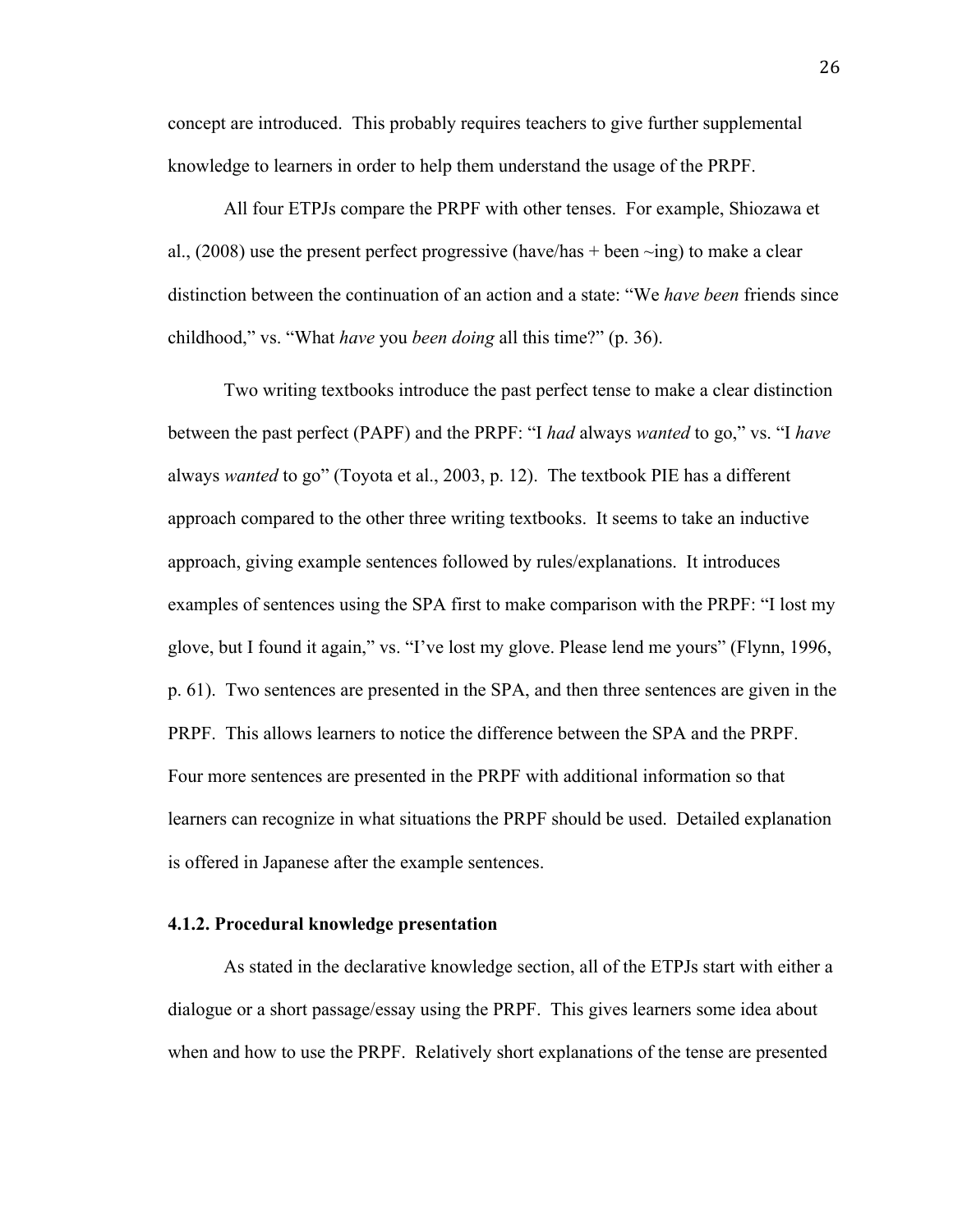concept are introduced.  This probably requires teachers to give further supplemental knowledge to learners in order to help them understand the usage of the PRPF.

All four ETPJs compare the PRPF with other tenses.  For example, Shiozawa et al., (2008) use the present perfect progressive (have/has + been ~ing) to make a clear distinction between the continuation of an action and a state: "We *have been* friends since childhood," vs. "What *have* you *been doing* all this time?" (p. 36).

Two writing textbooks introduce the past perfect tense to make a clear distinction between the past perfect (PAPF) and the PRPF: "I *had* always *wanted* to go," vs. "I *have* always *wanted* to go" (Toyota et al., 2003, p. 12).  The textbook PIE has a different approach compared to the other three writing textbooks.  It seems to take an inductive approach, giving example sentences followed by rules/explanations.  It introduces examples of sentences using the SPA first to make comparison with the PRPF: "I lost my glove, but I found it again," vs. "I've lost my glove. Please lend me yours" (Flynn, 1996, p. 61).  Two sentences are presented in the SPA, and then three sentences are given in the PRPF.  This allows learners to notice the difference between the SPA and the PRPF.  Four more sentences are presented in the PRPF with additional information so that learners can recognize in what situations the PRPF should be used.  Detailed explanation is offered in Japanese after the example sentences.

### 4.1.2. Procedural knowledge presentation

As stated in the declarative knowledge section, all of the ETPJs start with either a dialogue or a short passage/essay using the PRPF.  This gives learners some idea about when and how to use the PRPF.  Relatively short explanations of the tense are presented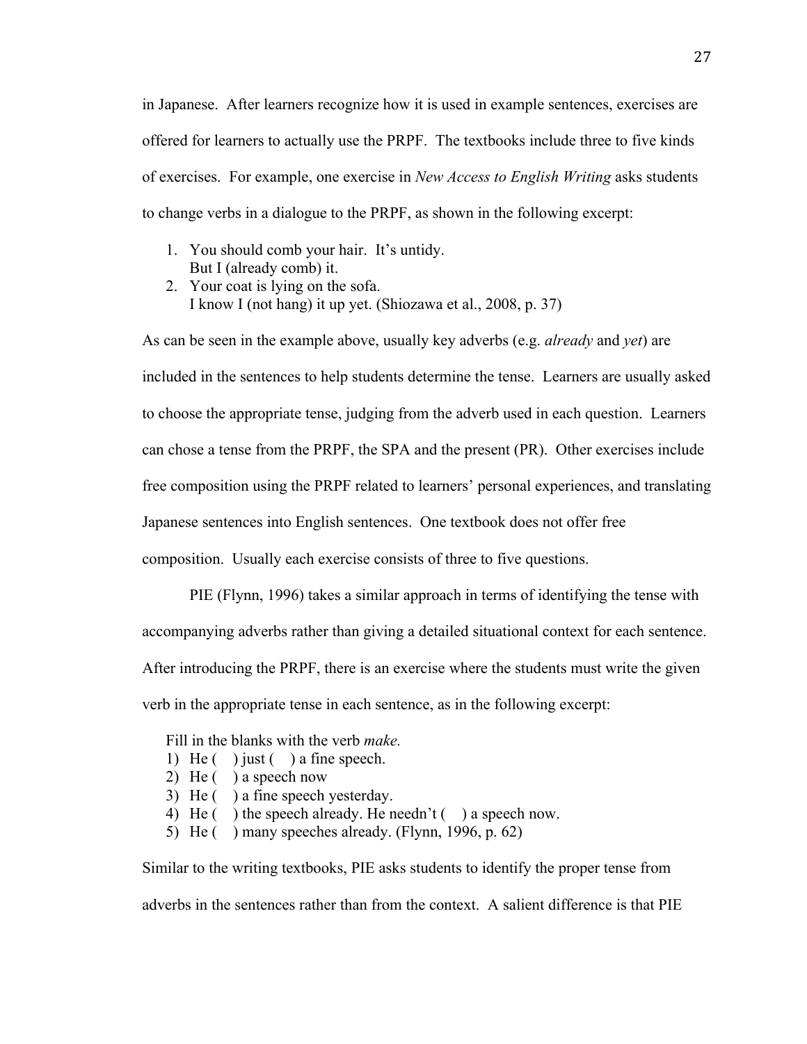in Japanese. After learners recognize how it is used in example sentences, exercises are offered for learners to actually use the PRPF. The textbooks include three to five kinds of exercises. For example, one exercise in *New Access to English Writing* asks students to change verbs in a dialogue to the PRPF, as shown in the following excerpt:

> 1. You should comb your hair. It's untidy.
>    But I (already comb) it.
> 2. Your coat is lying on the sofa.
>    I know I (not hang) it up yet. (Shiozawa et al., 2008, p. 37)

As can be seen in the example above, usually key adverbs (e.g. *already* and *yet*) are included in the sentences to help students determine the tense. Learners are usually asked to choose the appropriate tense, judging from the adverb used in each question. Learners can chose a tense from the PRPF, the SPA and the present (PR). Other exercises include free composition using the PRPF related to learners' personal experiences, and translating Japanese sentences into English sentences. One textbook does not offer free composition. Usually each exercise consists of three to five questions.

PIE (Flynn, 1996) takes a similar approach in terms of identifying the tense with accompanying adverbs rather than giving a detailed situational context for each sentence. After introducing the PRPF, there is an exercise where the students must write the given verb in the appropriate tense in each sentence, as in the following excerpt:

> Fill in the blanks with the verb *make.*
> 1) He (  ) just (  ) a fine speech.
> 2) He (  ) a speech now
> 3) He (  ) a fine speech yesterday.
> 4) He (  ) the speech already. He needn't (  ) a speech now.
> 5) He (  ) many speeches already. (Flynn, 1996, p. 62)

Similar to the writing textbooks, PIE asks students to identify the proper tense from adverbs in the sentences rather than from the context. A salient difference is that PIE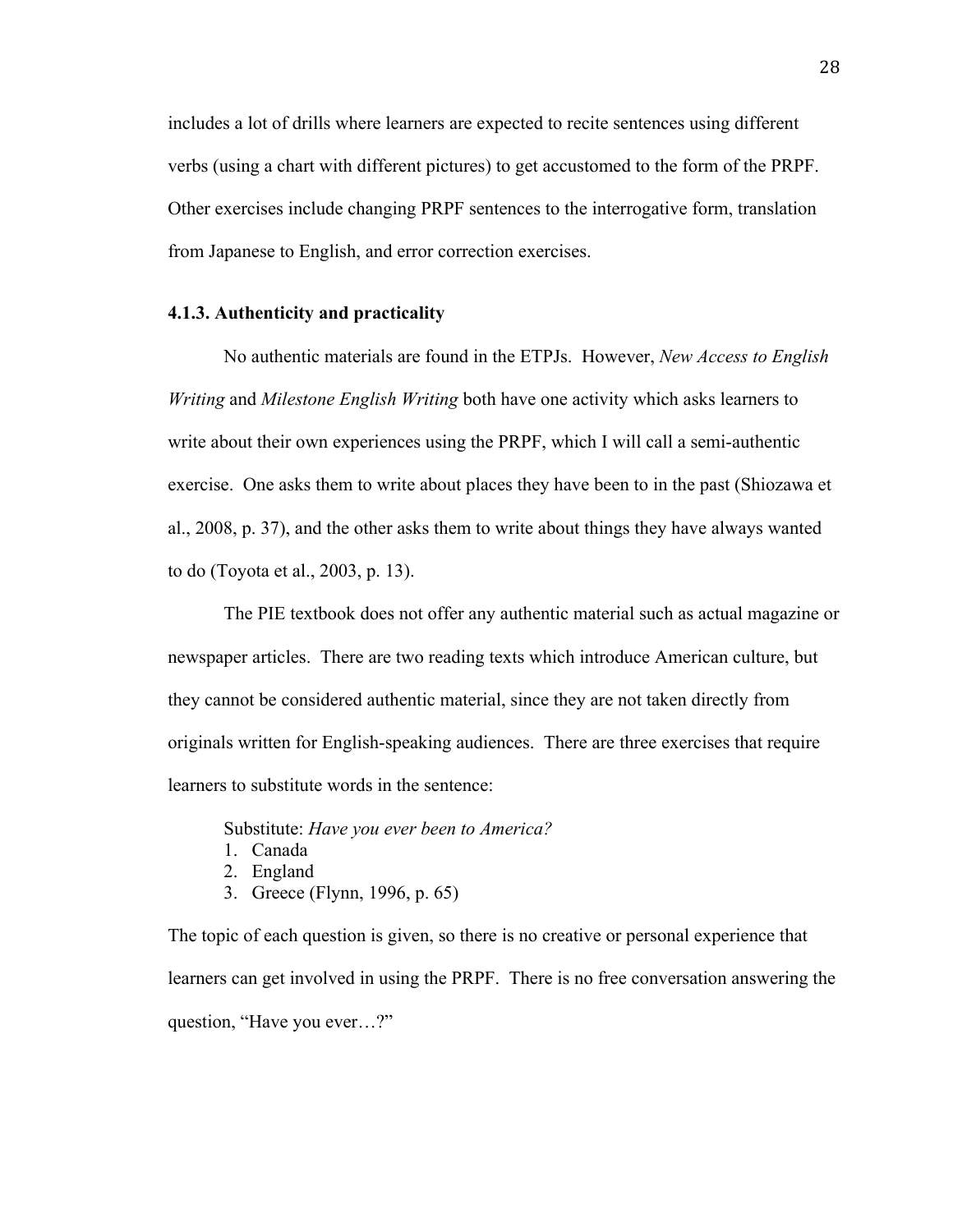includes a lot of drills where learners are expected to recite sentences using different verbs (using a chart with different pictures) to get accustomed to the form of the PRPF. Other exercises include changing PRPF sentences to the interrogative form, translation from Japanese to English, and error correction exercises.

### 4.1.3. Authenticity and practicality

No authentic materials are found in the ETPJs. However, *New Access to English Writing* and *Milestone English Writing* both have one activity which asks learners to write about their own experiences using the PRPF, which I will call a semi-authentic exercise. One asks them to write about places they have been to in the past (Shiozawa et al., 2008, p. 37), and the other asks them to write about things they have always wanted to do (Toyota et al., 2003, p. 13).

The PIE textbook does not offer any authentic material such as actual magazine or newspaper articles. There are two reading texts which introduce American culture, but they cannot be considered authentic material, since they are not taken directly from originals written for English-speaking audiences. There are three exercises that require learners to substitute words in the sentence:

> Substitute: *Have you ever been to America?*
> 1. Canada
> 2. England
> 3. Greece (Flynn, 1996, p. 65)

The topic of each question is given, so there is no creative or personal experience that learners can get involved in using the PRPF. There is no free conversation answering the question, "Have you ever…?"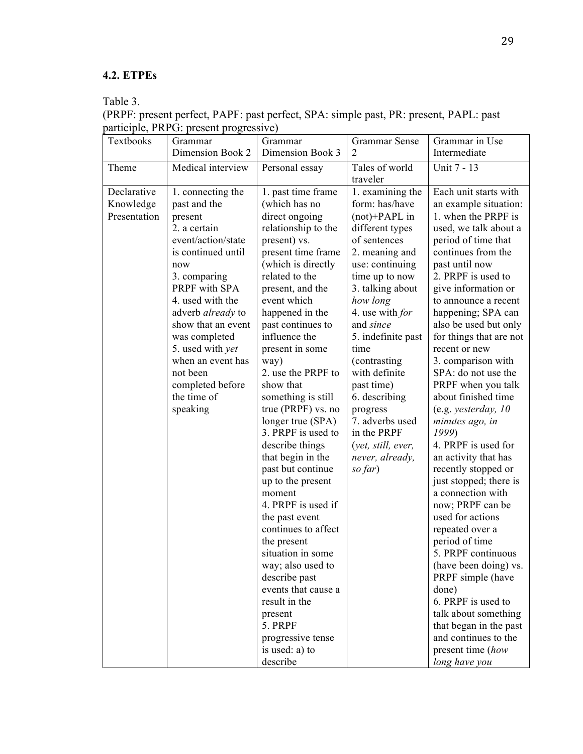**4.2. ETPEs**

Table 3.
(PRPF: present perfect, PAPF: past perfect, SPA: simple past, PR: present, PAPL: past participle, PRPG: present progressive)

| Textbooks | Grammar Dimension Book 2 | Grammar Dimension Book 3 | Grammar Sense 2 | Grammar in Use Intermediate |
|---|---|---|---|---|
| Theme | Medical interview | Personal essay | Tales of world traveler | Unit 7 - 13 |
| Declarative Knowledge Presentation | 1. connecting the past and the present<br>2. a certain event/action/state is continued until now<br>3. comparing PRPF with SPA<br>4. used with the adverb *already* to show that an event was completed<br>5. used with *yet* when an event has not been completed before the time of speaking | 1. past time frame (which has no direct ongoing relationship to the present) vs. present time frame (which is directly related to the present, and the event which happened in the past continues to influence the present in some way)<br>2. use the PRPF to show that something is still true (PRPF) vs. no longer true (SPA)<br>3. PRPF is used to describe things that begin in the past but continue up to the present moment<br>4. PRPF is used if the past event continues to affect the present situation in some way; also used to describe past events that cause a result in the present<br>5. PRPF progressive tense is used: a) to describe | 1. examining the form: has/have (not)+PAPL in different types of sentences<br>2. meaning and use: continuing time up to now<br>3. talking about *how long*<br>4. use with *for* and *since*<br>5. indefinite past time (contrasting with definite past time)<br>6. describing progress<br>7. adverbs used in the PRPF (*yet, still, ever, never, already, so far*) | Each unit starts with an example situation:<br>1. when the PRPF is used, we talk about a period of time that continues from the past until now<br>2. PRPF is used to give information or to announce a recent happening; SPA can also be used but only for things that are not recent or new<br>3. comparison with SPA: do not use the PRPF when you talk about finished time (e.g. *yesterday, 10 minutes ago, in 1999*)<br>4. PRPF is used for an activity that has recently stopped or just stopped; there is a connection with now; PRPF can be used for actions repeated over a period of time<br>5. PRPF continuous (have been doing) vs. PRPF simple (have done)<br>6. PRPF is used to talk about something that began in the past and continues to the present time (*how long have you* |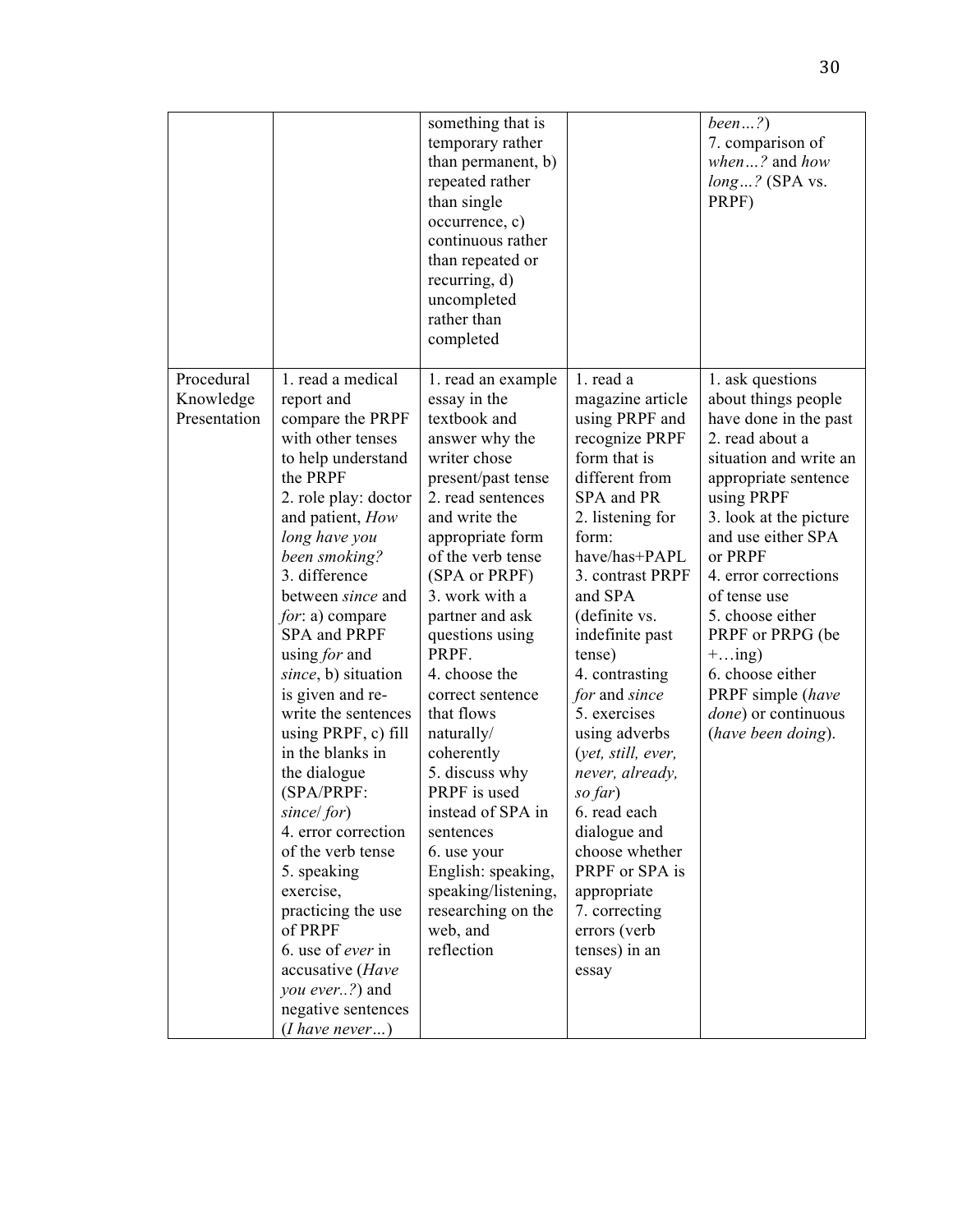| | | | | |
|---|---|---|---|---|
| | | something that is temporary rather than permanent, b) repeated rather than single occurrence, c) continuous rather than repeated or recurring, d) uncompleted rather than completed | | *been…?*) 7. comparison of *when…?* and *how long…?* (SPA vs. PRPF) |
| Procedural Knowledge Presentation | 1. read a medical report and compare the PRPF with other tenses to help understand the PRPF 2. role play: doctor and patient, *How long have you been smoking?* 3. difference between *since* and *for*: a) compare SPA and PRPF using *for* and *since*, b) situation is given and re-write the sentences using PRPF, c) fill in the blanks in the dialogue (SPA/PRPF: *since*/ *for*) 4. error correction of the verb tense 5. speaking exercise, practicing the use of PRPF 6. use of *ever* in accusative (*Have you ever..?*) and negative sentences (*I have never…*) | 1. read an example essay in the textbook and answer why the writer chose present/past tense 2. read sentences and write the appropriate form of the verb tense (SPA or PRPF) 3. work with a partner and ask questions using PRPF. 4. choose the correct sentence that flows naturally/ coherently 5. discuss why PRPF is used instead of SPA in sentences 6. use your English: speaking, speaking/listening, researching on the web, and reflection | 1. read a magazine article using PRPF and recognize PRPF form that is different from SPA and PR 2. listening for form: have/has+PAPL 3. contrast PRPF and SPA (definite vs. indefinite past tense) 4. contrasting *for* and *since* 5. exercises using adverbs (*yet, still, ever, never, already, so far*) 6. read each dialogue and choose whether PRPF or SPA is appropriate 7. correcting errors (verb tenses) in an essay | 1. ask questions about things people have done in the past 2. read about a situation and write an appropriate sentence using PRPF 3. look at the picture and use either SPA or PRPF 4. error corrections of tense use 5. choose either PRPF or PRPG (be +…ing) 6. choose either PRPF simple (*have done*) or continuous (*have been doing*). |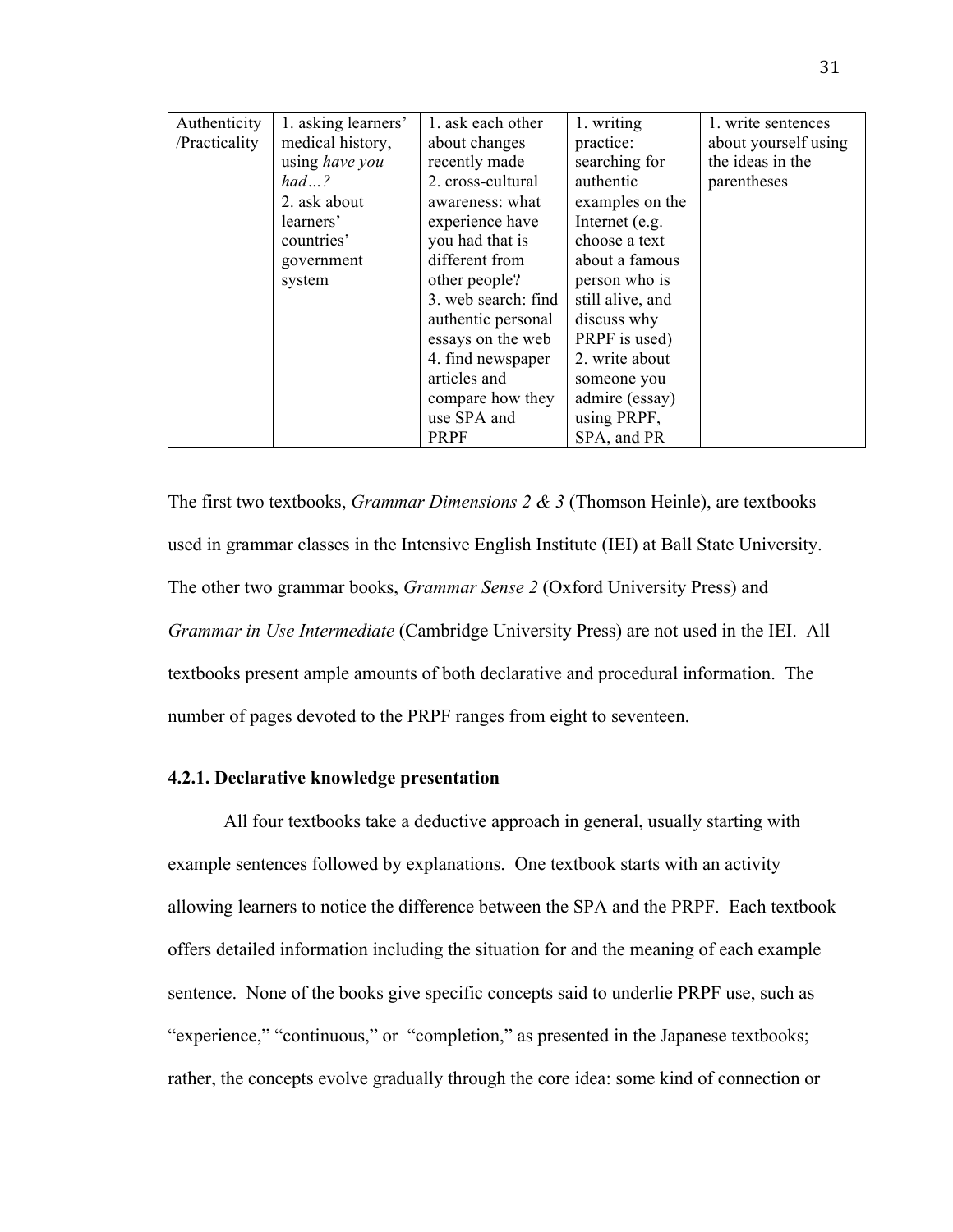| Authenticity /Practicality | 1. asking learners' medical history, using *have you had…?* 2. ask about learners' countries' government system | 1. ask each other about changes recently made 2. cross-cultural awareness: what experience have you had that is different from other people? 3. web search: find authentic personal essays on the web 4. find newspaper articles and compare how they use SPA and PRPF | 1. writing practice: searching for authentic examples on the Internet (e.g. choose a text about a famous person who is still alive, and discuss why PRPF is used) 2. write about someone you admire (essay) using PRPF, SPA, and PR | 1. write sentences about yourself using the ideas in the parentheses |
|---|---|---|---|---|

The first two textbooks, *Grammar Dimensions 2 & 3* (Thomson Heinle), are textbooks used in grammar classes in the Intensive English Institute (IEI) at Ball State University. The other two grammar books, *Grammar Sense 2* (Oxford University Press) and *Grammar in Use Intermediate* (Cambridge University Press) are not used in the IEI. All textbooks present ample amounts of both declarative and procedural information. The number of pages devoted to the PRPF ranges from eight to seventeen.

### 4.2.1. Declarative knowledge presentation

All four textbooks take a deductive approach in general, usually starting with example sentences followed by explanations. One textbook starts with an activity allowing learners to notice the difference between the SPA and the PRPF. Each textbook offers detailed information including the situation for and the meaning of each example sentence. None of the books give specific concepts said to underlie PRPF use, such as "experience," "continuous," or "completion," as presented in the Japanese textbooks; rather, the concepts evolve gradually through the core idea: some kind of connection or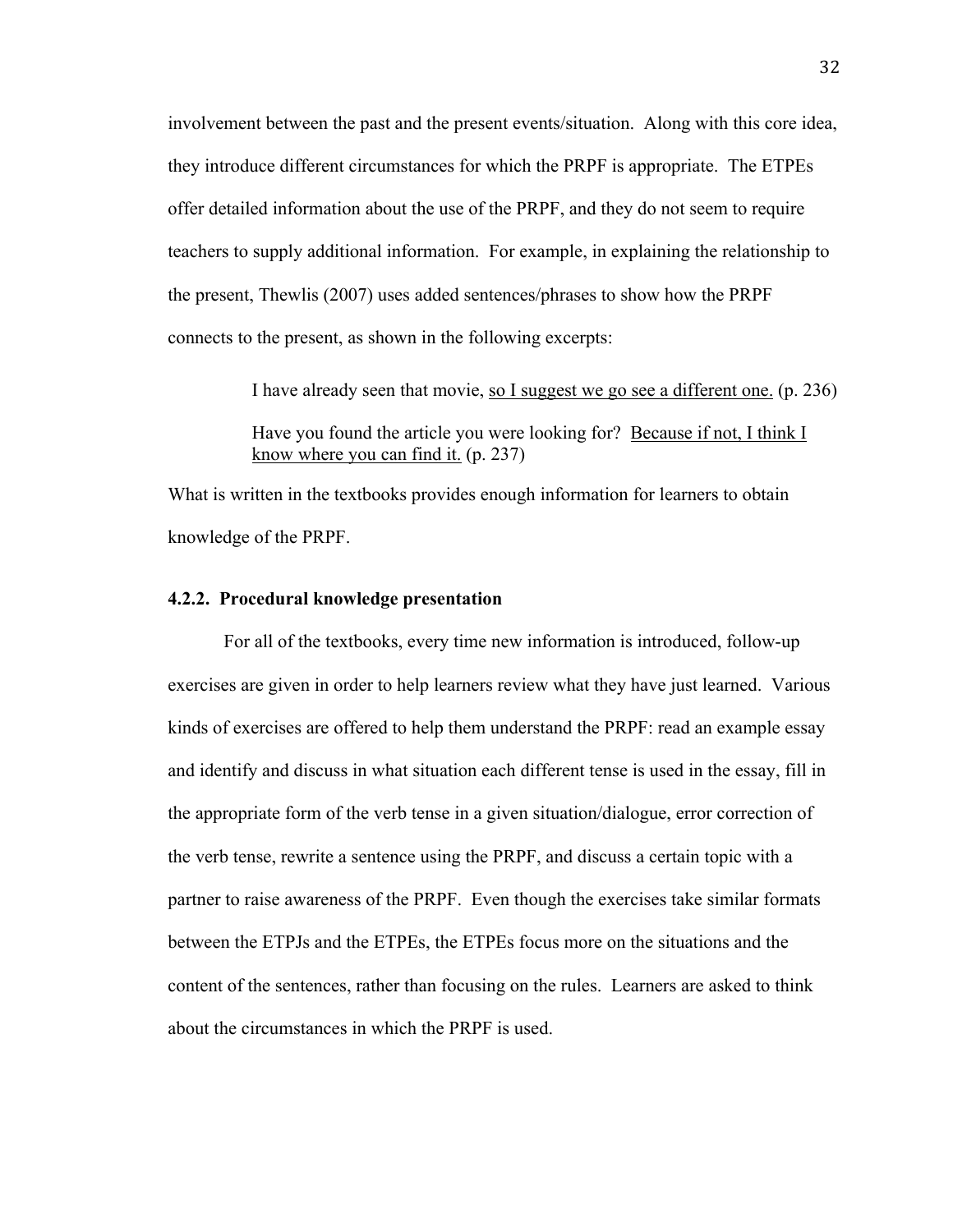involvement between the past and the present events/situation. Along with this core idea, they introduce different circumstances for which the PRPF is appropriate. The ETPEs offer detailed information about the use of the PRPF, and they do not seem to require teachers to supply additional information. For example, in explaining the relationship to the present, Thewlis (2007) uses added sentences/phrases to show how the PRPF connects to the present, as shown in the following excerpts:

> I have already seen that movie, <u>so I suggest we go see a different one.</u> (p. 236)
>
> Have you found the article you were looking for? <u>Because if not, I think I know where you can find it.</u> (p. 237)

What is written in the textbooks provides enough information for learners to obtain knowledge of the PRPF.

### 4.2.2. Procedural knowledge presentation

For all of the textbooks, every time new information is introduced, follow-up exercises are given in order to help learners review what they have just learned. Various kinds of exercises are offered to help them understand the PRPF: read an example essay and identify and discuss in what situation each different tense is used in the essay, fill in the appropriate form of the verb tense in a given situation/dialogue, error correction of the verb tense, rewrite a sentence using the PRPF, and discuss a certain topic with a partner to raise awareness of the PRPF. Even though the exercises take similar formats between the ETPJs and the ETPEs, the ETPEs focus more on the situations and the content of the sentences, rather than focusing on the rules. Learners are asked to think about the circumstances in which the PRPF is used.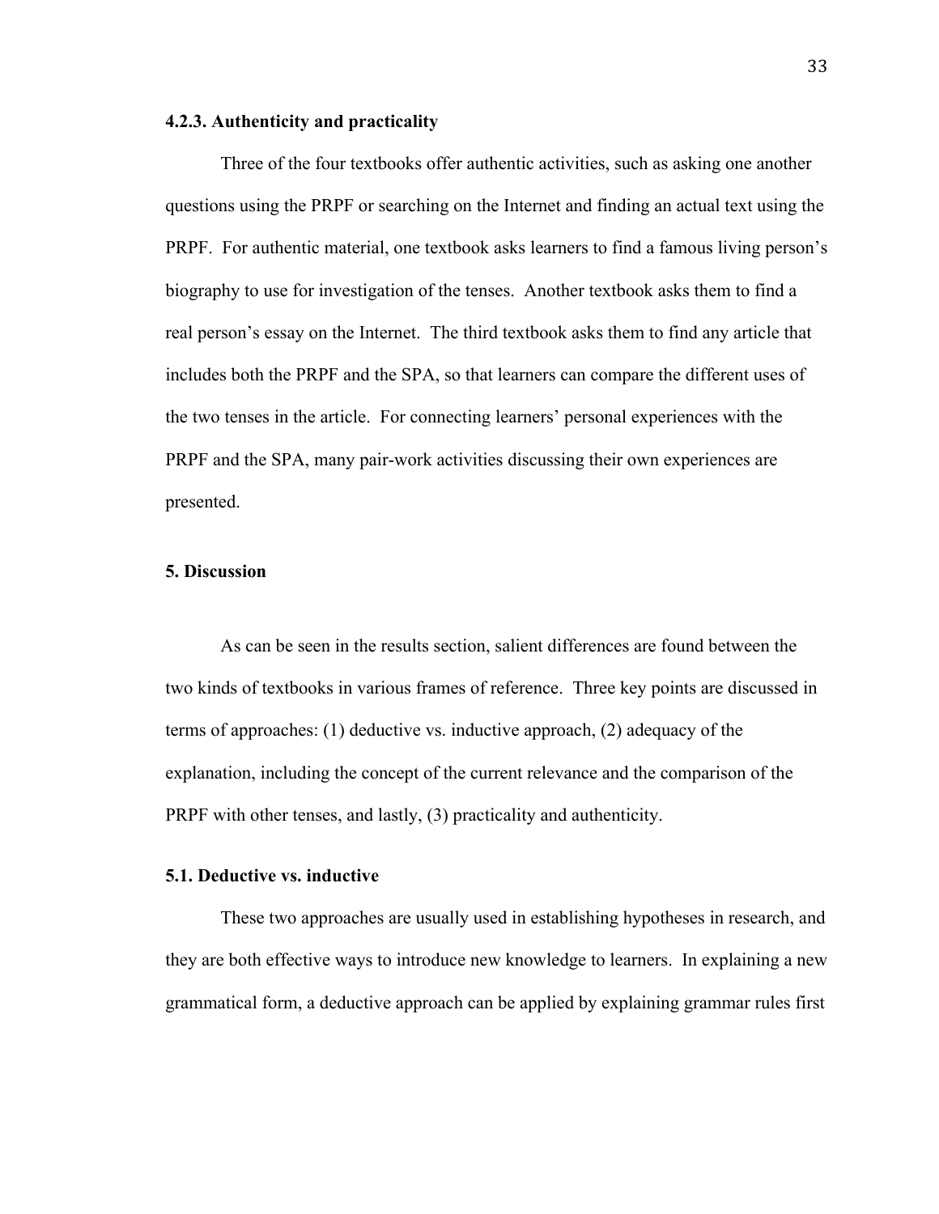### 4.2.3. Authenticity and practicality

Three of the four textbooks offer authentic activities, such as asking one another questions using the PRPF or searching on the Internet and finding an actual text using the PRPF. For authentic material, one textbook asks learners to find a famous living person's biography to use for investigation of the tenses. Another textbook asks them to find a real person's essay on the Internet. The third textbook asks them to find any article that includes both the PRPF and the SPA, so that learners can compare the different uses of the two tenses in the article. For connecting learners' personal experiences with the PRPF and the SPA, many pair-work activities discussing their own experiences are presented.

## 5. Discussion

As can be seen in the results section, salient differences are found between the two kinds of textbooks in various frames of reference. Three key points are discussed in terms of approaches: (1) deductive vs. inductive approach, (2) adequacy of the explanation, including the concept of the current relevance and the comparison of the PRPF with other tenses, and lastly, (3) practicality and authenticity.

### 5.1. Deductive vs. inductive

These two approaches are usually used in establishing hypotheses in research, and they are both effective ways to introduce new knowledge to learners. In explaining a new grammatical form, a deductive approach can be applied by explaining grammar rules first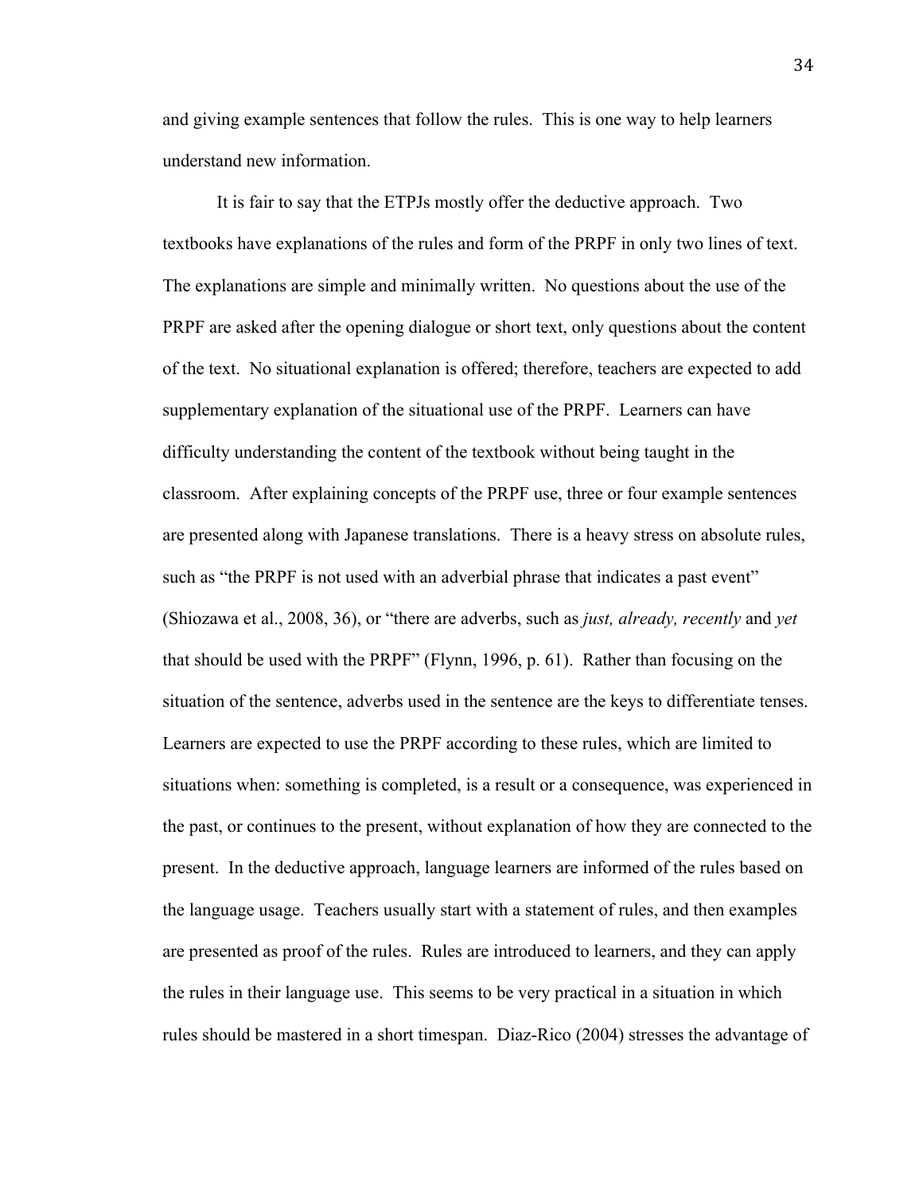and giving example sentences that follow the rules. This is one way to help learners understand new information.

It is fair to say that the ETPJs mostly offer the deductive approach. Two textbooks have explanations of the rules and form of the PRPF in only two lines of text. The explanations are simple and minimally written. No questions about the use of the PRPF are asked after the opening dialogue or short text, only questions about the content of the text. No situational explanation is offered; therefore, teachers are expected to add supplementary explanation of the situational use of the PRPF. Learners can have difficulty understanding the content of the textbook without being taught in the classroom. After explaining concepts of the PRPF use, three or four example sentences are presented along with Japanese translations. There is a heavy stress on absolute rules, such as "the PRPF is not used with an adverbial phrase that indicates a past event" (Shiozawa et al., 2008, 36), or "there are adverbs, such as *just, already, recently* and *yet* that should be used with the PRPF" (Flynn, 1996, p. 61). Rather than focusing on the situation of the sentence, adverbs used in the sentence are the keys to differentiate tenses. Learners are expected to use the PRPF according to these rules, which are limited to situations when: something is completed, is a result or a consequence, was experienced in the past, or continues to the present, without explanation of how they are connected to the present. In the deductive approach, language learners are informed of the rules based on the language usage. Teachers usually start with a statement of rules, and then examples are presented as proof of the rules. Rules are introduced to learners, and they can apply the rules in their language use. This seems to be very practical in a situation in which rules should be mastered in a short timespan. Diaz-Rico (2004) stresses the advantage of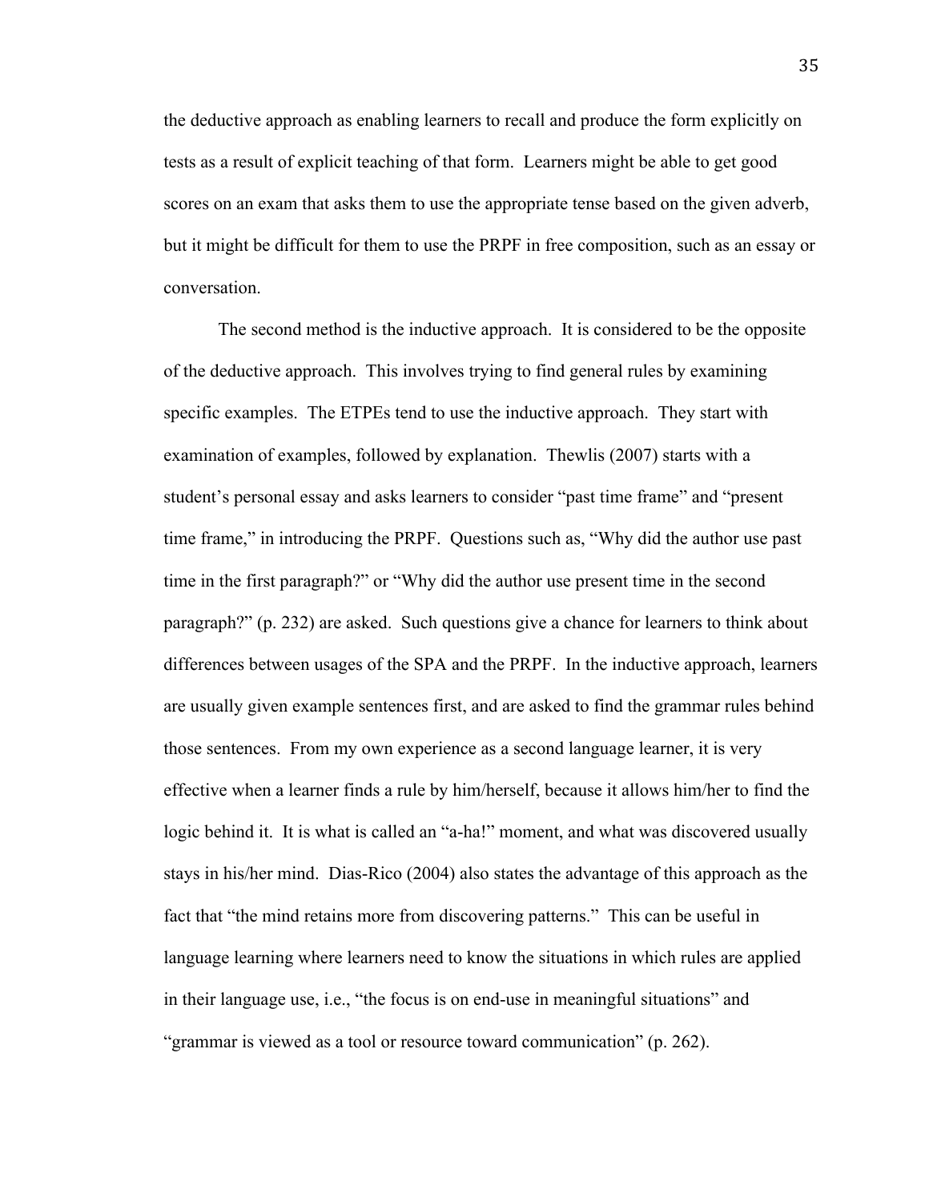the deductive approach as enabling learners to recall and produce the form explicitly on tests as a result of explicit teaching of that form. Learners might be able to get good scores on an exam that asks them to use the appropriate tense based on the given adverb, but it might be difficult for them to use the PRPF in free composition, such as an essay or conversation.

The second method is the inductive approach. It is considered to be the opposite of the deductive approach. This involves trying to find general rules by examining specific examples. The ETPEs tend to use the inductive approach. They start with examination of examples, followed by explanation. Thewlis (2007) starts with a student's personal essay and asks learners to consider "past time frame" and "present time frame," in introducing the PRPF. Questions such as, "Why did the author use past time in the first paragraph?" or "Why did the author use present time in the second paragraph?" (p. 232) are asked. Such questions give a chance for learners to think about differences between usages of the SPA and the PRPF. In the inductive approach, learners are usually given example sentences first, and are asked to find the grammar rules behind those sentences. From my own experience as a second language learner, it is very effective when a learner finds a rule by him/herself, because it allows him/her to find the logic behind it. It is what is called an "a-ha!" moment, and what was discovered usually stays in his/her mind. Dias-Rico (2004) also states the advantage of this approach as the fact that "the mind retains more from discovering patterns." This can be useful in language learning where learners need to know the situations in which rules are applied in their language use, i.e., "the focus is on end-use in meaningful situations" and "grammar is viewed as a tool or resource toward communication" (p. 262).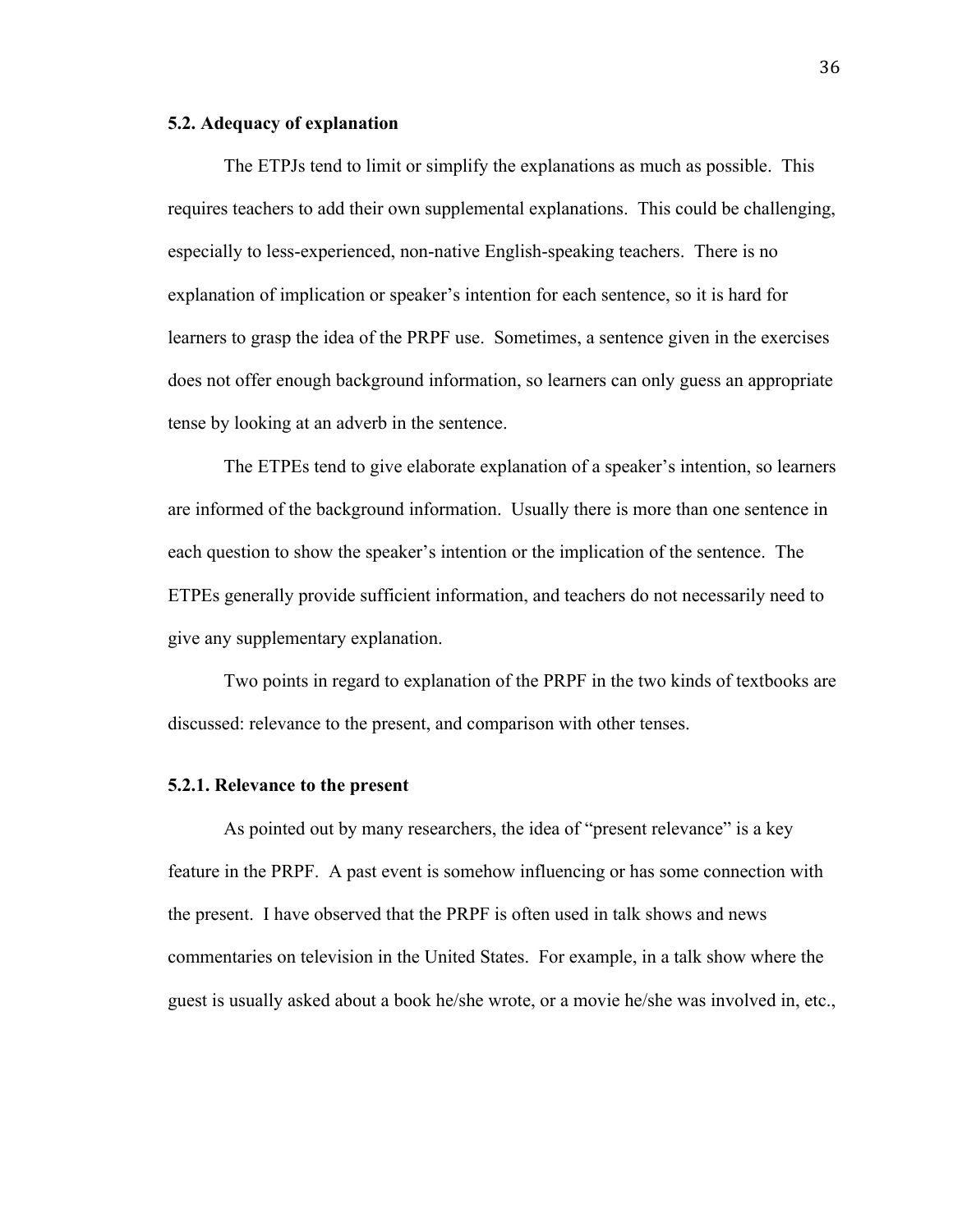### 5.2. Adequacy of explanation

The ETPJs tend to limit or simplify the explanations as much as possible. This requires teachers to add their own supplemental explanations. This could be challenging, especially to less-experienced, non-native English-speaking teachers. There is no explanation of implication or speaker's intention for each sentence, so it is hard for learners to grasp the idea of the PRPF use. Sometimes, a sentence given in the exercises does not offer enough background information, so learners can only guess an appropriate tense by looking at an adverb in the sentence.

The ETPEs tend to give elaborate explanation of a speaker's intention, so learners are informed of the background information. Usually there is more than one sentence in each question to show the speaker's intention or the implication of the sentence. The ETPEs generally provide sufficient information, and teachers do not necessarily need to give any supplementary explanation.

Two points in regard to explanation of the PRPF in the two kinds of textbooks are discussed: relevance to the present, and comparison with other tenses.

#### 5.2.1. Relevance to the present

As pointed out by many researchers, the idea of "present relevance" is a key feature in the PRPF. A past event is somehow influencing or has some connection with the present. I have observed that the PRPF is often used in talk shows and news commentaries on television in the United States. For example, in a talk show where the guest is usually asked about a book he/she wrote, or a movie he/she was involved in, etc.,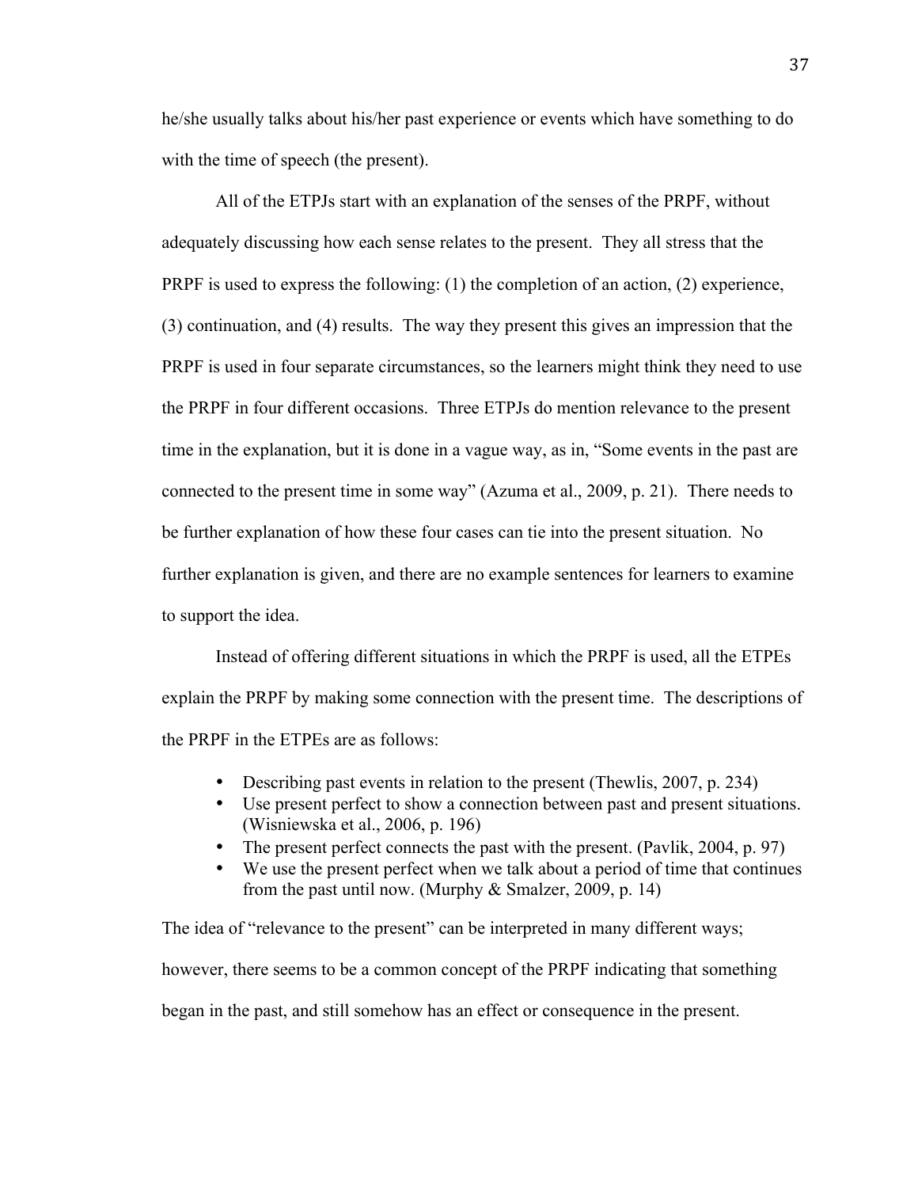he/she usually talks about his/her past experience or events which have something to do with the time of speech (the present).

All of the ETPJs start with an explanation of the senses of the PRPF, without adequately discussing how each sense relates to the present. They all stress that the PRPF is used to express the following: (1) the completion of an action, (2) experience, (3) continuation, and (4) results. The way they present this gives an impression that the PRPF is used in four separate circumstances, so the learners might think they need to use the PRPF in four different occasions. Three ETPJs do mention relevance to the present time in the explanation, but it is done in a vague way, as in, "Some events in the past are connected to the present time in some way" (Azuma et al., 2009, p. 21). There needs to be further explanation of how these four cases can tie into the present situation. No further explanation is given, and there are no example sentences for learners to examine to support the idea.

Instead of offering different situations in which the PRPF is used, all the ETPEs explain the PRPF by making some connection with the present time. The descriptions of the PRPF in the ETPEs are as follows:

- Describing past events in relation to the present (Thewlis, 2007, p. 234)
- Use present perfect to show a connection between past and present situations. (Wisniewska et al., 2006, p. 196)
- The present perfect connects the past with the present. (Pavlik, 2004, p. 97)
- We use the present perfect when we talk about a period of time that continues from the past until now. (Murphy & Smalzer, 2009, p. 14)

The idea of "relevance to the present" can be interpreted in many different ways; however, there seems to be a common concept of the PRPF indicating that something began in the past, and still somehow has an effect or consequence in the present.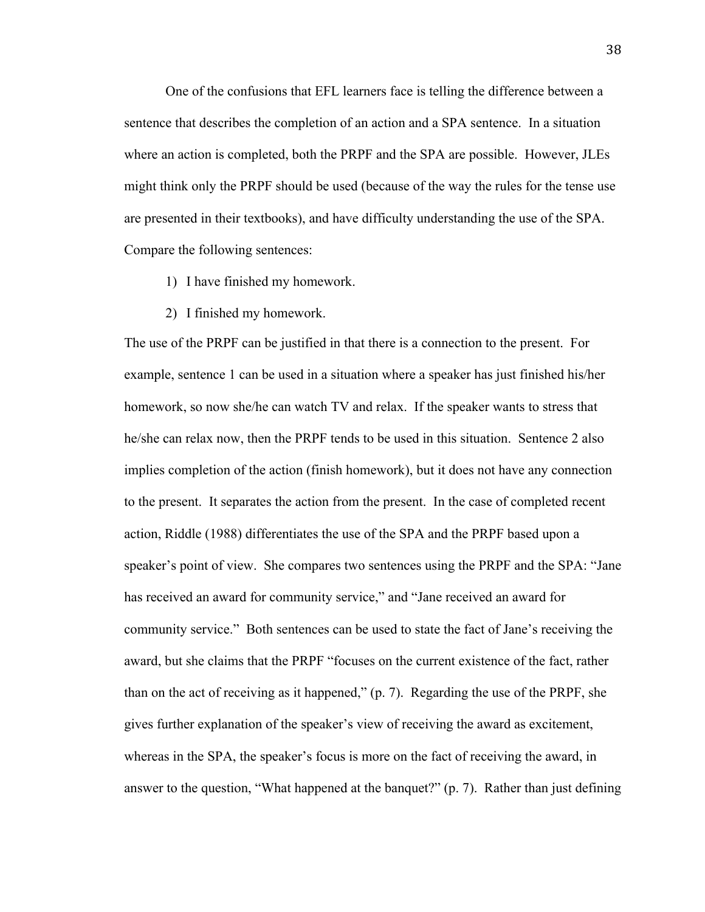One of the confusions that EFL learners face is telling the difference between a sentence that describes the completion of an action and a SPA sentence. In a situation where an action is completed, both the PRPF and the SPA are possible. However, JLEs might think only the PRPF should be used (because of the way the rules for the tense use are presented in their textbooks), and have difficulty understanding the use of the SPA. Compare the following sentences:

1) I have finished my homework.
2) I finished my homework.

The use of the PRPF can be justified in that there is a connection to the present. For example, sentence 1 can be used in a situation where a speaker has just finished his/her homework, so now she/he can watch TV and relax. If the speaker wants to stress that he/she can relax now, then the PRPF tends to be used in this situation. Sentence 2 also implies completion of the action (finish homework), but it does not have any connection to the present. It separates the action from the present. In the case of completed recent action, Riddle (1988) differentiates the use of the SPA and the PRPF based upon a speaker's point of view. She compares two sentences using the PRPF and the SPA: "Jane has received an award for community service," and "Jane received an award for community service." Both sentences can be used to state the fact of Jane's receiving the award, but she claims that the PRPF "focuses on the current existence of the fact, rather than on the act of receiving as it happened," (p. 7). Regarding the use of the PRPF, she gives further explanation of the speaker's view of receiving the award as excitement, whereas in the SPA, the speaker's focus is more on the fact of receiving the award, in answer to the question, "What happened at the banquet?" (p. 7). Rather than just defining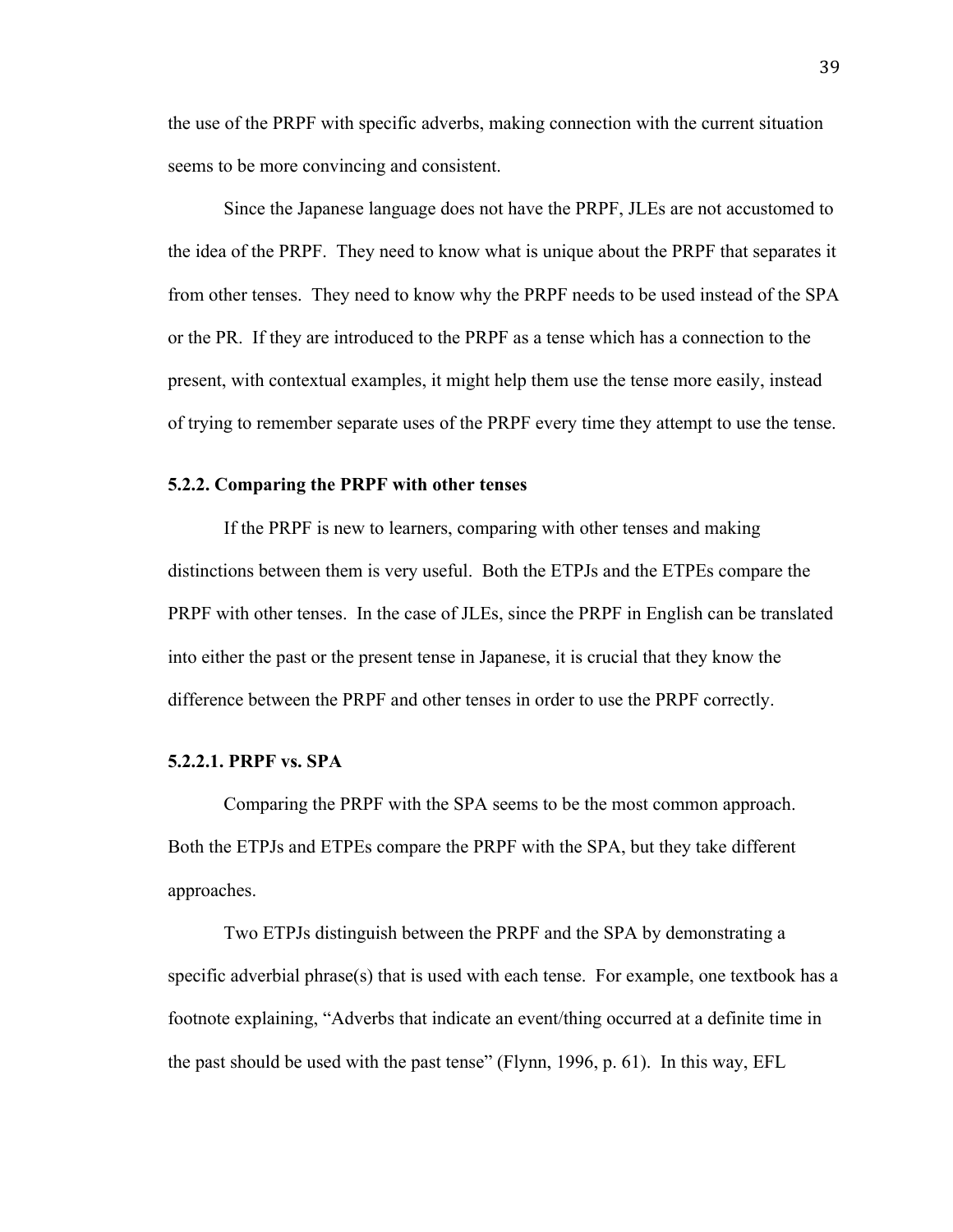the use of the PRPF with specific adverbs, making connection with the current situation seems to be more convincing and consistent.

Since the Japanese language does not have the PRPF, JLEs are not accustomed to the idea of the PRPF. They need to know what is unique about the PRPF that separates it from other tenses. They need to know why the PRPF needs to be used instead of the SPA or the PR. If they are introduced to the PRPF as a tense which has a connection to the present, with contextual examples, it might help them use the tense more easily, instead of trying to remember separate uses of the PRPF every time they attempt to use the tense.

### 5.2.2. Comparing the PRPF with other tenses

If the PRPF is new to learners, comparing with other tenses and making distinctions between them is very useful. Both the ETPJs and the ETPEs compare the PRPF with other tenses. In the case of JLEs, since the PRPF in English can be translated into either the past or the present tense in Japanese, it is crucial that they know the difference between the PRPF and other tenses in order to use the PRPF correctly.

#### 5.2.2.1. PRPF vs. SPA

Comparing the PRPF with the SPA seems to be the most common approach. Both the ETPJs and ETPEs compare the PRPF with the SPA, but they take different approaches.

Two ETPJs distinguish between the PRPF and the SPA by demonstrating a specific adverbial phrase(s) that is used with each tense. For example, one textbook has a footnote explaining, “Adverbs that indicate an event/thing occurred at a definite time in the past should be used with the past tense” (Flynn, 1996, p. 61). In this way, EFL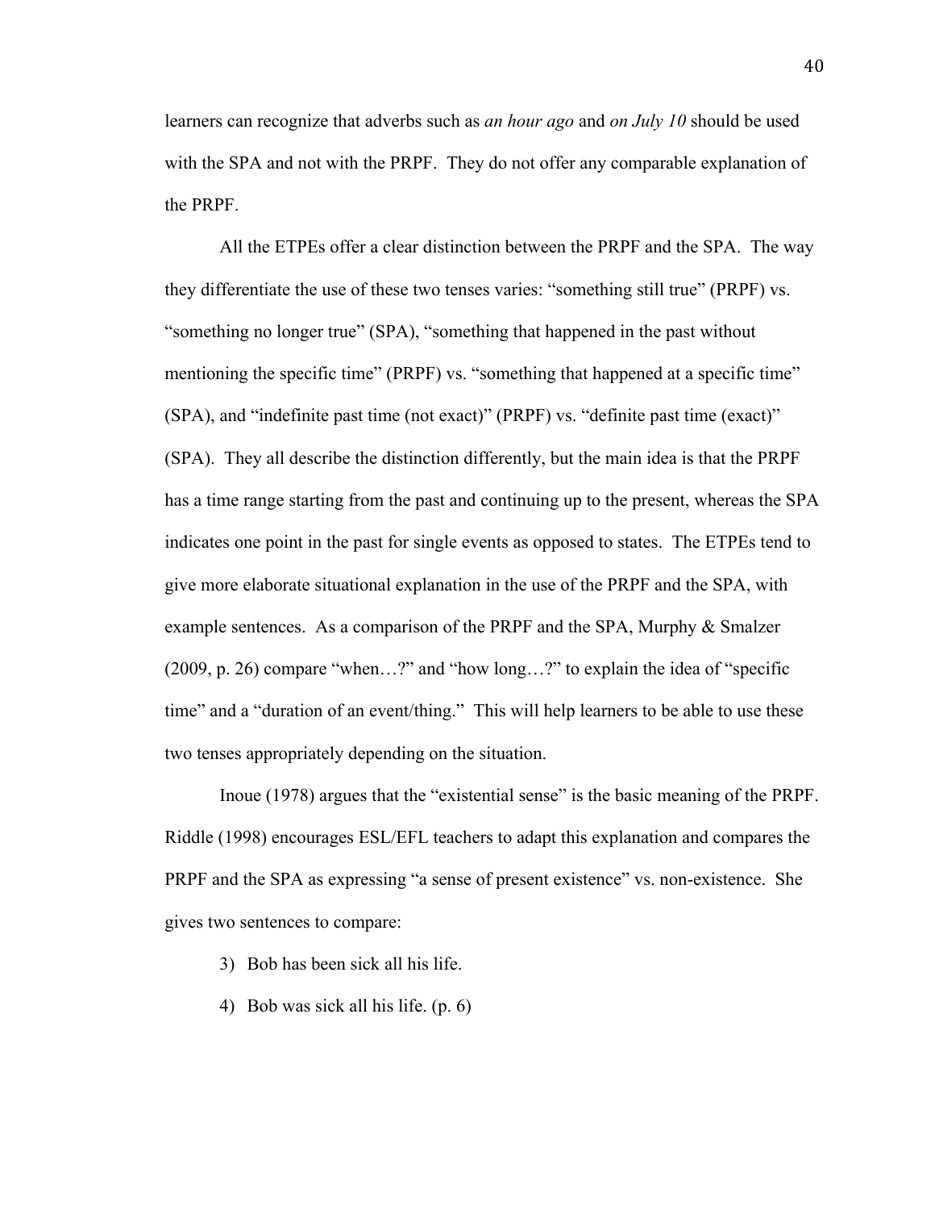learners can recognize that adverbs such as *an hour ago* and *on July 10* should be used with the SPA and not with the PRPF. They do not offer any comparable explanation of the PRPF.

All the ETPEs offer a clear distinction between the PRPF and the SPA. The way they differentiate the use of these two tenses varies: "something still true" (PRPF) vs. "something no longer true" (SPA), "something that happened in the past without mentioning the specific time" (PRPF) vs. "something that happened at a specific time" (SPA), and "indefinite past time (not exact)" (PRPF) vs. "definite past time (exact)" (SPA). They all describe the distinction differently, but the main idea is that the PRPF has a time range starting from the past and continuing up to the present, whereas the SPA indicates one point in the past for single events as opposed to states. The ETPEs tend to give more elaborate situational explanation in the use of the PRPF and the SPA, with example sentences. As a comparison of the PRPF and the SPA, Murphy & Smalzer (2009, p. 26) compare "when…?" and "how long…?" to explain the idea of "specific time" and a "duration of an event/thing." This will help learners to be able to use these two tenses appropriately depending on the situation.

Inoue (1978) argues that the "existential sense" is the basic meaning of the PRPF. Riddle (1998) encourages ESL/EFL teachers to adapt this explanation and compares the PRPF and the SPA as expressing "a sense of present existence" vs. non-existence. She gives two sentences to compare:

3) Bob has been sick all his life.

4) Bob was sick all his life. (p. 6)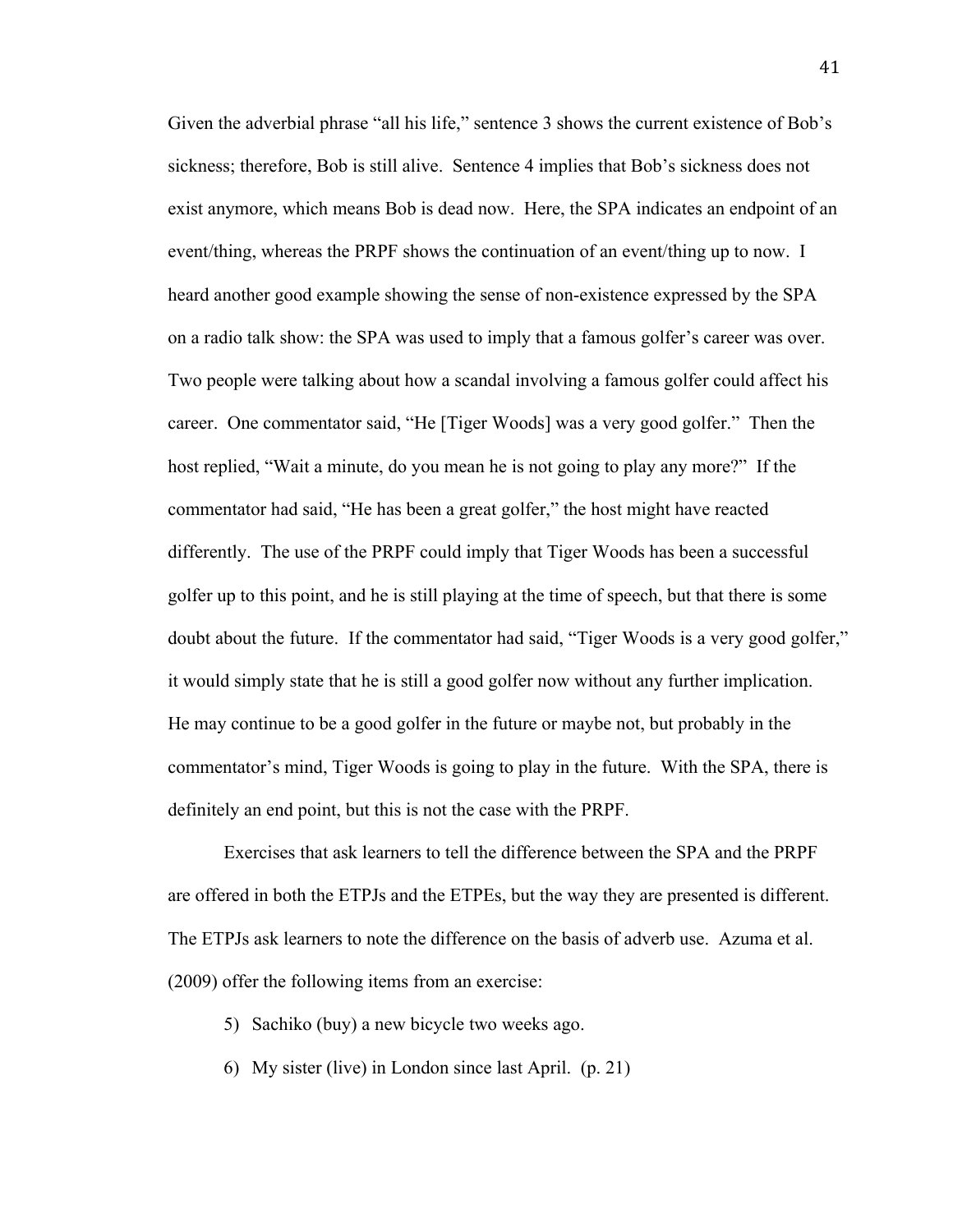Given the adverbial phrase "all his life," sentence 3 shows the current existence of Bob's sickness; therefore, Bob is still alive. Sentence 4 implies that Bob's sickness does not exist anymore, which means Bob is dead now. Here, the SPA indicates an endpoint of an event/thing, whereas the PRPF shows the continuation of an event/thing up to now. I heard another good example showing the sense of non-existence expressed by the SPA on a radio talk show: the SPA was used to imply that a famous golfer's career was over. Two people were talking about how a scandal involving a famous golfer could affect his career. One commentator said, "He [Tiger Woods] was a very good golfer." Then the host replied, "Wait a minute, do you mean he is not going to play any more?" If the commentator had said, "He has been a great golfer," the host might have reacted differently. The use of the PRPF could imply that Tiger Woods has been a successful golfer up to this point, and he is still playing at the time of speech, but that there is some doubt about the future. If the commentator had said, "Tiger Woods is a very good golfer," it would simply state that he is still a good golfer now without any further implication. He may continue to be a good golfer in the future or maybe not, but probably in the commentator's mind, Tiger Woods is going to play in the future. With the SPA, there is definitely an end point, but this is not the case with the PRPF.

Exercises that ask learners to tell the difference between the SPA and the PRPF are offered in both the ETPJs and the ETPEs, but the way they are presented is different. The ETPJs ask learners to note the difference on the basis of adverb use. Azuma et al. (2009) offer the following items from an exercise:

5) Sachiko (buy) a new bicycle two weeks ago.

6) My sister (live) in London since last April. (p. 21)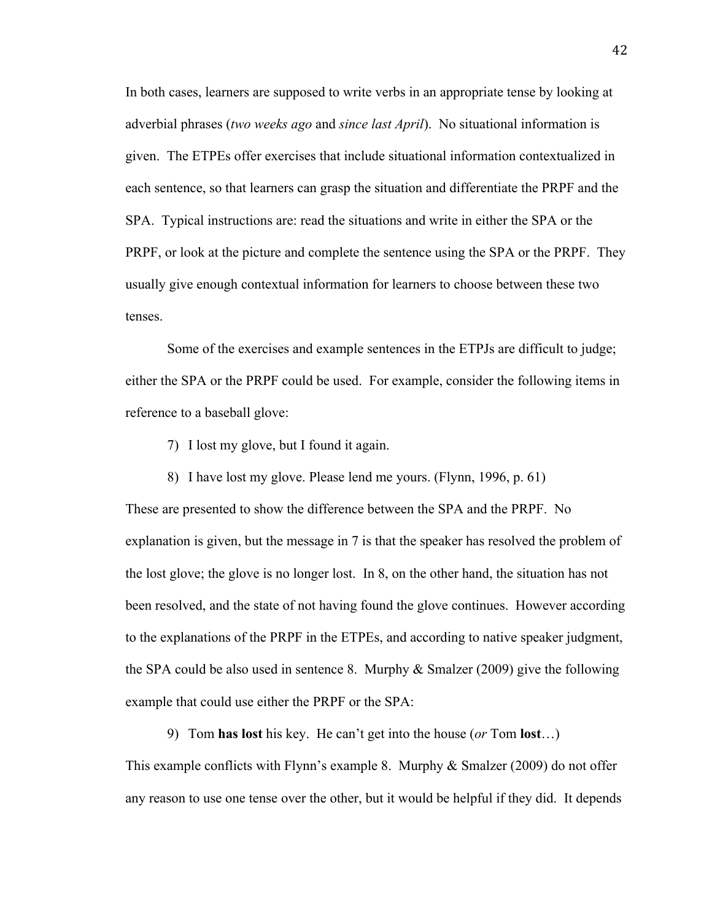In both cases, learners are supposed to write verbs in an appropriate tense by looking at adverbial phrases (*two weeks ago* and *since last April*). No situational information is given. The ETPEs offer exercises that include situational information contextualized in each sentence, so that learners can grasp the situation and differentiate the PRPF and the SPA. Typical instructions are: read the situations and write in either the SPA or the PRPF, or look at the picture and complete the sentence using the SPA or the PRPF. They usually give enough contextual information for learners to choose between these two tenses.

Some of the exercises and example sentences in the ETPJs are difficult to judge; either the SPA or the PRPF could be used. For example, consider the following items in reference to a baseball glove:

7) I lost my glove, but I found it again.

8) I have lost my glove. Please lend me yours. (Flynn, 1996, p. 61)

These are presented to show the difference between the SPA and the PRPF. No explanation is given, but the message in 7 is that the speaker has resolved the problem of the lost glove; the glove is no longer lost. In 8, on the other hand, the situation has not been resolved, and the state of not having found the glove continues. However according to the explanations of the PRPF in the ETPEs, and according to native speaker judgment, the SPA could be also used in sentence 8. Murphy & Smalzer (2009) give the following example that could use either the PRPF or the SPA:

9) Tom **has lost** his key. He can't get into the house (*or* Tom **lost**…)

This example conflicts with Flynn's example 8. Murphy & Smalzer (2009) do not offer any reason to use one tense over the other, but it would be helpful if they did. It depends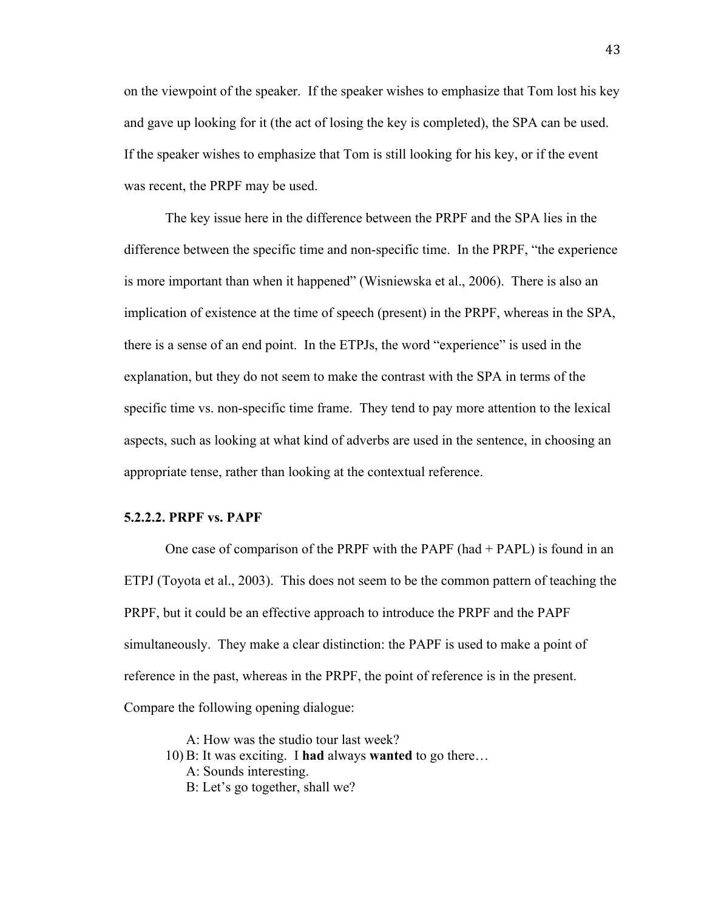on the viewpoint of the speaker. If the speaker wishes to emphasize that Tom lost his key and gave up looking for it (the act of losing the key is completed), the SPA can be used. If the speaker wishes to emphasize that Tom is still looking for his key, or if the event was recent, the PRPF may be used.

The key issue here in the difference between the PRPF and the SPA lies in the difference between the specific time and non-specific time. In the PRPF, "the experience is more important than when it happened" (Wisniewska et al., 2006). There is also an implication of existence at the time of speech (present) in the PRPF, whereas in the SPA, there is a sense of an end point. In the ETPJs, the word "experience" is used in the explanation, but they do not seem to make the contrast with the SPA in terms of the specific time vs. non-specific time frame. They tend to pay more attention to the lexical aspects, such as looking at what kind of adverbs are used in the sentence, in choosing an appropriate tense, rather than looking at the contextual reference.

#### 5.2.2.2. PRPF vs. PAPF

One case of comparison of the PRPF with the PAPF (had + PAPL) is found in an ETPJ (Toyota et al., 2003). This does not seem to be the common pattern of teaching the PRPF, but it could be an effective approach to introduce the PRPF and the PAPF simultaneously. They make a clear distinction: the PAPF is used to make a point of reference in the past, whereas in the PRPF, the point of reference is in the present. Compare the following opening dialogue:

A: How was the studio tour last week?
10) B: It was exciting. I **had** always **wanted** to go there…
A: Sounds interesting.
B: Let's go together, shall we?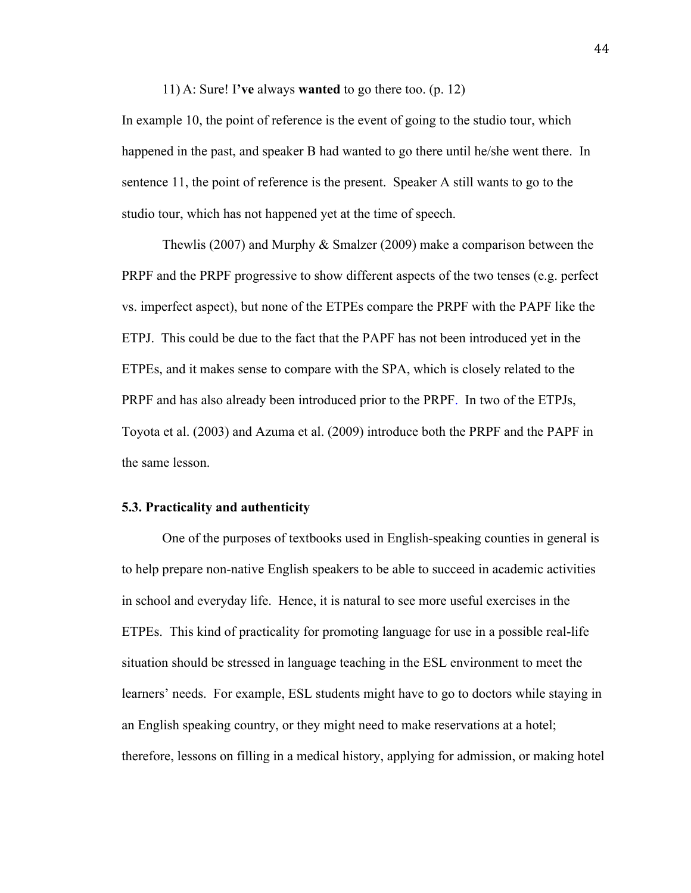11) A: Sure! I**'ve** always **wanted** to go there too. (p. 12)

In example 10, the point of reference is the event of going to the studio tour, which happened in the past, and speaker B had wanted to go there until he/she went there. In sentence 11, the point of reference is the present. Speaker A still wants to go to the studio tour, which has not happened yet at the time of speech.

Thewlis (2007) and Murphy & Smalzer (2009) make a comparison between the PRPF and the PRPF progressive to show different aspects of the two tenses (e.g. perfect vs. imperfect aspect), but none of the ETPEs compare the PRPF with the PAPF like the ETPJ. This could be due to the fact that the PAPF has not been introduced yet in the ETPEs, and it makes sense to compare with the SPA, which is closely related to the PRPF and has also already been introduced prior to the PRPF. In two of the ETPJs, Toyota et al. (2003) and Azuma et al. (2009) introduce both the PRPF and the PAPF in the same lesson.

### 5.3. Practicality and authenticity

One of the purposes of textbooks used in English-speaking counties in general is to help prepare non-native English speakers to be able to succeed in academic activities in school and everyday life. Hence, it is natural to see more useful exercises in the ETPEs. This kind of practicality for promoting language for use in a possible real-life situation should be stressed in language teaching in the ESL environment to meet the learners' needs. For example, ESL students might have to go to doctors while staying in an English speaking country, or they might need to make reservations at a hotel; therefore, lessons on filling in a medical history, applying for admission, or making hotel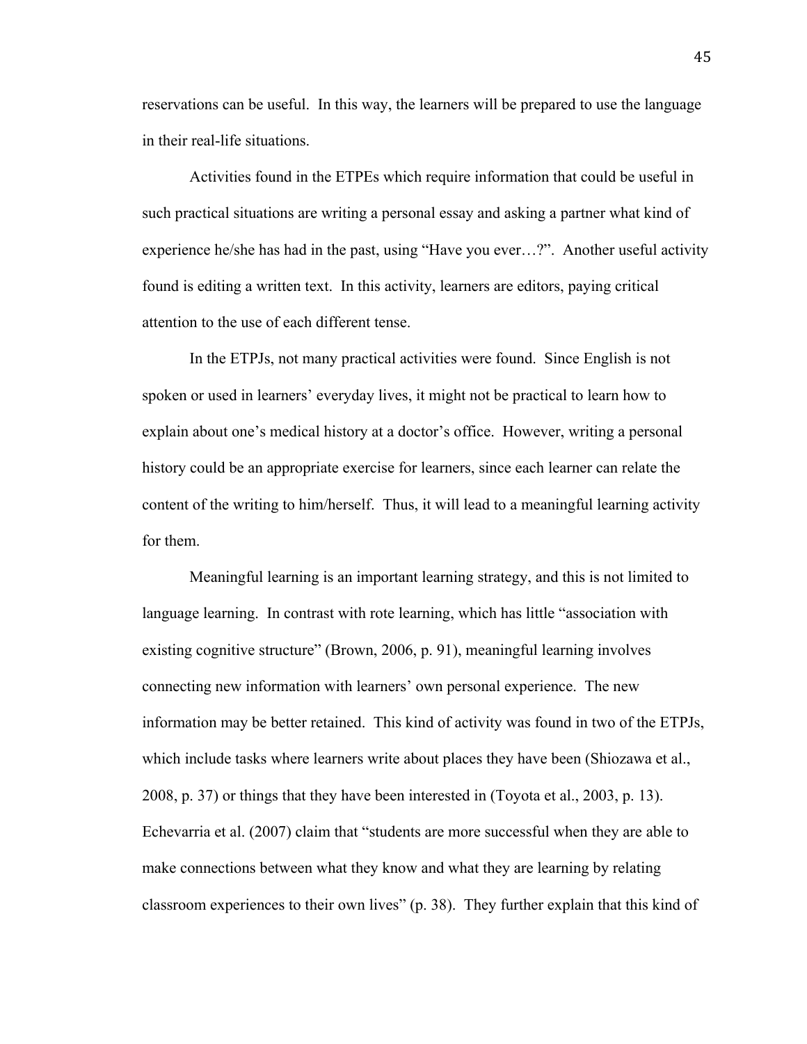reservations can be useful. In this way, the learners will be prepared to use the language in their real-life situations.

Activities found in the ETPEs which require information that could be useful in such practical situations are writing a personal essay and asking a partner what kind of experience he/she has had in the past, using "Have you ever…?". Another useful activity found is editing a written text. In this activity, learners are editors, paying critical attention to the use of each different tense.

In the ETPJs, not many practical activities were found. Since English is not spoken or used in learners' everyday lives, it might not be practical to learn how to explain about one's medical history at a doctor's office. However, writing a personal history could be an appropriate exercise for learners, since each learner can relate the content of the writing to him/herself. Thus, it will lead to a meaningful learning activity for them.

Meaningful learning is an important learning strategy, and this is not limited to language learning. In contrast with rote learning, which has little "association with existing cognitive structure" (Brown, 2006, p. 91), meaningful learning involves connecting new information with learners' own personal experience. The new information may be better retained. This kind of activity was found in two of the ETPJs, which include tasks where learners write about places they have been (Shiozawa et al., 2008, p. 37) or things that they have been interested in (Toyota et al., 2003, p. 13). Echevarria et al. (2007) claim that "students are more successful when they are able to make connections between what they know and what they are learning by relating classroom experiences to their own lives" (p. 38). They further explain that this kind of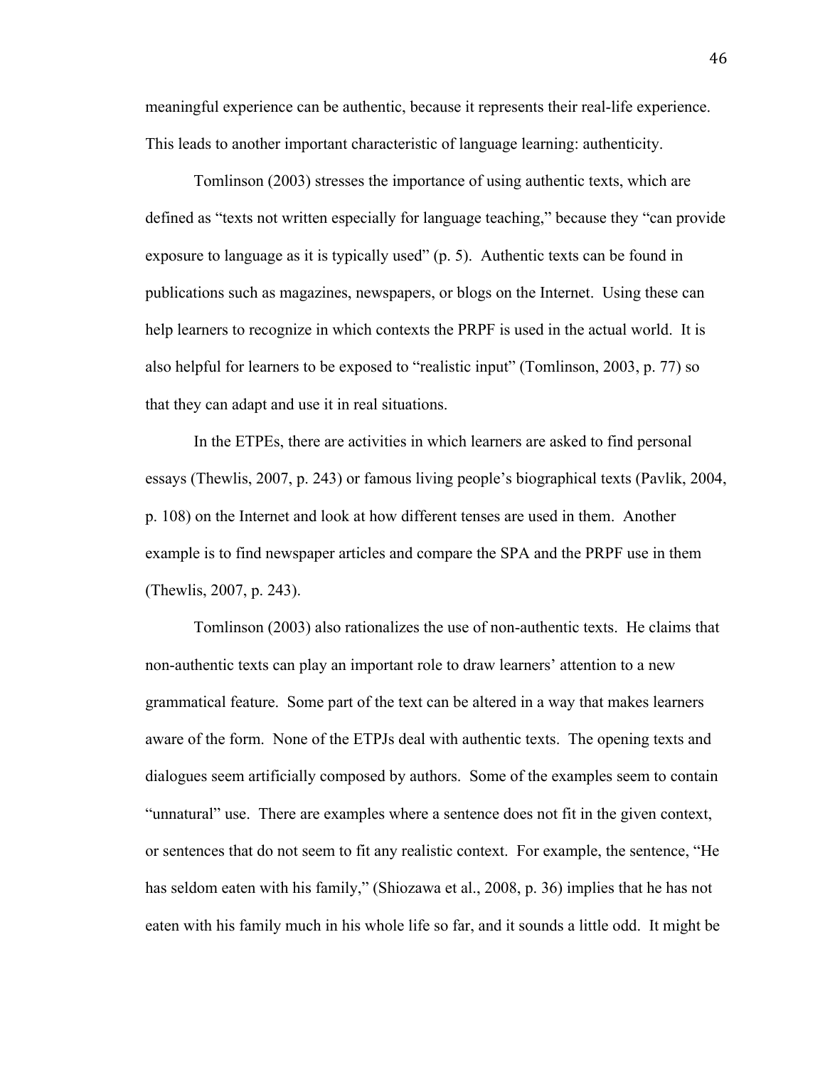meaningful experience can be authentic, because it represents their real-life experience. This leads to another important characteristic of language learning: authenticity.

Tomlinson (2003) stresses the importance of using authentic texts, which are defined as "texts not written especially for language teaching," because they "can provide exposure to language as it is typically used" (p. 5). Authentic texts can be found in publications such as magazines, newspapers, or blogs on the Internet. Using these can help learners to recognize in which contexts the PRPF is used in the actual world. It is also helpful for learners to be exposed to "realistic input" (Tomlinson, 2003, p. 77) so that they can adapt and use it in real situations.

In the ETPEs, there are activities in which learners are asked to find personal essays (Thewlis, 2007, p. 243) or famous living people's biographical texts (Pavlik, 2004, p. 108) on the Internet and look at how different tenses are used in them. Another example is to find newspaper articles and compare the SPA and the PRPF use in them (Thewlis, 2007, p. 243).

Tomlinson (2003) also rationalizes the use of non-authentic texts. He claims that non-authentic texts can play an important role to draw learners' attention to a new grammatical feature. Some part of the text can be altered in a way that makes learners aware of the form. None of the ETPJs deal with authentic texts. The opening texts and dialogues seem artificially composed by authors. Some of the examples seem to contain "unnatural" use. There are examples where a sentence does not fit in the given context, or sentences that do not seem to fit any realistic context. For example, the sentence, "He has seldom eaten with his family," (Shiozawa et al., 2008, p. 36) implies that he has not eaten with his family much in his whole life so far, and it sounds a little odd. It might be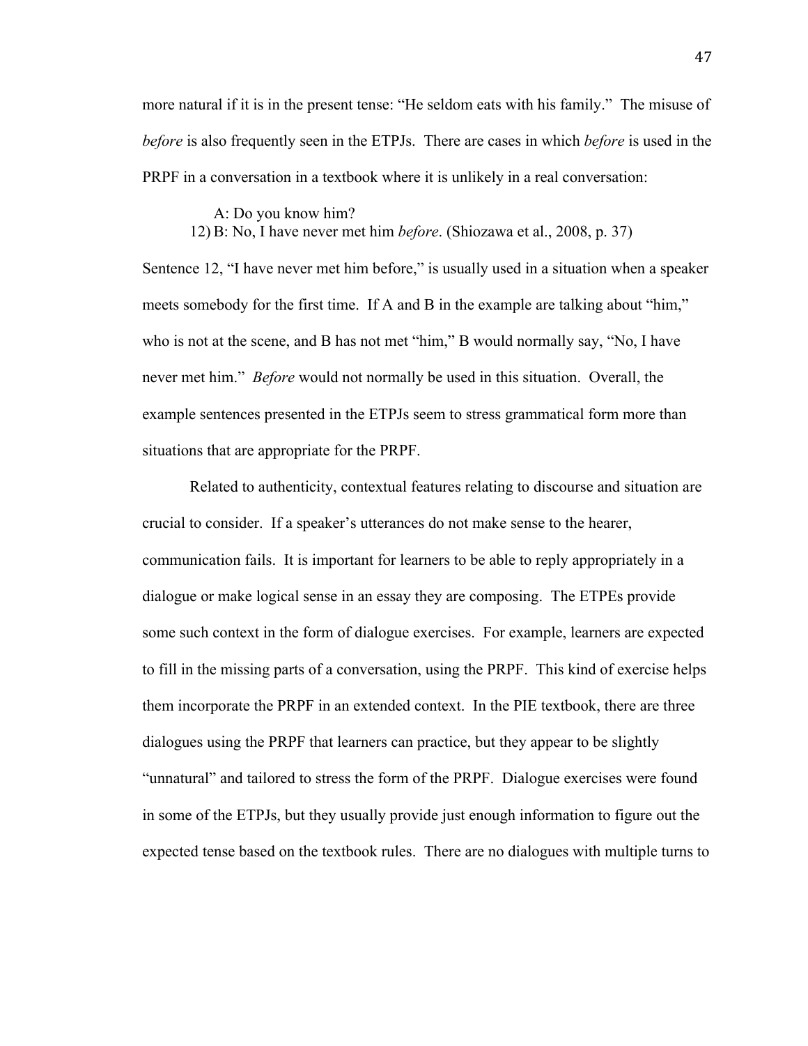more natural if it is in the present tense: "He seldom eats with his family." The misuse of *before* is also frequently seen in the ETPJs. There are cases in which *before* is used in the PRPF in a conversation in a textbook where it is unlikely in a real conversation:

A: Do you know him?
12) B: No, I have never met him *before*. (Shiozawa et al., 2008, p. 37)

Sentence 12, "I have never met him before," is usually used in a situation when a speaker meets somebody for the first time. If A and B in the example are talking about "him," who is not at the scene, and B has not met "him," B would normally say, "No, I have never met him." *Before* would not normally be used in this situation. Overall, the example sentences presented in the ETPJs seem to stress grammatical form more than situations that are appropriate for the PRPF.

Related to authenticity, contextual features relating to discourse and situation are crucial to consider. If a speaker's utterances do not make sense to the hearer, communication fails. It is important for learners to be able to reply appropriately in a dialogue or make logical sense in an essay they are composing. The ETPEs provide some such context in the form of dialogue exercises. For example, learners are expected to fill in the missing parts of a conversation, using the PRPF. This kind of exercise helps them incorporate the PRPF in an extended context. In the PIE textbook, there are three dialogues using the PRPF that learners can practice, but they appear to be slightly "unnatural" and tailored to stress the form of the PRPF. Dialogue exercises were found in some of the ETPJs, but they usually provide just enough information to figure out the expected tense based on the textbook rules. There are no dialogues with multiple turns to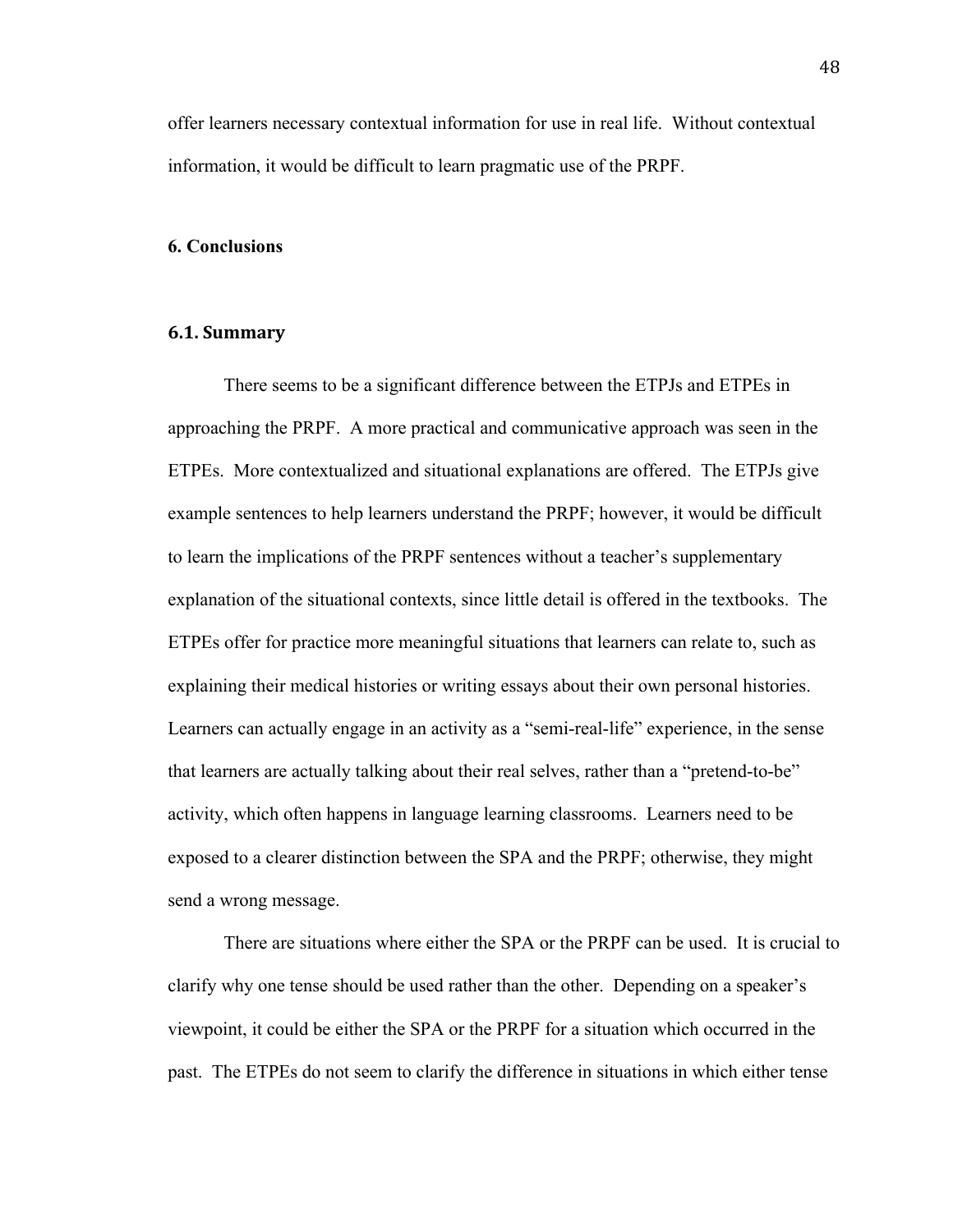offer learners necessary contextual information for use in real life. Without contextual information, it would be difficult to learn pragmatic use of the PRPF.

## 6. Conclusions

### 6.1. Summary

There seems to be a significant difference between the ETPJs and ETPEs in approaching the PRPF. A more practical and communicative approach was seen in the ETPEs. More contextualized and situational explanations are offered. The ETPJs give example sentences to help learners understand the PRPF; however, it would be difficult to learn the implications of the PRPF sentences without a teacher's supplementary explanation of the situational contexts, since little detail is offered in the textbooks. The ETPEs offer for practice more meaningful situations that learners can relate to, such as explaining their medical histories or writing essays about their own personal histories. Learners can actually engage in an activity as a "semi-real-life" experience, in the sense that learners are actually talking about their real selves, rather than a "pretend-to-be" activity, which often happens in language learning classrooms. Learners need to be exposed to a clearer distinction between the SPA and the PRPF; otherwise, they might send a wrong message.

There are situations where either the SPA or the PRPF can be used. It is crucial to clarify why one tense should be used rather than the other. Depending on a speaker's viewpoint, it could be either the SPA or the PRPF for a situation which occurred in the past. The ETPEs do not seem to clarify the difference in situations in which either tense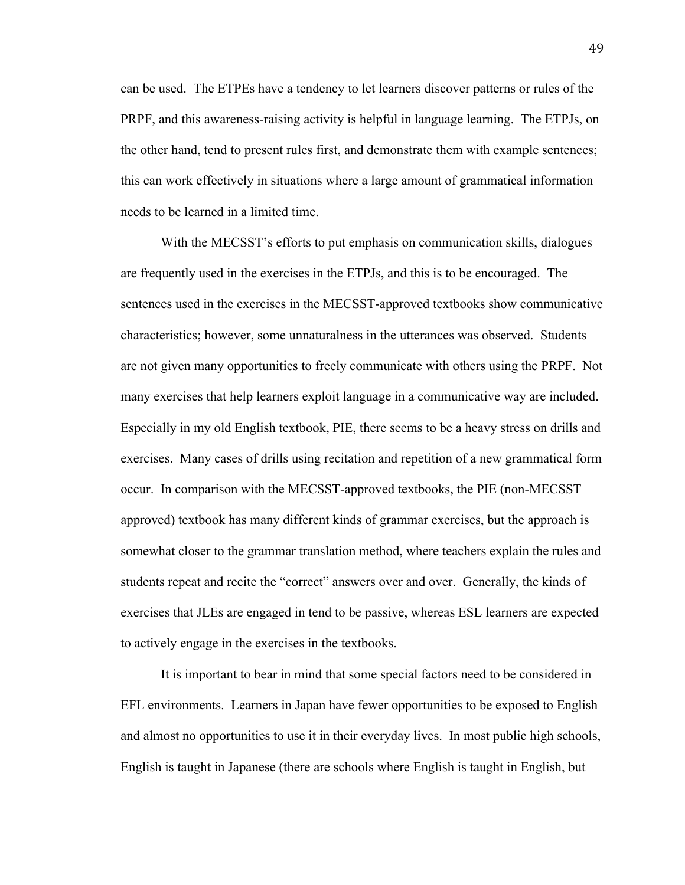can be used. The ETPEs have a tendency to let learners discover patterns or rules of the PRPF, and this awareness-raising activity is helpful in language learning. The ETPJs, on the other hand, tend to present rules first, and demonstrate them with example sentences; this can work effectively in situations where a large amount of grammatical information needs to be learned in a limited time.

With the MECSST's efforts to put emphasis on communication skills, dialogues are frequently used in the exercises in the ETPJs, and this is to be encouraged. The sentences used in the exercises in the MECSST-approved textbooks show communicative characteristics; however, some unnaturalness in the utterances was observed. Students are not given many opportunities to freely communicate with others using the PRPF. Not many exercises that help learners exploit language in a communicative way are included. Especially in my old English textbook, PIE, there seems to be a heavy stress on drills and exercises. Many cases of drills using recitation and repetition of a new grammatical form occur. In comparison with the MECSST-approved textbooks, the PIE (non-MECSST approved) textbook has many different kinds of grammar exercises, but the approach is somewhat closer to the grammar translation method, where teachers explain the rules and students repeat and recite the "correct" answers over and over. Generally, the kinds of exercises that JLEs are engaged in tend to be passive, whereas ESL learners are expected to actively engage in the exercises in the textbooks.

It is important to bear in mind that some special factors need to be considered in EFL environments. Learners in Japan have fewer opportunities to be exposed to English and almost no opportunities to use it in their everyday lives. In most public high schools, English is taught in Japanese (there are schools where English is taught in English, but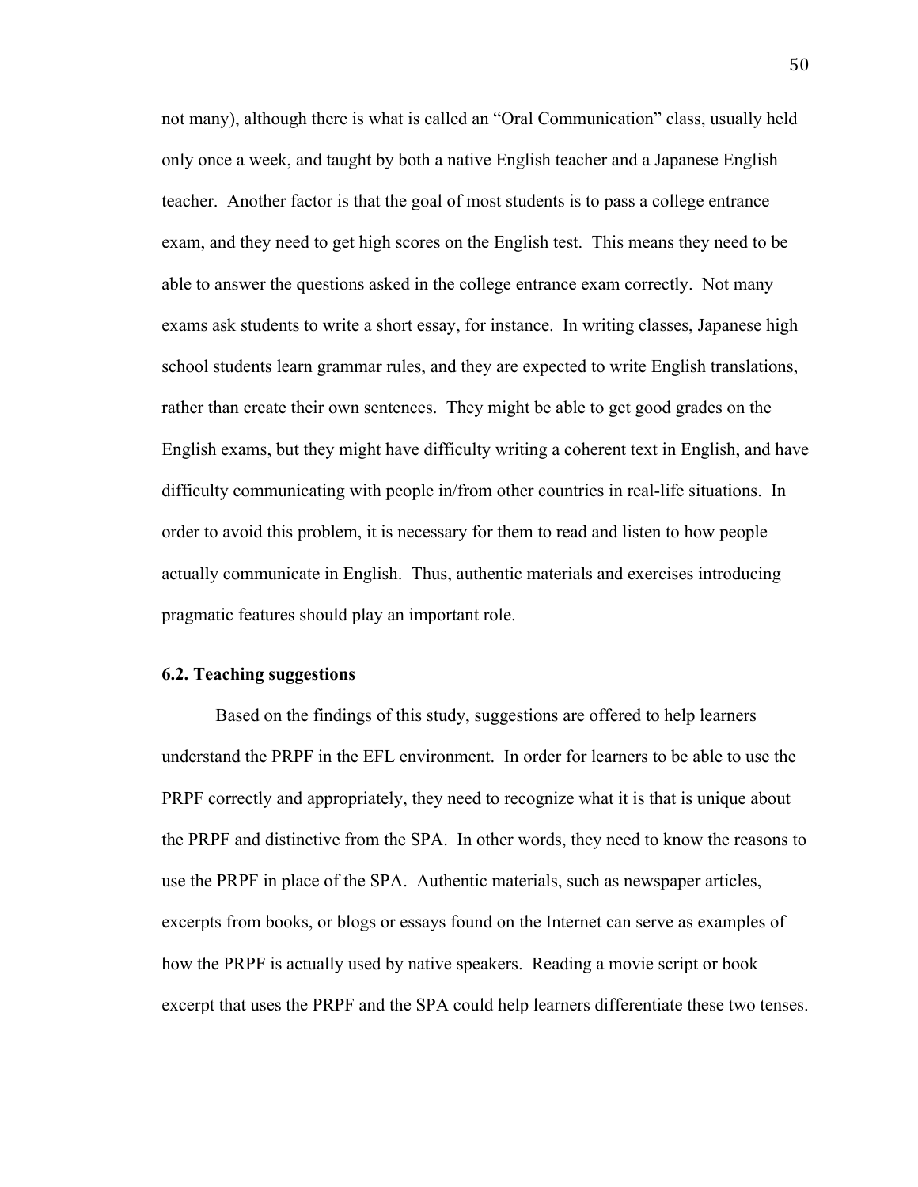not many), although there is what is called an "Oral Communication" class, usually held only once a week, and taught by both a native English teacher and a Japanese English teacher. Another factor is that the goal of most students is to pass a college entrance exam, and they need to get high scores on the English test. This means they need to be able to answer the questions asked in the college entrance exam correctly. Not many exams ask students to write a short essay, for instance. In writing classes, Japanese high school students learn grammar rules, and they are expected to write English translations, rather than create their own sentences. They might be able to get good grades on the English exams, but they might have difficulty writing a coherent text in English, and have difficulty communicating with people in/from other countries in real-life situations. In order to avoid this problem, it is necessary for them to read and listen to how people actually communicate in English. Thus, authentic materials and exercises introducing pragmatic features should play an important role.

### 6.2. Teaching suggestions

Based on the findings of this study, suggestions are offered to help learners understand the PRPF in the EFL environment. In order for learners to be able to use the PRPF correctly and appropriately, they need to recognize what it is that is unique about the PRPF and distinctive from the SPA. In other words, they need to know the reasons to use the PRPF in place of the SPA. Authentic materials, such as newspaper articles, excerpts from books, or blogs or essays found on the Internet can serve as examples of how the PRPF is actually used by native speakers. Reading a movie script or book excerpt that uses the PRPF and the SPA could help learners differentiate these two tenses.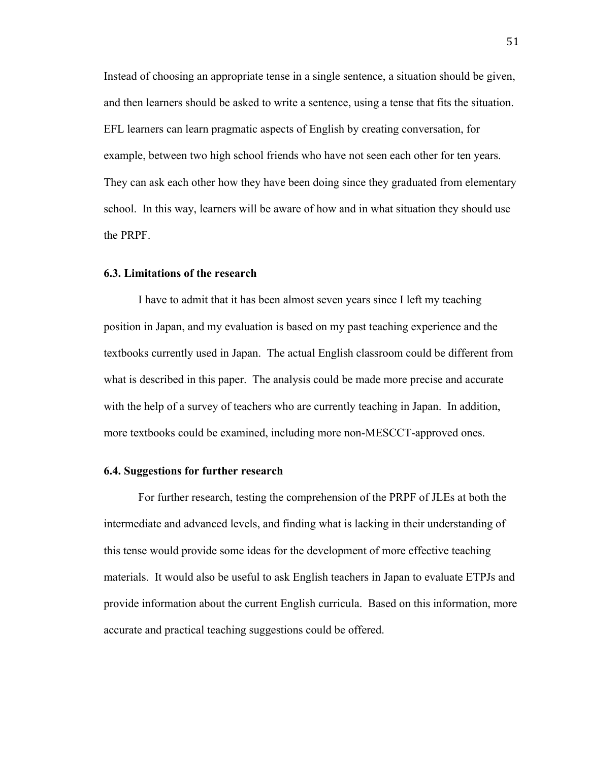Instead of choosing an appropriate tense in a single sentence, a situation should be given, and then learners should be asked to write a sentence, using a tense that fits the situation. EFL learners can learn pragmatic aspects of English by creating conversation, for example, between two high school friends who have not seen each other for ten years. They can ask each other how they have been doing since they graduated from elementary school. In this way, learners will be aware of how and in what situation they should use the PRPF.

### 6.3. Limitations of the research

I have to admit that it has been almost seven years since I left my teaching position in Japan, and my evaluation is based on my past teaching experience and the textbooks currently used in Japan. The actual English classroom could be different from what is described in this paper. The analysis could be made more precise and accurate with the help of a survey of teachers who are currently teaching in Japan. In addition, more textbooks could be examined, including more non-MESCCT-approved ones.

### 6.4. Suggestions for further research

For further research, testing the comprehension of the PRPF of JLEs at both the intermediate and advanced levels, and finding what is lacking in their understanding of this tense would provide some ideas for the development of more effective teaching materials. It would also be useful to ask English teachers in Japan to evaluate ETPJs and provide information about the current English curricula. Based on this information, more accurate and practical teaching suggestions could be offered.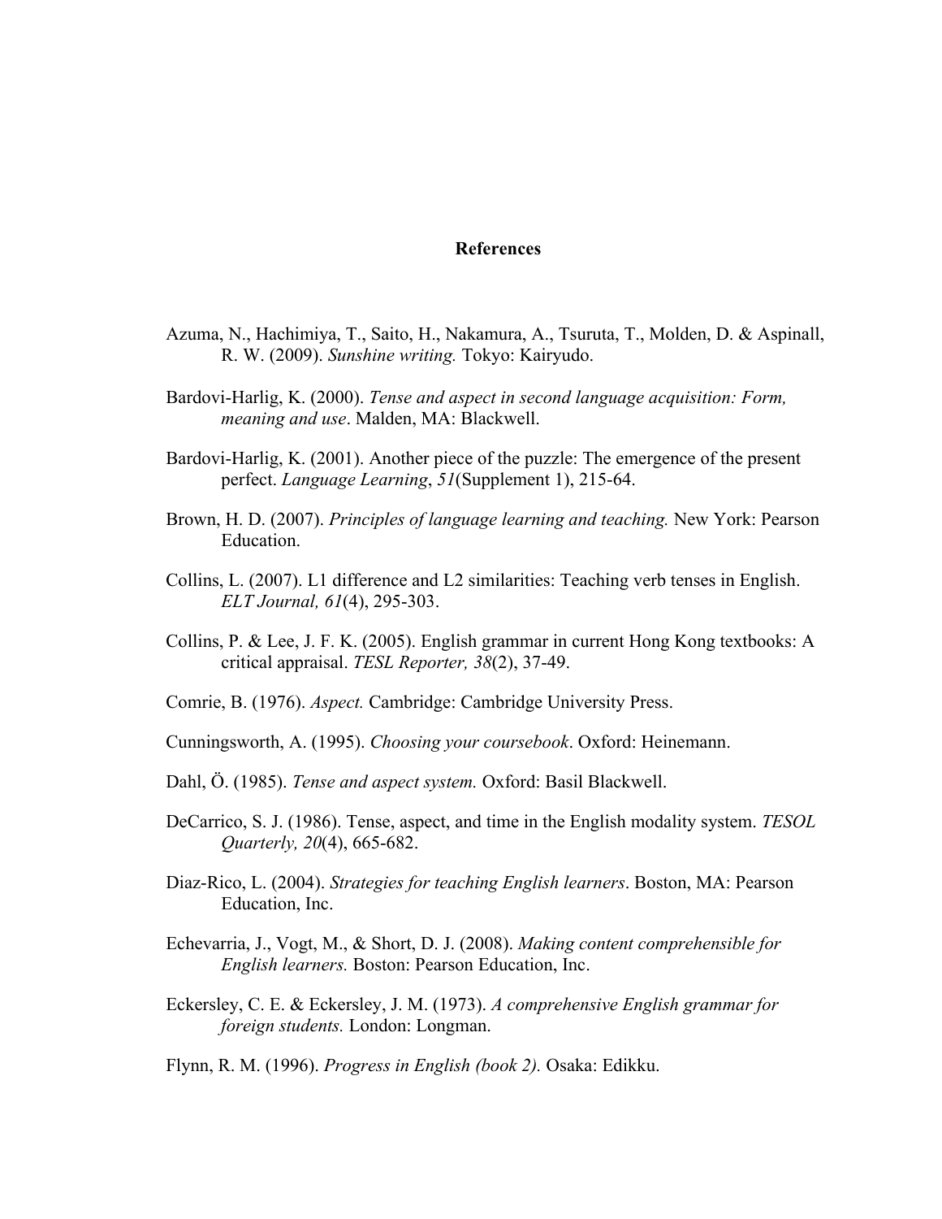# References

Azuma, N., Hachimiya, T., Saito, H., Nakamura, A., Tsuruta, T., Molden, D. & Aspinall, R. W. (2009). *Sunshine writing.* Tokyo: Kairyudo.

Bardovi-Harlig, K. (2000). *Tense and aspect in second language acquisition: Form, meaning and use*. Malden, MA: Blackwell.

Bardovi-Harlig, K. (2001). Another piece of the puzzle: The emergence of the present perfect. *Language Learning*, *51*(Supplement 1), 215-64.

Brown, H. D. (2007). *Principles of language learning and teaching.* New York: Pearson Education.

Collins, L. (2007). L1 difference and L2 similarities: Teaching verb tenses in English. *ELT Journal, 61*(4), 295-303.

Collins, P. & Lee, J. F. K. (2005). English grammar in current Hong Kong textbooks: A critical appraisal. *TESL Reporter, 38*(2), 37-49.

Comrie, B. (1976). *Aspect.* Cambridge: Cambridge University Press.

Cunningsworth, A. (1995). *Choosing your coursebook*. Oxford: Heinemann.

Dahl, Ö. (1985). *Tense and aspect system.* Oxford: Basil Blackwell.

DeCarrico, S. J. (1986). Tense, aspect, and time in the English modality system. *TESOL Quarterly, 20*(4), 665-682.

Diaz-Rico, L. (2004). *Strategies for teaching English learners*. Boston, MA: Pearson Education, Inc.

Echevarria, J., Vogt, M., & Short, D. J. (2008). *Making content comprehensible for English learners.* Boston: Pearson Education, Inc.

Eckersley, C. E. & Eckersley, J. M. (1973). *A comprehensive English grammar for foreign students.* London: Longman.

Flynn, R. M. (1996). *Progress in English (book 2).* Osaka: Edikku.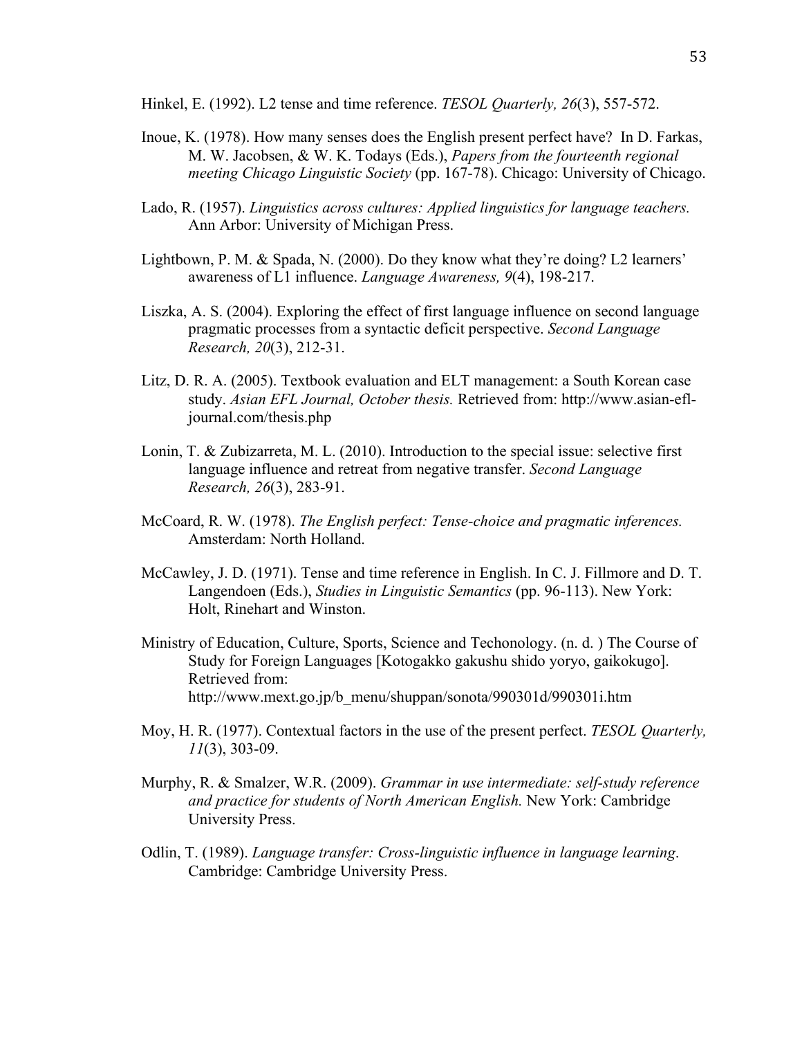Hinkel, E. (1992). L2 tense and time reference. *TESOL Quarterly, 26*(3), 557-572.

Inoue, K. (1978). How many senses does the English present perfect have? In D. Farkas, M. W. Jacobsen, & W. K. Todays (Eds.), *Papers from the fourteenth regional meeting Chicago Linguistic Society* (pp. 167-78). Chicago: University of Chicago.

Lado, R. (1957). *Linguistics across cultures: Applied linguistics for language teachers.* Ann Arbor: University of Michigan Press.

Lightbown, P. M. & Spada, N. (2000). Do they know what they're doing? L2 learners' awareness of L1 influence. *Language Awareness, 9*(4), 198-217.

Liszka, A. S. (2004). Exploring the effect of first language influence on second language pragmatic processes from a syntactic deficit perspective. *Second Language Research, 20*(3), 212-31.

Litz, D. R. A. (2005). Textbook evaluation and ELT management: a South Korean case study. *Asian EFL Journal, October thesis.* Retrieved from: http://www.asian-efl-journal.com/thesis.php

Lonin, T. & Zubizarreta, M. L. (2010). Introduction to the special issue: selective first language influence and retreat from negative transfer. *Second Language Research, 26*(3), 283-91.

McCoard, R. W. (1978). *The English perfect: Tense-choice and pragmatic inferences.* Amsterdam: North Holland.

McCawley, J. D. (1971). Tense and time reference in English. In C. J. Fillmore and D. T. Langendoen (Eds.), *Studies in Linguistic Semantics* (pp. 96-113). New York: Holt, Rinehart and Winston.

Ministry of Education, Culture, Sports, Science and Techonology. (n. d. ) The Course of Study for Foreign Languages [Kotogakko gakushu shido yoryo, gaikokugo]. Retrieved from: http://www.mext.go.jp/b_menu/shuppan/sonota/990301d/990301i.htm

Moy, H. R. (1977). Contextual factors in the use of the present perfect. *TESOL Quarterly, 11*(3), 303-09.

Murphy, R. & Smalzer, W.R. (2009). *Grammar in use intermediate: self-study reference and practice for students of North American English.* New York: Cambridge University Press.

Odlin, T. (1989). *Language transfer: Cross-linguistic influence in language learning*. Cambridge: Cambridge University Press.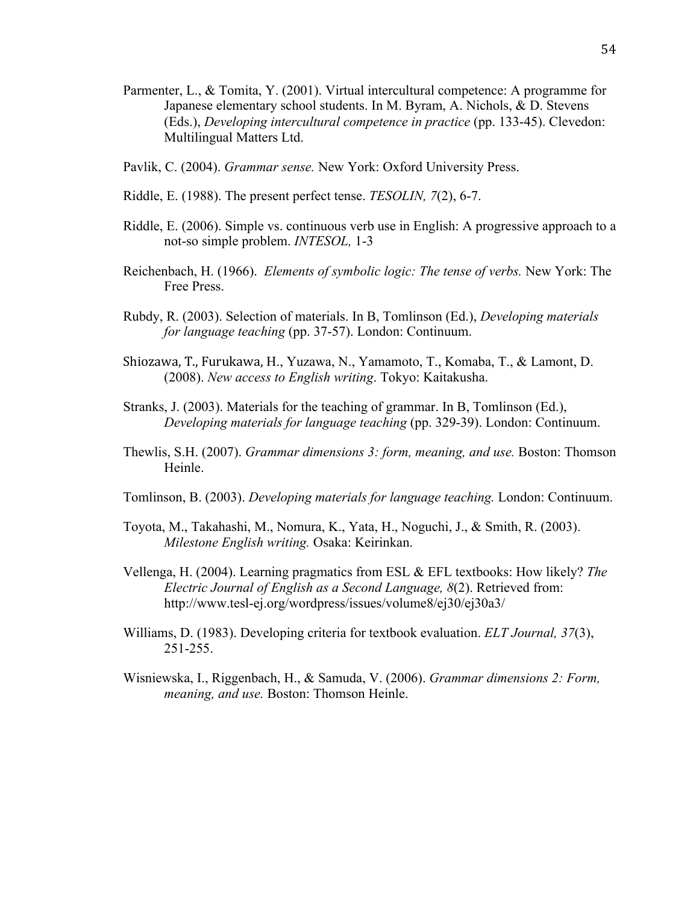Parmenter, L., & Tomita, Y. (2001). Virtual intercultural competence: A programme for Japanese elementary school students. In M. Byram, A. Nichols, & D. Stevens (Eds.), *Developing intercultural competence in practice* (pp. 133-45). Clevedon: Multilingual Matters Ltd.

Pavlik, C. (2004). *Grammar sense.* New York: Oxford University Press.

Riddle, E. (1988). The present perfect tense. *TESOLIN, 7*(2), 6-7.

Riddle, E. (2006). Simple vs. continuous verb use in English: A progressive approach to a not-so simple problem. *INTESOL,* 1-3

Reichenbach, H. (1966). *Elements of symbolic logic: The tense of verbs.* New York: The Free Press.

Rubdy, R. (2003). Selection of materials. In B, Tomlinson (Ed.), *Developing materials for language teaching* (pp. 37-57). London: Continuum.

Shiozawa, T., Furukawa, H., Yuzawa, N., Yamamoto, T., Komaba, T., & Lamont, D. (2008). *New access to English writing*. Tokyo: Kaitakusha.

Stranks, J. (2003). Materials for the teaching of grammar. In B, Tomlinson (Ed.), *Developing materials for language teaching* (pp. 329-39). London: Continuum.

Thewlis, S.H. (2007). *Grammar dimensions 3: form, meaning, and use.* Boston: Thomson Heinle.

Tomlinson, B. (2003). *Developing materials for language teaching.* London: Continuum.

Toyota, M., Takahashi, M., Nomura, K., Yata, H., Noguchi, J., & Smith, R. (2003). *Milestone English writing.* Osaka: Keirinkan.

Vellenga, H. (2004). Learning pragmatics from ESL & EFL textbooks: How likely? *The Electric Journal of English as a Second Language, 8*(2). Retrieved from: http://www.tesl-ej.org/wordpress/issues/volume8/ej30/ej30a3/

Williams, D. (1983). Developing criteria for textbook evaluation. *ELT Journal, 37*(3), 251-255.

Wisniewska, I., Riggenbach, H., & Samuda, V. (2006). *Grammar dimensions 2: Form, meaning, and use.* Boston: Thomson Heinle.